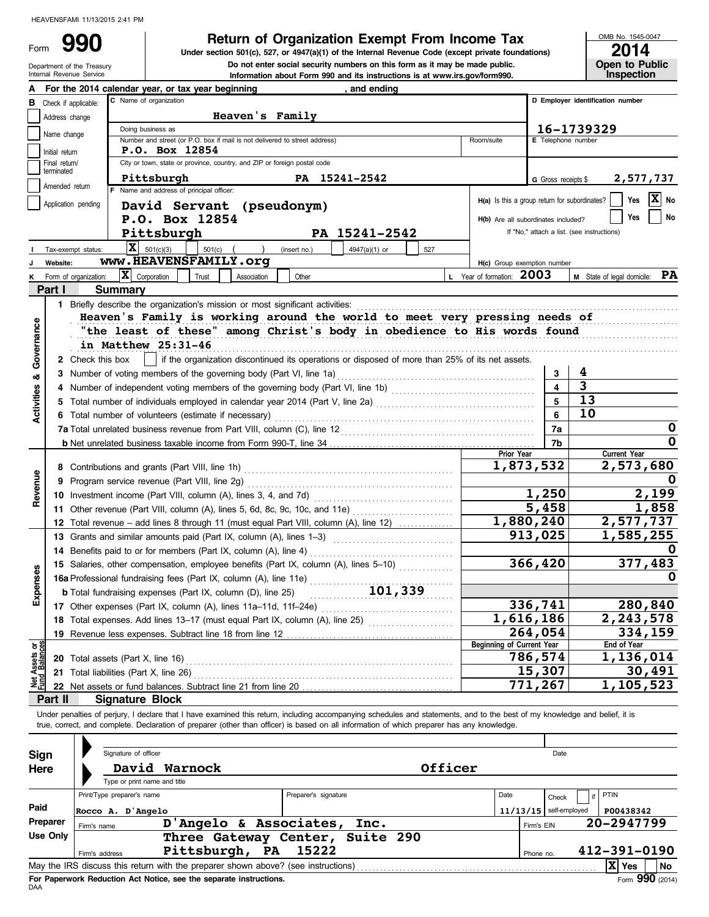HEAVENSFAMI 11/13/2015 2:41 PM

# Form 990 — Return of Organization Exempt From Income Tax

**Under section 501(c), 527, or 4947(a)(1) of the Internal Revenue Code (except private foundations)**

Do not enter social security numbers on this form as it may be made public.

Information about Form 990 and its instructions is at www.irs.gov/form990.

Department of the Treasury
Internal Revenue Service

OMB No. 1545-0047

**2014**

**Open to Public Inspection**

**A** For the 2014 calendar year, or tax year beginning , and ending

**B** Check if applicable:
- Address change
- Name change
- Initial return
- Final return/terminated
- Amended return
- Application pending

**C** Name of organization: **Heaven's Family**

Doing business as

Number and street (or P.O. box if mail is not delivered to street address): **P.O. Box 12854** Room/suite

City or town, state or province, country, and ZIP or foreign postal code: **Pittsburgh PA 15241-2542**

**D** Employer identification number: **16-1739329**

**E** Telephone number

**G** Gross receipts $ **2,577,737**

**F** Name and address of principal officer:
**David Servant (pseudonym)**
**P.O. Box 12854**
**Pittsburgh PA 15241-2542**

**H(a)** Is this a group return for subordinates? Yes [ ] No [X]

**H(b)** Are all subordinates included? Yes [ ] No [ ]
If "No," attach a list. (see instructions)

**I** Tax-exempt status: [X] 501(c)(3) [ ] 501(c) ( ) (insert no.) [ ] 4947(a)(1) or [ ] 527

**J** Website: **www.HEAVENSFAMILY.org**

**H(c)** Group exemption number

**K** Form of organization: [X] Corporation [ ] Trust [ ] Association [ ] Other

**L** Year of formation: **2003**

**M** State of legal domicile: **PA**

## Part I Summary

### Activities & Governance

1 Briefly describe the organization's mission or most significant activities:
**Heaven's Family is working around the world to meet very pressing needs of "the least of these" among Christ's body in obedience to His words found in Matthew 25:31-46**

2 Check this box [ ] if the organization discontinued its operations or disposed of more than 25% of its net assets.

| Line | Description | | Value |
|---|---|---|---|
| 3 | Number of voting members of the governing body (Part VI, line 1a) | 3 | 4 |
| 4 | Number of independent voting members of the governing body (Part VI, line 1b) | 4 | 3 |
| 5 | Total number of individuals employed in calendar year 2014 (Part V, line 2a) | 5 | 13 |
| 6 | Total number of volunteers (estimate if necessary) | 6 | 10 |
| 7a | Total unrelated business revenue from Part VIII, column (C), line 12 | 7a | 0 |
| 7b | Net unrelated business taxable income from Form 990-T, line 34 | 7b | 0 |

### Revenue

| Line | Description | Prior Year | Current Year |
|---|---|---|---|
| 8 | Contributions and grants (Part VIII, line 1h) | 1,873,532 | 2,573,680 |
| 9 | Program service revenue (Part VIII, line 2g) | | 0 |
| 10 | Investment income (Part VIII, column (A), lines 3, 4, and 7d) | 1,250 | 2,199 |
| 11 | Other revenue (Part VIII, column (A), lines 5, 6d, 8c, 9c, 10c, and 11e) | 5,458 | 1,858 |
| 12 | Total revenue – add lines 8 through 11 (must equal Part VIII, column (A), line 12) | 1,880,240 | 2,577,737 |

### Expenses

| Line | Description | Prior Year | Current Year |
|---|---|---|---|
| 13 | Grants and similar amounts paid (Part IX, column (A), lines 1–3) | 913,025 | 1,585,255 |
| 14 | Benefits paid to or for members (Part IX, column (A), line 4) | | 0 |
| 15 | Salaries, other compensation, employee benefits (Part IX, column (A), lines 5–10) | 366,420 | 377,483 |
| 16a | Professional fundraising fees (Part IX, column (A), line 11e) | | 0 |
| b | Total fundraising expenses (Part IX, column (D), line 25) 101,339 | | |
| 17 | Other expenses (Part IX, column (A), lines 11a–11d, 11f–24e) | 336,741 | 280,840 |
| 18 | Total expenses. Add lines 13–17 (must equal Part IX, column (A), line 25) | 1,616,186 | 2,243,578 |
| 19 | Revenue less expenses. Subtract line 18 from line 12 | 264,054 | 334,159 |

### Net Assets or Fund Balances

| Line | Description | Beginning of Current Year | End of Year |
|---|---|---|---|
| 20 | Total assets (Part X, line 16) | 786,574 | 1,136,014 |
| 21 | Total liabilities (Part X, line 26) | 15,307 | 30,491 |
| 22 | Net assets or fund balances. Subtract line 21 from line 20 | 771,267 | 1,105,523 |

## Part II Signature Block

Under penalties of perjury, I declare that I have examined this return, including accompanying schedules and statements, and to the best of my knowledge and belief, it is true, correct, and complete. Declaration of preparer (other than officer) is based on all information of which preparer has any knowledge.

**Sign Here**

Signature of officer — Date

**David Warnock** — **Officer**

Type or print name and title

**Paid Preparer Use Only**

| Print/Type preparer's name | Preparer's signature | Date | Check if self-employed | PTIN |
|---|---|---|---|---|
| Rocco A. D'Angelo | | 11/13/15 | | P00438342 |

Firm's name: **D'Angelo & Associates, Inc.** — Firm's EIN: **20-2947799**

Firm's address: **Three Gateway Center, Suite 290, Pittsburgh, PA 15222** — Phone no. **412-391-0190**

May the IRS discuss this return with the preparer shown above? (see instructions) [X] Yes [ ] No

**For Paperwork Reduction Act Notice, see the separate instructions.**

DAA

Form **990** (2014)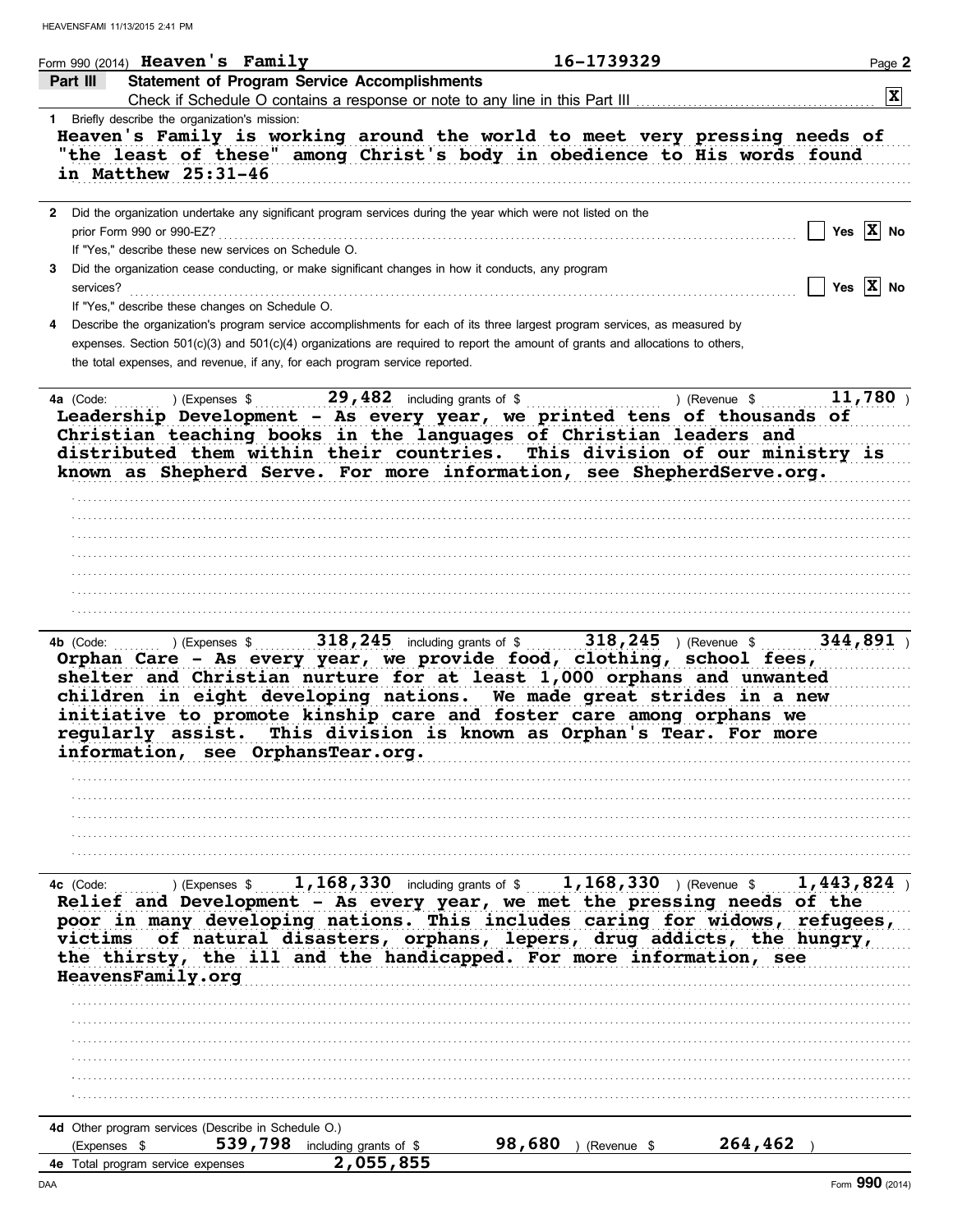HEAVENSFAMI 11/13/2015 2:41 PM

Form 990 (2014) **Heaven's Family** **16-1739329** Page **2**

## Part III Statement of Program Service Accomplishments

Check if Schedule O contains a response or note to any line in this Part III .......... **[X]**

**1** Briefly describe the organization's mission:

**Heaven's Family is working around the world to meet very pressing needs of "the least of these" among Christ's body in obedience to His words found in Matthew 25:31-46**

**2** Did the organization undertake any significant program services during the year which were not listed on the prior Form 990 or 990-EZ? .......... [ ] Yes [X] No

If "Yes," describe these new services on Schedule O.

**3** Did the organization cease conducting, or make significant changes in how it conducts, any program services? .......... [ ] Yes [X] No

If "Yes," describe these changes on Schedule O.

**4** Describe the organization's program service accomplishments for each of its three largest program services, as measured by expenses. Section 501(c)(3) and 501(c)(4) organizations are required to report the amount of grants and allocations to others, the total expenses, and revenue, if any, for each program service reported.

**4a** (Code: ) (Expenses $ **29,482** including grants of $ ) (Revenue $ **11,780** )

**Leadership Development - As every year, we printed tens of thousands of Christian teaching books in the languages of Christian leaders and distributed them within their countries. This division of our ministry is known as Shepherd Serve. For more information, see ShepherdServe.org.**

**4b** (Code: ) (Expenses $ **318,245** including grants of $ **318,245** ) (Revenue $ **344,891** )

**Orphan Care - As every year, we provide food, clothing, school fees, shelter and Christian nurture for at least 1,000 orphans and unwanted children in eight developing nations. We made great strides in a new initiative to promote kinship care and foster care among orphans we regularly assist. This division is known as Orphan's Tear. For more information, see OrphansTear.org.**

**4c** (Code: ) (Expenses $ **1,168,330** including grants of $ **1,168,330** ) (Revenue $ **1,443,824** )

**Relief and Development - As every year, we met the pressing needs of the poor in many developing nations. This includes caring for widows, refugees, victims of natural disasters, orphans, lepers, drug addicts, the hungry, the thirsty, the ill and the handicapped. For more information, see HeavensFamily.org**

**4d** Other program services (Describe in Schedule O.)

(Expenses $ **539,798** including grants of $ **98,680** ) (Revenue $ **264,462** )

**4e** Total program service expenses **2,055,855**

DAA Form **990** (2014)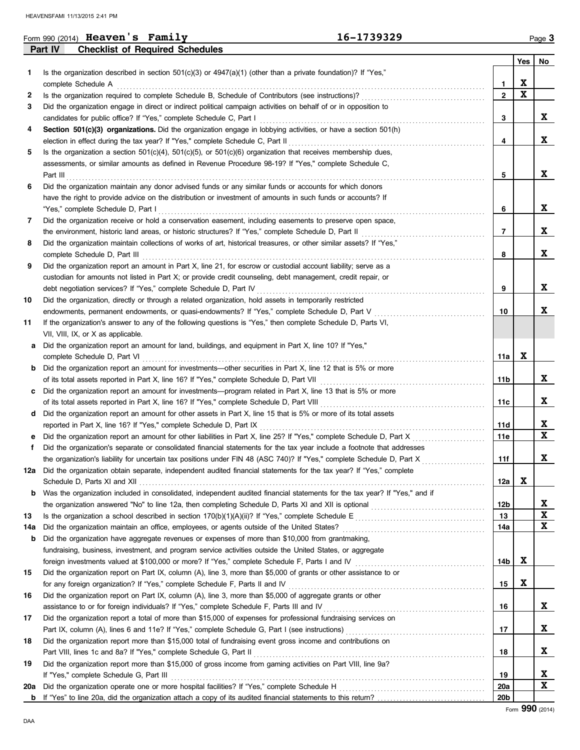Form 990 (2014) **Heaven's Family** **16-1739329**

## Part IV Checklist of Required Schedules

| | | | Yes | No |
|---|---|---|---|---|
| 1 | Is the organization described in section 501(c)(3) or 4947(a)(1) (other than a private foundation)? If "Yes," complete Schedule A | 1 | X | |
| 2 | Is the organization required to complete Schedule B, Schedule of Contributors (see instructions)? | 2 | X | |
| 3 | Did the organization engage in direct or indirect political campaign activities on behalf of or in opposition to candidates for public office? If "Yes," complete Schedule C, Part I | 3 | | X |
| 4 | **Section 501(c)(3) organizations.** Did the organization engage in lobbying activities, or have a section 501(h) election in effect during the tax year? If "Yes," complete Schedule C, Part II | 4 | | X |
| 5 | Is the organization a section 501(c)(4), 501(c)(5), or 501(c)(6) organization that receives membership dues, assessments, or similar amounts as defined in Revenue Procedure 98-19? If "Yes," complete Schedule C, Part III | 5 | | X |
| 6 | Did the organization maintain any donor advised funds or any similar funds or accounts for which donors have the right to provide advice on the distribution or investment of amounts in such funds or accounts? If "Yes," complete Schedule D, Part I | 6 | | X |
| 7 | Did the organization receive or hold a conservation easement, including easements to preserve open space, the environment, historic land areas, or historic structures? If "Yes," complete Schedule D, Part II | 7 | | X |
| 8 | Did the organization maintain collections of works of art, historical treasures, or other similar assets? If "Yes," complete Schedule D, Part III | 8 | | X |
| 9 | Did the organization report an amount in Part X, line 21, for escrow or custodial account liability; serve as a custodian for amounts not listed in Part X; or provide credit counseling, debt management, credit repair, or debt negotiation services? If "Yes," complete Schedule D, Part IV | 9 | | X |
| 10 | Did the organization, directly or through a related organization, hold assets in temporarily restricted endowments, permanent endowments, or quasi-endowments? If "Yes," complete Schedule D, Part V | 10 | | X |
| 11 | If the organization's answer to any of the following questions is "Yes," then complete Schedule D, Parts VI, VII, VIII, IX, or X as applicable. | | | |
| a | Did the organization report an amount for land, buildings, and equipment in Part X, line 10? If "Yes," complete Schedule D, Part VI | 11a | X | |
| b | Did the organization report an amount for investments—other securities in Part X, line 12 that is 5% or more of its total assets reported in Part X, line 16? If "Yes," complete Schedule D, Part VII | 11b | | X |
| c | Did the organization report an amount for investments—program related in Part X, line 13 that is 5% or more of its total assets reported in Part X, line 16? If "Yes," complete Schedule D, Part VIII | 11c | | X |
| d | Did the organization report an amount for other assets in Part X, line 15 that is 5% or more of its total assets reported in Part X, line 16? If "Yes," complete Schedule D, Part IX | 11d | | X |
| e | Did the organization report an amount for other liabilities in Part X, line 25? If "Yes," complete Schedule D, Part X | 11e | | X |
| f | Did the organization's separate or consolidated financial statements for the tax year include a footnote that addresses the organization's liability for uncertain tax positions under FIN 48 (ASC 740)? If "Yes," complete Schedule D, Part X | 11f | | X |
| 12a | Did the organization obtain separate, independent audited financial statements for the tax year? If "Yes," complete Schedule D, Parts XI and XII | 12a | X | |
| b | Was the organization included in consolidated, independent audited financial statements for the tax year? If "Yes," and if the organization answered "No" to line 12a, then completing Schedule D, Parts XI and XII is optional | 12b | | X |
| 13 | Is the organization a school described in section 170(b)(1)(A)(ii)? If "Yes," complete Schedule E | 13 | | X |
| 14a | Did the organization maintain an office, employees, or agents outside of the United States? | 14a | | X |
| b | Did the organization have aggregate revenues or expenses of more than $10,000 from grantmaking, fundraising, business, investment, and program service activities outside the United States, or aggregate foreign investments valued at $100,000 or more? If "Yes," complete Schedule F, Parts I and IV | 14b | X | |
| 15 | Did the organization report on Part IX, column (A), line 3, more than $5,000 of grants or other assistance to or for any foreign organization? If "Yes," complete Schedule F, Parts II and IV | 15 | X | |
| 16 | Did the organization report on Part IX, column (A), line 3, more than $5,000 of aggregate grants or other assistance to or for foreign individuals? If "Yes," complete Schedule F, Parts III and IV | 16 | | X |
| 17 | Did the organization report a total of more than $15,000 of expenses for professional fundraising services on Part IX, column (A), lines 6 and 11e? If "Yes," complete Schedule G, Part I (see instructions) | 17 | | X |
| 18 | Did the organization report more than $15,000 total of fundraising event gross income and contributions on Part VIII, lines 1c and 8a? If "Yes," complete Schedule G, Part II | 18 | | X |
| 19 | Did the organization report more than $15,000 of gross income from gaming activities on Part VIII, line 9a? If "Yes," complete Schedule G, Part III | 19 | | X |
| 20a | Did the organization operate one or more hospital facilities? If "Yes," complete Schedule H | 20a | | X |
| b | If "Yes" to line 20a, did the organization attach a copy of its audited financial statements to this return? | 20b | | |

Form **990** (2014)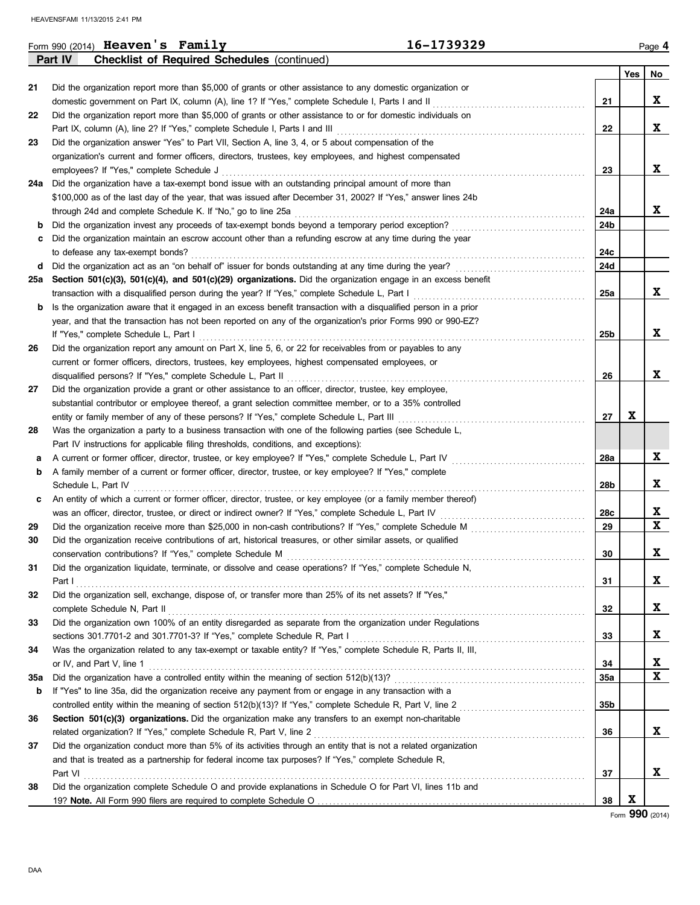Form 990 (2014) **Heaven's Family** **16-1739329** Page 4

**Part IV Checklist of Required Schedules** (continued)

| | | | Yes | No |
|---|---|---|---|---|
| 21 | Did the organization report more than $5,000 of grants or other assistance to any domestic organization or domestic government on Part IX, column (A), line 1? If "Yes," complete Schedule I, Parts I and II | 21 | | X |
| 22 | Did the organization report more than $5,000 of grants or other assistance to or for domestic individuals on Part IX, column (A), line 2? If "Yes," complete Schedule I, Parts I and III | 22 | | X |
| 23 | Did the organization answer "Yes" to Part VII, Section A, line 3, 4, or 5 about compensation of the organization's current and former officers, directors, trustees, key employees, and highest compensated employees? If "Yes," complete Schedule J | 23 | | X |
| 24a | Did the organization have a tax-exempt bond issue with an outstanding principal amount of more than $100,000 as of the last day of the year, that was issued after December 31, 2002? If "Yes," answer lines 24b through 24d and complete Schedule K. If "No," go to line 25a | 24a | | X |
| b | Did the organization invest any proceeds of tax-exempt bonds beyond a temporary period exception? | 24b | | |
| c | Did the organization maintain an escrow account other than a refunding escrow at any time during the year to defease any tax-exempt bonds? | 24c | | |
| d | Did the organization act as an "on behalf of" issuer for bonds outstanding at any time during the year? | 24d | | |
| 25a | **Section 501(c)(3), 501(c)(4), and 501(c)(29) organizations.** Did the organization engage in an excess benefit transaction with a disqualified person during the year? If "Yes," complete Schedule L, Part I | 25a | | X |
| b | Is the organization aware that it engaged in an excess benefit transaction with a disqualified person in a prior year, and that the transaction has not been reported on any of the organization's prior Forms 990 or 990-EZ? If "Yes," complete Schedule L, Part I | 25b | | X |
| 26 | Did the organization report any amount on Part X, line 5, 6, or 22 for receivables from or payables to any current or former officers, directors, trustees, key employees, highest compensated employees, or disqualified persons? If "Yes," complete Schedule L, Part II | 26 | | X |
| 27 | Did the organization provide a grant or other assistance to an officer, director, trustee, key employee, substantial contributor or employee thereof, a grant selection committee member, or to a 35% controlled entity or family member of any of these persons? If "Yes," complete Schedule L, Part III | 27 | X | |
| 28 | Was the organization a party to a business transaction with one of the following parties (see Schedule L, Part IV instructions for applicable filing thresholds, conditions, and exceptions): | | | |
| a | A current or former officer, director, trustee, or key employee? If "Yes," complete Schedule L, Part IV | 28a | | X |
| b | A family member of a current or former officer, director, trustee, or key employee? If "Yes," complete Schedule L, Part IV | 28b | | X |
| c | An entity of which a current or former officer, director, trustee, or key employee (or a family member thereof) was an officer, director, trustee, or direct or indirect owner? If "Yes," complete Schedule L, Part IV | 28c | | X |
| 29 | Did the organization receive more than $25,000 in non-cash contributions? If "Yes," complete Schedule M | 29 | | X |
| 30 | Did the organization receive contributions of art, historical treasures, or other similar assets, or qualified conservation contributions? If "Yes," complete Schedule M | 30 | | X |
| 31 | Did the organization liquidate, terminate, or dissolve and cease operations? If "Yes," complete Schedule N, Part I | 31 | | X |
| 32 | Did the organization sell, exchange, dispose of, or transfer more than 25% of its net assets? If "Yes," complete Schedule N, Part II | 32 | | X |
| 33 | Did the organization own 100% of an entity disregarded as separate from the organization under Regulations sections 301.7701-2 and 301.7701-3? If "Yes," complete Schedule R, Part I | 33 | | X |
| 34 | Was the organization related to any tax-exempt or taxable entity? If "Yes," complete Schedule R, Parts II, III, or IV, and Part V, line 1 | 34 | | X |
| 35a | Did the organization have a controlled entity within the meaning of section 512(b)(13)? | 35a | | X |
| b | If "Yes" to line 35a, did the organization receive any payment from or engage in any transaction with a controlled entity within the meaning of section 512(b)(13)? If "Yes," complete Schedule R, Part V, line 2 | 35b | | |
| 36 | **Section 501(c)(3) organizations.** Did the organization make any transfers to an exempt non-charitable related organization? If "Yes," complete Schedule R, Part V, line 2 | 36 | | X |
| 37 | Did the organization conduct more than 5% of its activities through an entity that is not a related organization and that is treated as a partnership for federal income tax purposes? If "Yes," complete Schedule R, Part VI | 37 | | X |
| 38 | Did the organization complete Schedule O and provide explanations in Schedule O for Part VI, lines 11b and 19? **Note.** All Form 990 filers are required to complete Schedule O | 38 | X | |

Form **990** (2014)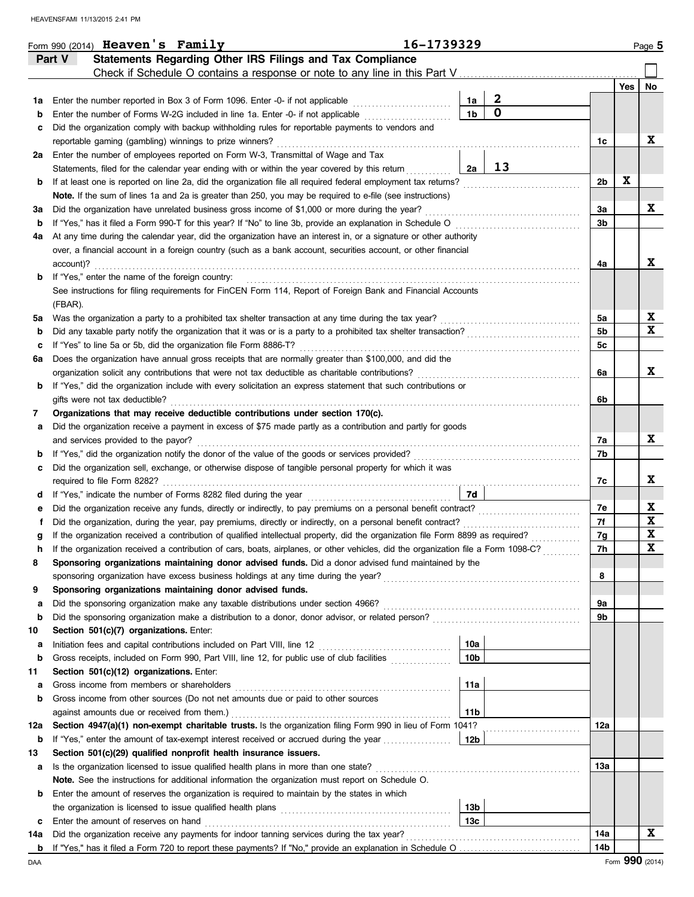Form 990 (2014) **Heaven's Family** 16-1739329 Page **5**

## Part V Statements Regarding Other IRS Filings and Tax Compliance

Check if Schedule O contains a response or note to any line in this Part V ☐

| | | | | | Yes | No |
|---|---|---|---|---|---|---|
| **1a** | Enter the number reported in Box 3 of Form 1096. Enter -0- if not applicable | 1a | 2 | | | |
| **b** | Enter the number of Forms W-2G included in line 1a. Enter -0- if not applicable | 1b | 0 | | | |
| **c** | Did the organization comply with backup withholding rules for reportable payments to vendors and reportable gaming (gambling) winnings to prize winners? | | | 1c | | X |
| **2a** | Enter the number of employees reported on Form W-3, Transmittal of Wage and Tax Statements, filed for the calendar year ending with or within the year covered by this return | 2a | 13 | | | |
| **b** | If at least one is reported on line 2a, did the organization file all required federal employment tax returns? | | | 2b | X | |
| | **Note.** If the sum of lines 1a and 2a is greater than 250, you may be required to e-file (see instructions) | | | | | |
| **3a** | Did the organization have unrelated business gross income of $1,000 or more during the year? | | | 3a | | X |
| **b** | If "Yes," has it filed a Form 990-T for this year? If "No" to line 3b, provide an explanation in Schedule O | | | 3b | | |
| **4a** | At any time during the calendar year, did the organization have an interest in, or a signature or other authority over, a financial account in a foreign country (such as a bank account, securities account, or other financial account)? | | | 4a | | X |
| **b** | If "Yes," enter the name of the foreign country: | | | | | |
| | See instructions for filing requirements for FinCEN Form 114, Report of Foreign Bank and Financial Accounts (FBAR). | | | | | |
| **5a** | Was the organization a party to a prohibited tax shelter transaction at any time during the tax year? | | | 5a | | X |
| **b** | Did any taxable party notify the organization that it was or is a party to a prohibited tax shelter transaction? | | | 5b | | X |
| **c** | If "Yes" to line 5a or 5b, did the organization file Form 8886-T? | | | 5c | | |
| **6a** | Does the organization have annual gross receipts that are normally greater than $100,000, and did the organization solicit any contributions that were not tax deductible as charitable contributions? | | | 6a | | X |
| **b** | If "Yes," did the organization include with every solicitation an express statement that such contributions or gifts were not tax deductible? | | | 6b | | |
| **7** | **Organizations that may receive deductible contributions under section 170(c).** | | | | | |
| **a** | Did the organization receive a payment in excess of $75 made partly as a contribution and partly for goods and services provided to the payor? | | | 7a | | X |
| **b** | If "Yes," did the organization notify the donor of the value of the goods or services provided? | | | 7b | | |
| **c** | Did the organization sell, exchange, or otherwise dispose of tangible personal property for which it was required to file Form 8282? | | | 7c | | X |
| **d** | If "Yes," indicate the number of Forms 8282 filed during the year | 7d | | | | |
| **e** | Did the organization receive any funds, directly or indirectly, to pay premiums on a personal benefit contract? | | | 7e | | X |
| **f** | Did the organization, during the year, pay premiums, directly or indirectly, on a personal benefit contract? | | | 7f | | X |
| **g** | If the organization received a contribution of qualified intellectual property, did the organization file Form 8899 as required? | | | 7g | | X |
| **h** | If the organization received a contribution of cars, boats, airplanes, or other vehicles, did the organization file a Form 1098-C? | | | 7h | | X |
| **8** | **Sponsoring organizations maintaining donor advised funds.** Did a donor advised fund maintained by the sponsoring organization have excess business holdings at any time during the year? | | | 8 | | |
| **9** | **Sponsoring organizations maintaining donor advised funds.** | | | | | |
| **a** | Did the sponsoring organization make any taxable distributions under section 4966? | | | 9a | | |
| **b** | Did the sponsoring organization make a distribution to a donor, donor advisor, or related person? | | | 9b | | |
| **10** | **Section 501(c)(7) organizations.** Enter: | | | | | |
| **a** | Initiation fees and capital contributions included on Part VIII, line 12 | 10a | | | | |
| **b** | Gross receipts, included on Form 990, Part VIII, line 12, for public use of club facilities | 10b | | | | |
| **11** | **Section 501(c)(12) organizations.** Enter: | | | | | |
| **a** | Gross income from members or shareholders | 11a | | | | |
| **b** | Gross income from other sources (Do not net amounts due or paid to other sources against amounts due or received from them.) | 11b | | | | |
| **12a** | **Section 4947(a)(1) non-exempt charitable trusts.** Is the organization filing Form 990 in lieu of Form 1041? | | | 12a | | |
| **b** | If "Yes," enter the amount of tax-exempt interest received or accrued during the year | 12b | | | | |
| **13** | **Section 501(c)(29) qualified nonprofit health insurance issuers.** | | | | | |
| **a** | Is the organization licensed to issue qualified health plans in more than one state? | | | 13a | | |
| | **Note.** See the instructions for additional information the organization must report on Schedule O. | | | | | |
| **b** | Enter the amount of reserves the organization is required to maintain by the states in which the organization is licensed to issue qualified health plans | 13b | | | | |
| **c** | Enter the amount of reserves on hand | 13c | | | | |
| **14a** | Did the organization receive any payments for indoor tanning services during the tax year? | | | 14a | | X |
| **b** | If "Yes," has it filed a Form 720 to report these payments? If "No," provide an explanation in Schedule O | | | 14b | | |

DAA Form **990** (2014)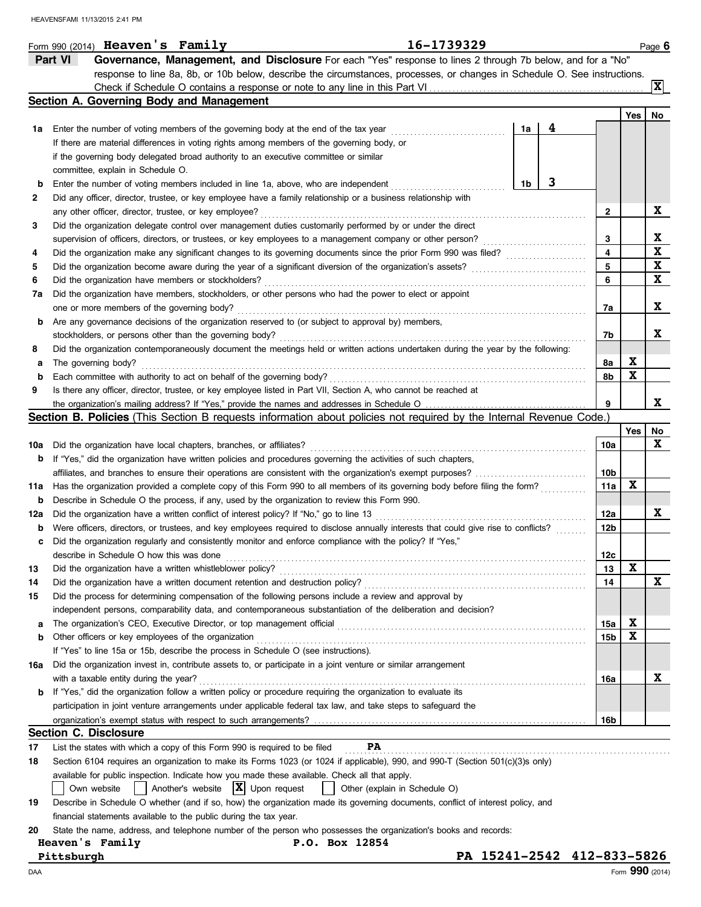Form 990 (2014) **Heaven's Family** 16-1739329 Page 6

## Part VI Governance, Management, and Disclosure

For each "Yes" response to lines 2 through 7b below, and for a "No" response to line 8a, 8b, or 10b below, describe the circumstances, processes, or changes in Schedule O. See instructions.

Check if Schedule O contains a response or note to any line in this Part VI ... [X]

### Section A. Governing Body and Management

| | | | | Yes | No |
|---|---|---|---|---|---|
| 1a | Enter the number of voting members of the governing body at the end of the tax year | 1a | 4 | | |
| | If there are material differences in voting rights among members of the governing body, or if the governing body delegated broad authority to an executive committee or similar committee, explain in Schedule O. | | | | |
| b | Enter the number of voting members included in line 1a, above, who are independent | 1b | 3 | | |
| 2 | Did any officer, director, trustee, or key employee have a family relationship or a business relationship with any other officer, director, trustee, or key employee? | 2 | | | X |
| 3 | Did the organization delegate control over management duties customarily performed by or under the direct supervision of officers, directors, or trustees, or key employees to a management company or other person? | 3 | | | X |
| 4 | Did the organization make any significant changes to its governing documents since the prior Form 990 was filed? | 4 | | | X |
| 5 | Did the organization become aware during the year of a significant diversion of the organization's assets? | 5 | | | X |
| 6 | Did the organization have members or stockholders? | 6 | | | X |
| 7a | Did the organization have members, stockholders, or other persons who had the power to elect or appoint one or more members of the governing body? | 7a | | | X |
| b | Are any governance decisions of the organization reserved to (or subject to approval by) members, stockholders, or persons other than the governing body? | 7b | | | X |
| 8 | Did the organization contemporaneously document the meetings held or written actions undertaken during the year by the following: | | | | |
| a | The governing body? | 8a | | X | |
| b | Each committee with authority to act on behalf of the governing body? | 8b | | X | |
| 9 | Is there any officer, director, trustee, or key employee listed in Part VII, Section A, who cannot be reached at the organization's mailing address? If "Yes," provide the names and addresses in Schedule O | 9 | | | X |

### Section B. Policies (This Section B requests information about policies not required by the Internal Revenue Code.)

| | | | Yes | No |
|---|---|---|---|---|
| 10a | Did the organization have local chapters, branches, or affiliates? | 10a | | X |
| b | If "Yes," did the organization have written policies and procedures governing the activities of such chapters, affiliates, and branches to ensure their operations are consistent with the organization's exempt purposes? | 10b | | |
| 11a | Has the organization provided a complete copy of this Form 990 to all members of its governing body before filing the form? | 11a | X | |
| b | Describe in Schedule O the process, if any, used by the organization to review this Form 990. | | | |
| 12a | Did the organization have a written conflict of interest policy? If "No," go to line 13 | 12a | | X |
| b | Were officers, directors, or trustees, and key employees required to disclose annually interests that could give rise to conflicts? | 12b | | |
| c | Did the organization regularly and consistently monitor and enforce compliance with the policy? If "Yes," describe in Schedule O how this was done | 12c | | |
| 13 | Did the organization have a written whistleblower policy? | 13 | X | |
| 14 | Did the organization have a written document retention and destruction policy? | 14 | | X |
| 15 | Did the process for determining compensation of the following persons include a review and approval by independent persons, comparability data, and contemporaneous substantiation of the deliberation and decision? | | | |
| a | The organization's CEO, Executive Director, or top management official | 15a | X | |
| b | Other officers or key employees of the organization | 15b | X | |
| | If "Yes" to line 15a or 15b, describe the process in Schedule O (see instructions). | | | |
| 16a | Did the organization invest in, contribute assets to, or participate in a joint venture or similar arrangement with a taxable entity during the year? | 16a | | X |
| b | If "Yes," did the organization follow a written policy or procedure requiring the organization to evaluate its participation in joint venture arrangements under applicable federal tax law, and take steps to safeguard the organization's exempt status with respect to such arrangements? | 16b | | |

### Section C. Disclosure

17 List the states with which a copy of this Form 990 is required to be filed **PA**

18 Section 6104 requires an organization to make its Forms 1023 (or 1024 if applicable), 990, and 990-T (Section 501(c)(3)s only) available for public inspection. Indicate how you made these available. Check all that apply.

[ ] Own website [ ] Another's website [X] Upon request [ ] Other (explain in Schedule O)

19 Describe in Schedule O whether (and if so, how) the organization made its governing documents, conflict of interest policy, and financial statements available to the public during the tax year.

20 State the name, address, and telephone number of the person who possesses the organization's books and records:

**Heaven's Family** P.O. Box 12854
**Pittsburgh** PA 15241-2542 412-833-5826

Form **990** (2014)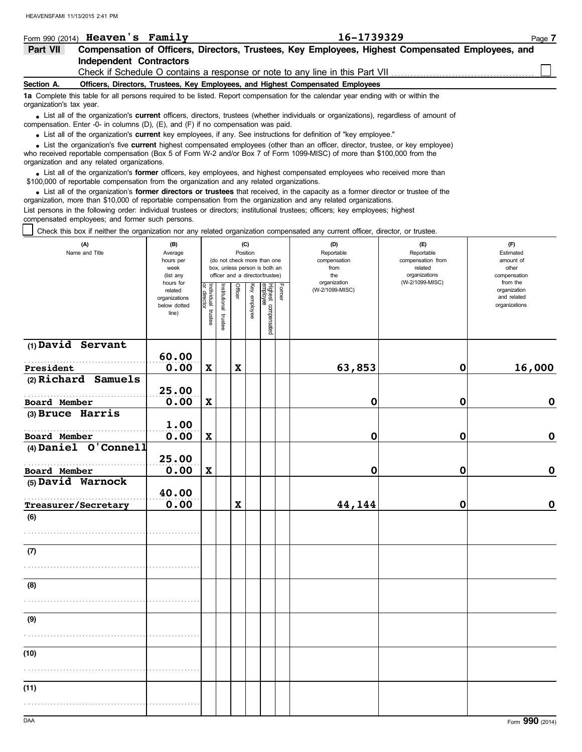Form 990 (2014) **Heaven's Family** **16-1739329**

## Part VII Compensation of Officers, Directors, Trustees, Key Employees, Highest Compensated Employees, and Independent Contractors

Check if Schedule O contains a response or note to any line in this Part VII ☐

### Section A. Officers, Directors, Trustees, Key Employees, and Highest Compensated Employees

**1a** Complete this table for all persons required to be listed. Report compensation for the calendar year ending with or within the organization's tax year.

- List all of the organization's **current** officers, directors, trustees (whether individuals or organizations), regardless of amount of compensation. Enter -0- in columns (D), (E), and (F) if no compensation was paid.
- List all of the organization's **current** key employees, if any. See instructions for definition of "key employee."
- List the organization's five **current** highest compensated employees (other than an officer, director, trustee, or key employee) who received reportable compensation (Box 5 of Form W-2 and/or Box 7 of Form 1099-MISC) of more than $100,000 from the organization and any related organizations.
- List all of the organization's **former** officers, key employees, and highest compensated employees who received more than $100,000 of reportable compensation from the organization and any related organizations.
- List all of the organization's **former directors or trustees** that received, in the capacity as a former director or trustee of the organization, more than $10,000 of reportable compensation from the organization and any related organizations.

List persons in the following order: individual trustees or directors; institutional trustees; officers; key employees; highest compensated employees; and former such persons.

☐ Check this box if neither the organization nor any related organization compensated any current officer, director, or trustee.

| (A) Name and Title | (B) Average hours per week (list any hours for related organizations below dotted line) | (C) Position: Individual trustee or director | Institutional trustee | Officer | Key employee | Highest compensated employee | Former | (D) Reportable compensation from the organization (W-2/1099-MISC) | (E) Reportable compensation from related organizations (W-2/1099-MISC) | (F) Estimated amount of other compensation from the organization and related organizations |
|---|---|---|---|---|---|---|---|---|---|---|
| (1) David Servant<br>President | 60.00<br>0.00 | X | | X | | | | 63,853 | 0 | 16,000 |
| (2) Richard Samuels<br>Board Member | 25.00<br>0.00 | X | | | | | | 0 | 0 | 0 |
| (3) Bruce Harris<br>Board Member | 1.00<br>0.00 | X | | | | | | 0 | 0 | 0 |
| (4) Daniel O'Connell<br>Board Member | 25.00<br>0.00 | X | | | | | | 0 | 0 | 0 |
| (5) David Warnock<br>Treasurer/Secretary | 40.00<br>0.00 | | | X | | | | 44,144 | 0 | 0 |
| (6) | | | | | | | | | | |
| (7) | | | | | | | | | | |
| (8) | | | | | | | | | | |
| (9) | | | | | | | | | | |
| (10) | | | | | | | | | | |
| (11) | | | | | | | | | | |

Form **990** (2014)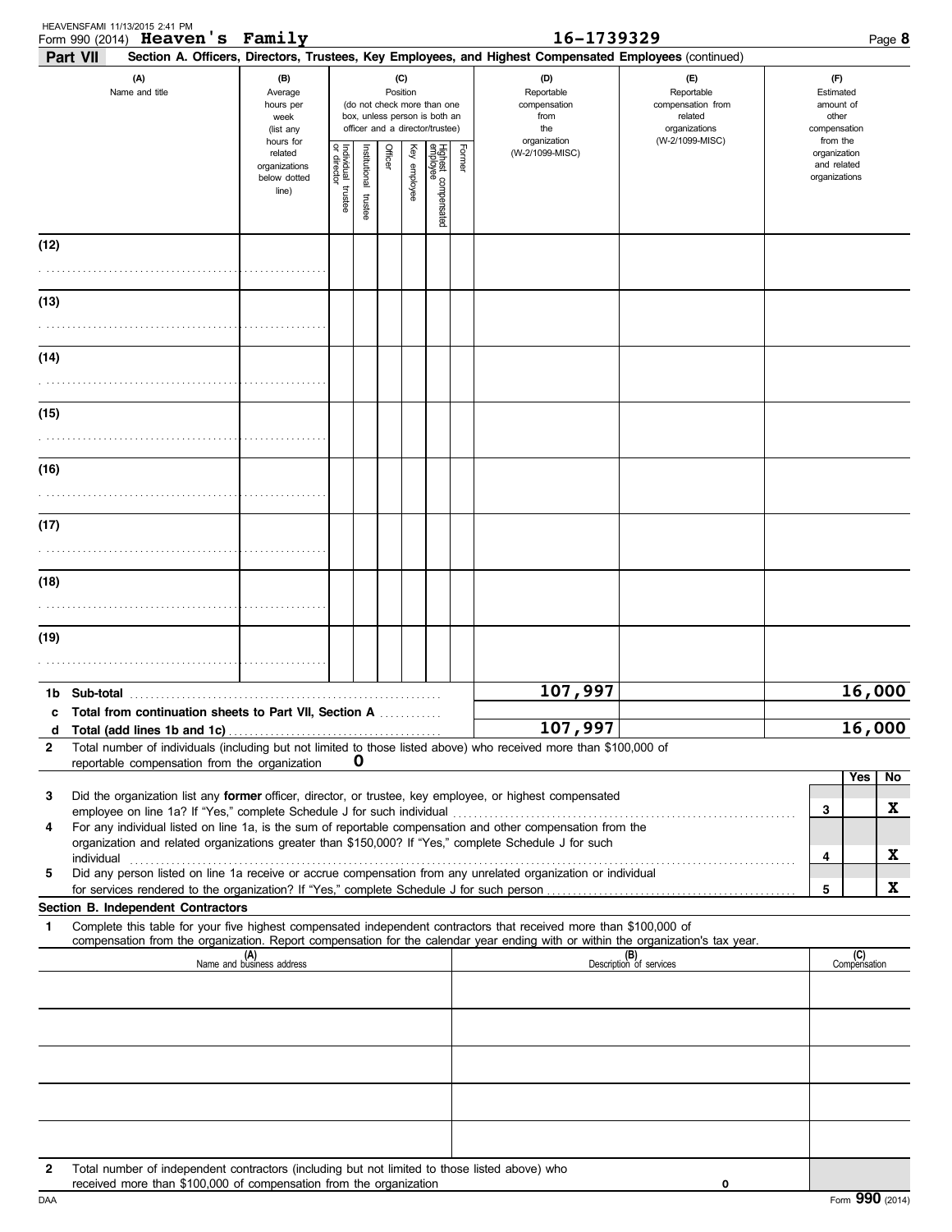Form 990 (2014) **Heaven's Family** 16-1739329

**Part VII Section A. Officers, Directors, Trustees, Key Employees, and Highest Compensated Employees** (continued)

| (A) Name and title | (B) Average hours per week (list any hours for related organizations below dotted line) | (C) Position (do not check more than one box, unless person is both an officer and a director/trustee) Individual trustee or director | Institutional trustee | Officer | Key employee | Highest compensated employee | Former | (D) Reportable compensation from the organization (W-2/1099-MISC) | (E) Reportable compensation from related organizations (W-2/1099-MISC) | (F) Estimated amount of other compensation from the organization and related organizations |
|---|---|---|---|---|---|---|---|---|---|---|
| (12) | | | | | | | | | | |
| (13) | | | | | | | | | | |
| (14) | | | | | | | | | | |
| (15) | | | | | | | | | | |
| (16) | | | | | | | | | | |
| (17) | | | | | | | | | | |
| (18) | | | | | | | | | | |
| (19) | | | | | | | | | | |
| **1b Sub-total** | | | | | | | | 107,997 | | 16,000 |
| **c Total from continuation sheets to Part VII, Section A** | | | | | | | | | | |
| **d Total (add lines 1b and 1c)** | | | | | | | | 107,997 | | 16,000 |

**2** Total number of individuals (including but not limited to those listed above) who received more than $100,000 of reportable compensation from the organization **0**

| | | Yes | No |
|---|---|---|---|
| **3** Did the organization list any **former** officer, director, or trustee, key employee, or highest compensated employee on line 1a? If "Yes," complete Schedule J for such individual | 3 | | X |
| **4** For any individual listed on line 1a, is the sum of reportable compensation and other compensation from the organization and related organizations greater than $150,000? If "Yes," complete Schedule J for such individual | 4 | | X |
| **5** Did any person listed on line 1a receive or accrue compensation from any unrelated organization or individual for services rendered to the organization? If "Yes," complete Schedule J for such person | 5 | | X |

**Section B. Independent Contractors**

**1** Complete this table for your five highest compensated independent contractors that received more than $100,000 of compensation from the organization. Report compensation for the calendar year ending with or within the organization's tax year.

| (A) Name and business address | (B) Description of services | (C) Compensation |
|---|---|---|
| | | |
| | | |
| | | |
| | | |
| | | |

**2** Total number of independent contractors (including but not limited to those listed above) who received more than $100,000 of compensation from the organization **0**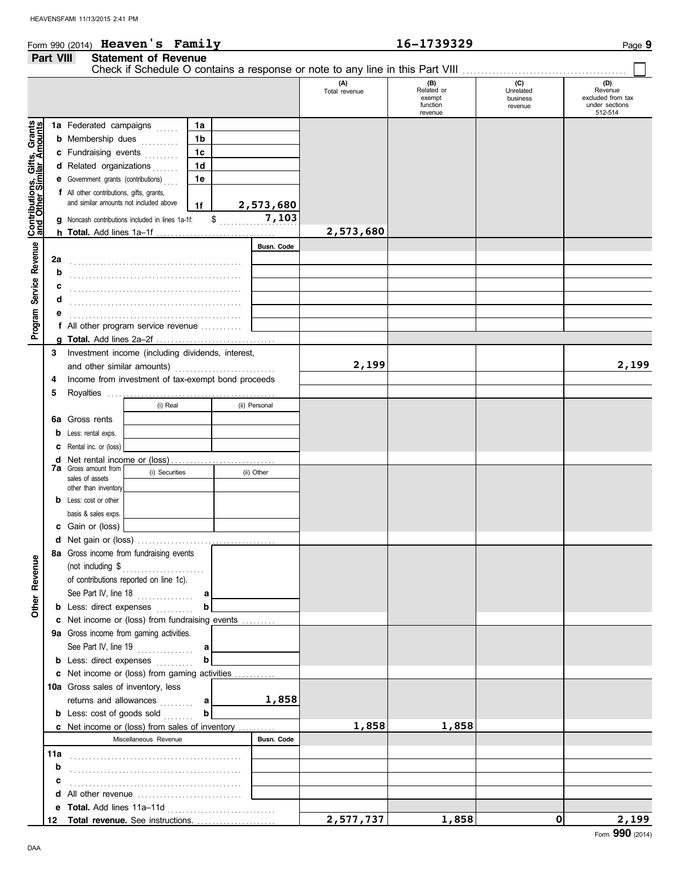Form 990 (2014) **Heaven's Family** 16-1739329

**Part VIII Statement of Revenue**

Check if Schedule O contains a response or note to any line in this Part VIII ☐

| | | | (A) Total revenue | (B) Related or exempt function revenue | (C) Unrelated business revenue | (D) Revenue excluded from tax under sections 512-514 |
|---|---|---|---|---|---|---|
| **Contributions, Gifts, Grants and Other Similar Amounts** | 1a Federated campaigns | 1a | | | | |
| | b Membership dues | 1b | | | | |
| | c Fundraising events | 1c | | | | |
| | d Related organizations | 1d | | | | |
| | e Government grants (contributions) | 1e | | | | |
| | f All other contributions, gifts, grants, and similar amounts not included above | 1f 2,573,680 | | | | |
| | g Noncash contributions included in lines 1a-1f: $ 7,103 | | | | | |
| | h **Total.** Add lines 1a–1f | | 2,573,680 | | | |
| **Program Service Revenue** | | Busn. Code | | | | |
| | 2a | | | | | |
| | b | | | | | |
| | c | | | | | |
| | d | | | | | |
| | e | | | | | |
| | f All other program service revenue | | | | | |
| | g **Total.** Add lines 2a–2f | | | | | |
| **Other Revenue** | 3 Investment income (including dividends, interest, and other similar amounts) | | 2,199 | | | 2,199 |
| | 4 Income from investment of tax-exempt bond proceeds | | | | | |
| | 5 Royalties | | | | | |
| | | (i) Real / (ii) Personal | | | | |
| | 6a Gross rents | | | | | |
| | b Less: rental exps. | | | | | |
| | c Rental inc. or (loss) | | | | | |
| | d Net rental income or (loss) | | | | | |
| | 7a Gross amount from sales of assets other than inventory | (i) Securities / (ii) Other | | | | |
| | b Less: cost or other basis & sales exps. | | | | | |
| | c Gain or (loss) | | | | | |
| | d Net gain or (loss) | | | | | |
| | 8a Gross income from fundraising events (not including $ of contributions reported on line 1c). See Part IV, line 18 | a | | | | |
| | b Less: direct expenses | b | | | | |
| | c Net income or (loss) from fundraising events | | | | | |
| | 9a Gross income from gaming activities. See Part IV, line 19 | a | | | | |
| | b Less: direct expenses | b | | | | |
| | c Net income or (loss) from gaming activities | | | | | |
| | 10a Gross sales of inventory, less returns and allowances | a 1,858 | | | | |
| | b Less: cost of goods sold | b | | | | |
| | c Net income or (loss) from sales of inventory | | 1,858 | 1,858 | | |
| | Miscellaneous Revenue | Busn. Code | | | | |
| | 11a | | | | | |
| | b | | | | | |
| | c | | | | | |
| | d All other revenue | | | | | |
| | e **Total.** Add lines 11a–11d | | | | | |
| | 12 **Total revenue.** See instructions. | | 2,577,737 | 1,858 | 0 | 2,199 |

Form **990** (2014)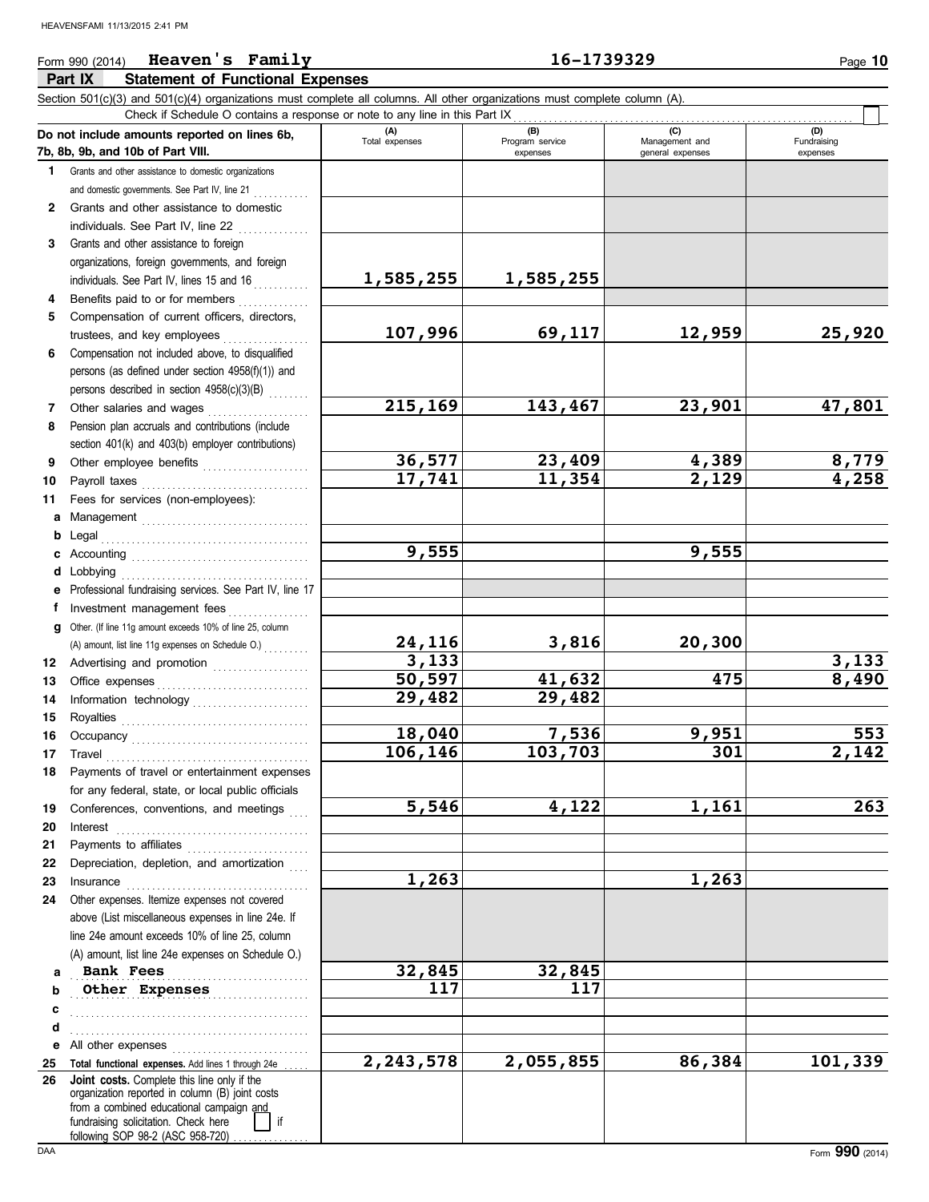Form 990 (2014) **Heaven's Family** **16-1739329** Page **10**

## Part IX Statement of Functional Expenses

Section 501(c)(3) and 501(c)(4) organizations must complete all columns. All other organizations must complete column (A).

Check if Schedule O contains a response or note to any line in this Part IX ☐

| Do not include amounts reported on lines 6b, 7b, 8b, 9b, and 10b of Part VIII. | (A) Total expenses | (B) Program service expenses | (C) Management and general expenses | (D) Fundraising expenses |
|---|---|---|---|---|
| **1** Grants and other assistance to domestic organizations and domestic governments. See Part IV, line 21 | | | | |
| **2** Grants and other assistance to domestic individuals. See Part IV, line 22 | | | | |
| **3** Grants and other assistance to foreign organizations, foreign governments, and foreign individuals. See Part IV, lines 15 and 16 | 1,585,255 | 1,585,255 | | |
| **4** Benefits paid to or for members | | | | |
| **5** Compensation of current officers, directors, trustees, and key employees | 107,996 | 69,117 | 12,959 | 25,920 |
| **6** Compensation not included above, to disqualified persons (as defined under section 4958(f)(1)) and persons described in section 4958(c)(3)(B) | | | | |
| **7** Other salaries and wages | 215,169 | 143,467 | 23,901 | 47,801 |
| **8** Pension plan accruals and contributions (include section 401(k) and 403(b) employer contributions) | | | | |
| **9** Other employee benefits | 36,577 | 23,409 | 4,389 | 8,779 |
| **10** Payroll taxes | 17,741 | 11,354 | 2,129 | 4,258 |
| **11** Fees for services (non-employees): | | | | |
| **a** Management | | | | |
| **b** Legal | | | | |
| **c** Accounting | 9,555 | | 9,555 | |
| **d** Lobbying | | | | |
| **e** Professional fundraising services. See Part IV, line 17 | | | | |
| **f** Investment management fees | | | | |
| **g** Other. (If line 11g amount exceeds 10% of line 25, column (A) amount, list line 11g expenses on Schedule O.) | 24,116 | 3,816 | 20,300 | |
| **12** Advertising and promotion | 3,133 | | | 3,133 |
| **13** Office expenses | 50,597 | 41,632 | 475 | 8,490 |
| **14** Information technology | 29,482 | 29,482 | | |
| **15** Royalties | | | | |
| **16** Occupancy | 18,040 | 7,536 | 9,951 | 553 |
| **17** Travel | 106,146 | 103,703 | 301 | 2,142 |
| **18** Payments of travel or entertainment expenses for any federal, state, or local public officials | | | | |
| **19** Conferences, conventions, and meetings | 5,546 | 4,122 | 1,161 | 263 |
| **20** Interest | | | | |
| **21** Payments to affiliates | | | | |
| **22** Depreciation, depletion, and amortization | | | | |
| **23** Insurance | 1,263 | | 1,263 | |
| **24** Other expenses. Itemize expenses not covered above (List miscellaneous expenses in line 24e. If line 24e amount exceeds 10% of line 25, column (A) amount, list line 24e expenses on Schedule O.) | | | | |
| **a** Bank Fees | 32,845 | 32,845 | | |
| **b** Other Expenses | 117 | 117 | | |
| **c** | | | | |
| **d** | | | | |
| **e** All other expenses | | | | |
| **25 Total functional expenses.** Add lines 1 through 24e | 2,243,578 | 2,055,855 | 86,384 | 101,339 |
| **26 Joint costs.** Complete this line only if the organization reported in column (B) joint costs from a combined educational campaign and fundraising solicitation. Check here ☐ if following SOP 98-2 (ASC 958-720) | | | | |

Form **990** (2014)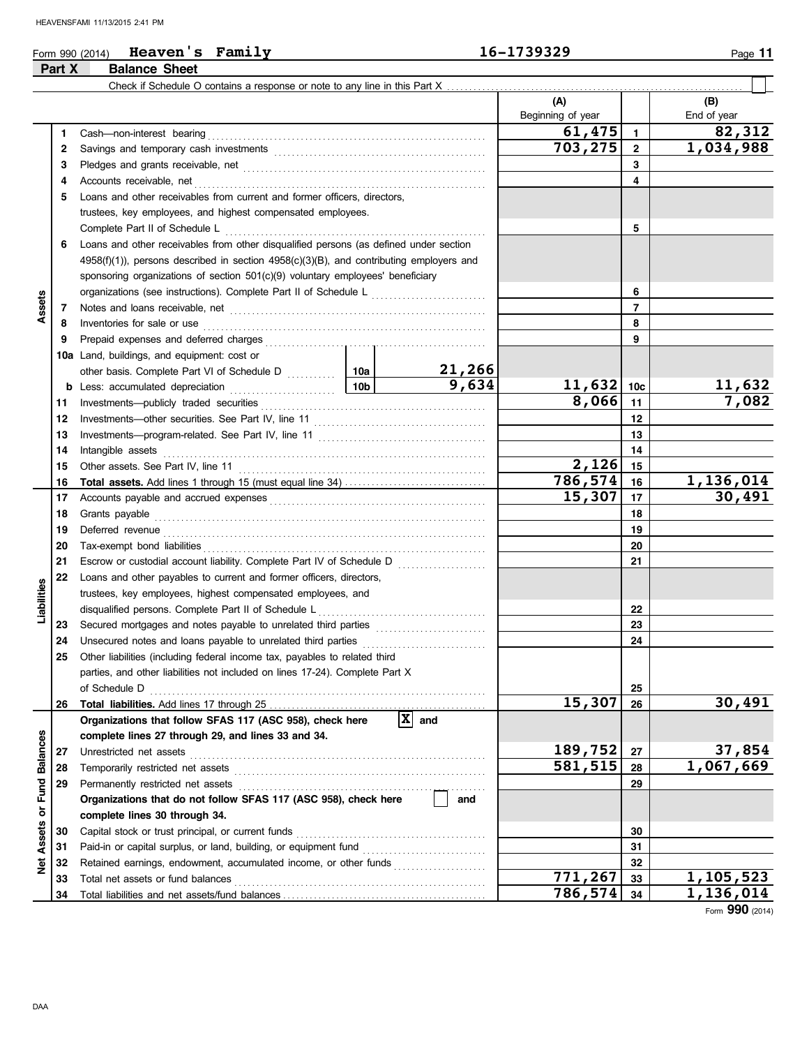Form 990 (2014) **Heaven's Family** **16-1739329**

## Part X Balance Sheet

Check if Schedule O contains a response or note to any line in this Part X . . . . . . ☐

| | | | | (A) Beginning of year | | (B) End of year |
|---|---|---|---|---|---|---|
| **Assets** | 1 | Cash—non-interest bearing | | 61,475 | 1 | 82,312 |
| | 2 | Savings and temporary cash investments | | 703,275 | 2 | 1,034,988 |
| | 3 | Pledges and grants receivable, net | | | 3 | |
| | 4 | Accounts receivable, net | | | 4 | |
| | 5 | Loans and other receivables from current and former officers, directors, trustees, key employees, and highest compensated employees. Complete Part II of Schedule L | | | 5 | |
| | 6 | Loans and other receivables from other disqualified persons (as defined under section 4958(f)(1)), persons described in section 4958(c)(3)(B), and contributing employers and sponsoring organizations of section 501(c)(9) voluntary employees' beneficiary organizations (see instructions). Complete Part II of Schedule L | | | 6 | |
| | 7 | Notes and loans receivable, net | | | 7 | |
| | 8 | Inventories for sale or use | | | 8 | |
| | 9 | Prepaid expenses and deferred charges | | | 9 | |
| | 10a | Land, buildings, and equipment: cost or other basis. Complete Part VI of Schedule D | 10a 21,266 | | | |
| | b | Less: accumulated depreciation | 10b 9,634 | 11,632 | 10c | 11,632 |
| | 11 | Investments—publicly traded securities | | 8,066 | 11 | 7,082 |
| | 12 | Investments—other securities. See Part IV, line 11 | | | 12 | |
| | 13 | Investments—program-related. See Part IV, line 11 | | | 13 | |
| | 14 | Intangible assets | | | 14 | |
| | 15 | Other assets. See Part IV, line 11 | | 2,126 | 15 | |
| | 16 | **Total assets.** Add lines 1 through 15 (must equal line 34) | | 786,574 | 16 | 1,136,014 |
| **Liabilities** | 17 | Accounts payable and accrued expenses | | 15,307 | 17 | 30,491 |
| | 18 | Grants payable | | | 18 | |
| | 19 | Deferred revenue | | | 19 | |
| | 20 | Tax-exempt bond liabilities | | | 20 | |
| | 21 | Escrow or custodial account liability. Complete Part IV of Schedule D | | | 21 | |
| | 22 | Loans and other payables to current and former officers, directors, trustees, key employees, highest compensated employees, and disqualified persons. Complete Part II of Schedule L | | | 22 | |
| | 23 | Secured mortgages and notes payable to unrelated third parties | | | 23 | |
| | 24 | Unsecured notes and loans payable to unrelated third parties | | | 24 | |
| | 25 | Other liabilities (including federal income tax, payables to related third parties, and other liabilities not included on lines 17-24). Complete Part X of Schedule D | | | 25 | |
| | 26 | **Total liabilities.** Add lines 17 through 25 | | 15,307 | 26 | 30,491 |
| **Net Assets or Fund Balances** | | **Organizations that follow SFAS 117 (ASC 958), check here** ☒ **and complete lines 27 through 29, and lines 33 and 34.** | | | | |
| | 27 | Unrestricted net assets | | 189,752 | 27 | 37,854 |
| | 28 | Temporarily restricted net assets | | 581,515 | 28 | 1,067,669 |
| | 29 | Permanently restricted net assets | | | 29 | |
| | | **Organizations that do not follow SFAS 117 (ASC 958), check here** ☐ **and complete lines 30 through 34.** | | | | |
| | 30 | Capital stock or trust principal, or current funds | | | 30 | |
| | 31 | Paid-in or capital surplus, or land, building, or equipment fund | | | 31 | |
| | 32 | Retained earnings, endowment, accumulated income, or other funds | | | 32 | |
| | 33 | Total net assets or fund balances | | 771,267 | 33 | 1,105,523 |
| | 34 | Total liabilities and net assets/fund balances | | 786,574 | 34 | 1,136,014 |

Form **990** (2014)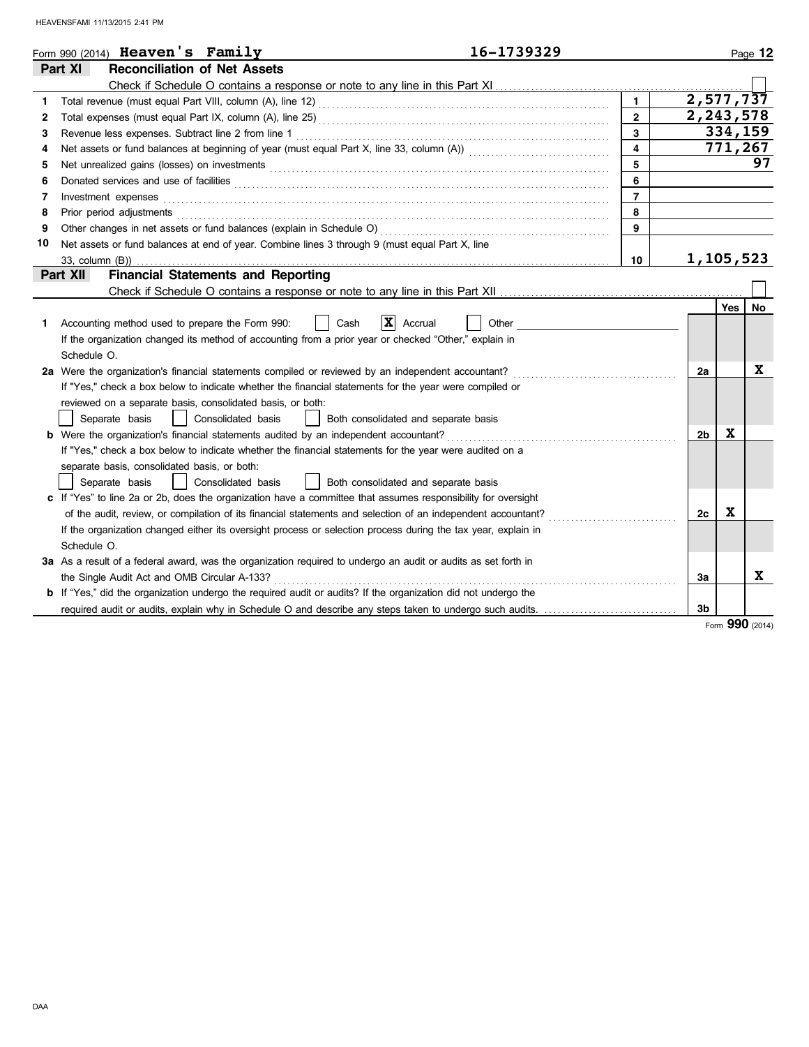Form 990 (2014) **Heaven's Family** **16-1739329** Page 12

## Part XI — Reconciliation of Net Assets

Check if Schedule O contains a response or note to any line in this Part XI ☐

| | | Line | Amount |
|---|---|---|---|
| 1 | Total revenue (must equal Part VIII, column (A), line 12) | 1 | 2,577,737 |
| 2 | Total expenses (must equal Part IX, column (A), line 25) | 2 | 2,243,578 |
| 3 | Revenue less expenses. Subtract line 2 from line 1 | 3 | 334,159 |
| 4 | Net assets or fund balances at beginning of year (must equal Part X, line 33, column (A)) | 4 | 771,267 |
| 5 | Net unrealized gains (losses) on investments | 5 | 97 |
| 6 | Donated services and use of facilities | 6 | |
| 7 | Investment expenses | 7 | |
| 8 | Prior period adjustments | 8 | |
| 9 | Other changes in net assets or fund balances (explain in Schedule O) | 9 | |
| 10 | Net assets or fund balances at end of year. Combine lines 3 through 9 (must equal Part X, line 33, column (B)) | 10 | 1,105,523 |

## Part XII — Financial Statements and Reporting

Check if Schedule O contains a response or note to any line in this Part XII ☐

| | | Line | Yes | No |
|---|---|---|---|---|
| 1 | Accounting method used to prepare the Form 990: ☐ Cash ☒ Accrual ☐ Other<br>If the organization changed its method of accounting from a prior year or checked "Other," explain in Schedule O. | | | |
| 2a | Were the organization's financial statements compiled or reviewed by an independent accountant?<br>If "Yes," check a box below to indicate whether the financial statements for the year were compiled or reviewed on a separate basis, consolidated basis, or both:<br>☐ Separate basis ☐ Consolidated basis ☐ Both consolidated and separate basis | 2a | | X |
| b | Were the organization's financial statements audited by an independent accountant?<br>If "Yes," check a box below to indicate whether the financial statements for the year were audited on a separate basis, consolidated basis, or both:<br>☐ Separate basis ☐ Consolidated basis ☐ Both consolidated and separate basis | 2b | X | |
| c | If "Yes" to line 2a or 2b, does the organization have a committee that assumes responsibility for oversight of the audit, review, or compilation of its financial statements and selection of an independent accountant?<br>If the organization changed either its oversight process or selection process during the tax year, explain in Schedule O. | 2c | X | |
| 3a | As a result of a federal award, was the organization required to undergo an audit or audits as set forth in the Single Audit Act and OMB Circular A-133? | 3a | | X |
| b | If "Yes," did the organization undergo the required audit or audits? If the organization did not undergo the required audit or audits, explain why in Schedule O and describe any steps taken to undergo such audits. | 3b | | |

Form **990** (2014)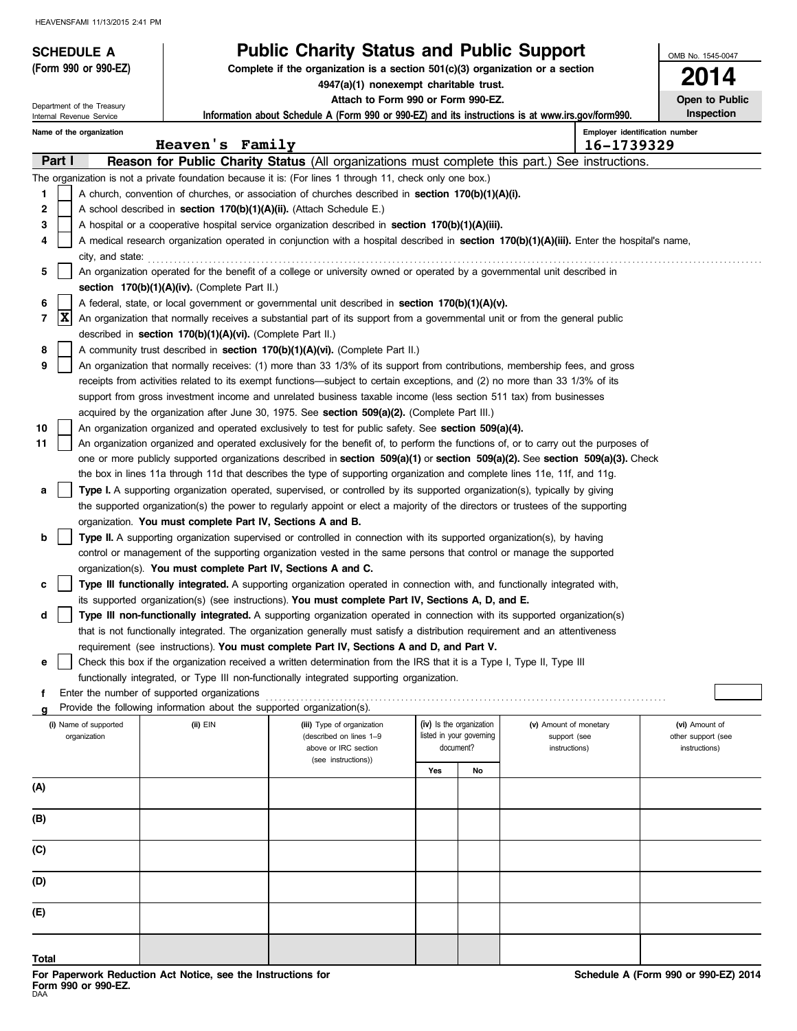HEAVENSFAMI 11/13/2015 2:41 PM

**SCHEDULE A**
**(Form 990 or 990-EZ)**

Department of the Treasury
Internal Revenue Service

# Public Charity Status and Public Support

**Complete if the organization is a section 501(c)(3) organization or a section 4947(a)(1) nonexempt charitable trust.**

**Attach to Form 990 or Form 990-EZ.**

**Information about Schedule A (Form 990 or 990-EZ) and its instructions is at www.irs.gov/form990.**

OMB No. 1545-0047

**2014**

**Open to Public Inspection**

Name of the organization: **Heaven's Family**

Employer identification number: **16-1739329**

## Part I — Reason for Public Charity Status (All organizations must complete this part.) See instructions.

The organization is not a private foundation because it is: (For lines 1 through 11, check only one box.)

1. [ ] A church, convention of churches, or association of churches described in **section 170(b)(1)(A)(i).**
2. [ ] A school described in **section 170(b)(1)(A)(ii).** (Attach Schedule E.)
3. [ ] A hospital or a cooperative hospital service organization described in **section 170(b)(1)(A)(iii).**
4. [ ] A medical research organization operated in conjunction with a hospital described in **section 170(b)(1)(A)(iii).** Enter the hospital's name, city, and state:
5. [ ] An organization operated for the benefit of a college or university owned or operated by a governmental unit described in **section 170(b)(1)(A)(iv).** (Complete Part II.)
6. [ ] A federal, state, or local government or governmental unit described in **section 170(b)(1)(A)(v).**
7. [X] An organization that normally receives a substantial part of its support from a governmental unit or from the general public described in **section 170(b)(1)(A)(vi).** (Complete Part II.)
8. [ ] A community trust described in **section 170(b)(1)(A)(vi).** (Complete Part II.)
9. [ ] An organization that normally receives: (1) more than 33 1/3% of its support from contributions, membership fees, and gross receipts from activities related to its exempt functions—subject to certain exceptions, and (2) no more than 33 1/3% of its support from gross investment income and unrelated business taxable income (less section 511 tax) from businesses acquired by the organization after June 30, 1975. See **section 509(a)(2).** (Complete Part III.)
10. [ ] An organization organized and operated exclusively to test for public safety. See **section 509(a)(4).**
11. [ ] An organization organized and operated exclusively for the benefit of, to perform the functions of, or to carry out the purposes of one or more publicly supported organizations described in **section 509(a)(1)** or **section 509(a)(2).** See **section 509(a)(3).** Check the box in lines 11a through 11d that describes the type of supporting organization and complete lines 11e, 11f, and 11g.

- **a** [ ] **Type I.** A supporting organization operated, supervised, or controlled by its supported organization(s), typically by giving the supported organization(s) the power to regularly appoint or elect a majority of the directors or trustees of the supporting organization. **You must complete Part IV, Sections A and B.**
- **b** [ ] **Type II.** A supporting organization supervised or controlled in connection with its supported organization(s), by having control or management of the supporting organization vested in the same persons that control or manage the supported organization(s). **You must complete Part IV, Sections A and C.**
- **c** [ ] **Type III functionally integrated.** A supporting organization operated in connection with, and functionally integrated with, its supported organization(s) (see instructions). **You must complete Part IV, Sections A, D, and E.**
- **d** [ ] **Type III non-functionally integrated.** A supporting organization operated in connection with its supported organization(s) that is not functionally integrated. The organization generally must satisfy a distribution requirement and an attentiveness requirement (see instructions). **You must complete Part IV, Sections A and D, and Part V.**
- **e** [ ] Check this box if the organization received a written determination from the IRS that it is a Type I, Type II, Type III functionally integrated, or Type III non-functionally integrated supporting organization.
- **f** Enter the number of supported organizations
- **g** Provide the following information about the supported organization(s).

| | (i) Name of supported organization | (ii) EIN | (iii) Type of organization (described on lines 1–9 above or IRC section (see instructions)) | (iv) Is the organization listed in your governing document? | | (v) Amount of monetary support (see instructions) | (vi) Amount of other support (see instructions) |
|---|---|---|---|---|---|---|---|
| | | | | Yes | No | | |
| (A) | | | | | | | |
| (B) | | | | | | | |
| (C) | | | | | | | |
| (D) | | | | | | | |
| (E) | | | | | | | |
| Total | | | | | | | |

**For Paperwork Reduction Act Notice, see the Instructions for Form 990 or 990-EZ.**

DAA

**Schedule A (Form 990 or 990-EZ) 2014**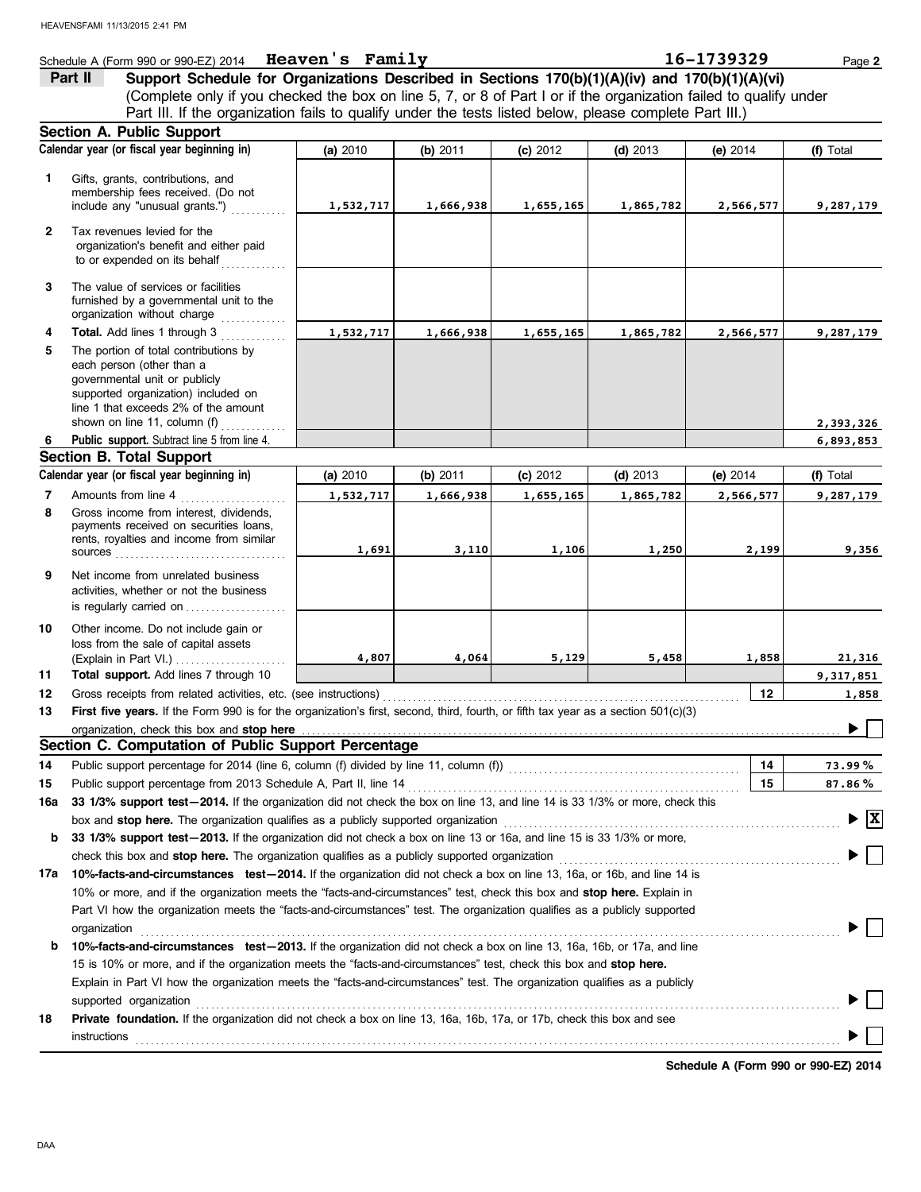Schedule A (Form 990 or 990-EZ) 2014 **Heaven's Family** 16-1739329 Page **2**

**Part II** **Support Schedule for Organizations Described in Sections 170(b)(1)(A)(iv) and 170(b)(1)(A)(vi)**
(Complete only if you checked the box on line 5, 7, or 8 of Part I or if the organization failed to qualify under Part III. If the organization fails to qualify under the tests listed below, please complete Part III.)

## Section A. Public Support

| Calendar year (or fiscal year beginning in) | (a) 2010 | (b) 2011 | (c) 2012 | (d) 2013 | (e) 2014 | (f) Total |
|---|---|---|---|---|---|---|
| **1** Gifts, grants, contributions, and membership fees received. (Do not include any "unusual grants.") | 1,532,717 | 1,666,938 | 1,655,165 | 1,865,782 | 2,566,577 | 9,287,179 |
| **2** Tax revenues levied for the organization's benefit and either paid to or expended on its behalf | | | | | | |
| **3** The value of services or facilities furnished by a governmental unit to the organization without charge | | | | | | |
| **4** **Total.** Add lines 1 through 3 | 1,532,717 | 1,666,938 | 1,655,165 | 1,865,782 | 2,566,577 | 9,287,179 |
| **5** The portion of total contributions by each person (other than a governmental unit or publicly supported organization) included on line 1 that exceeds 2% of the amount shown on line 11, column (f) | | | | | | 2,393,326 |
| **6** **Public support.** Subtract line 5 from line 4. | | | | | | 6,893,853 |

## Section B. Total Support

| Calendar year (or fiscal year beginning in) | (a) 2010 | (b) 2011 | (c) 2012 | (d) 2013 | (e) 2014 | (f) Total |
|---|---|---|---|---|---|---|
| **7** Amounts from line 4 | 1,532,717 | 1,666,938 | 1,655,165 | 1,865,782 | 2,566,577 | 9,287,179 |
| **8** Gross income from interest, dividends, payments received on securities loans, rents, royalties and income from similar sources | 1,691 | 3,110 | 1,106 | 1,250 | 2,199 | 9,356 |
| **9** Net income from unrelated business activities, whether or not the business is regularly carried on | | | | | | |
| **10** Other income. Do not include gain or loss from the sale of capital assets (Explain in Part VI.) | 4,807 | 4,064 | 5,129 | 5,458 | 1,858 | 21,316 |
| **11** **Total support.** Add lines 7 through 10 | | | | | | 9,317,851 |

**12** Gross receipts from related activities, etc. (see instructions) — **12** — 1,858

**13** **First five years.** If the Form 990 is for the organization's first, second, third, fourth, or fifth tax year as a section 501(c)(3) organization, check this box and **stop here** ☐

## Section C. Computation of Public Support Percentage

**14** Public support percentage for 2014 (line 6, column (f) divided by line 11, column (f)) — **14** — 73.99 %

**15** Public support percentage from 2013 Schedule A, Part II, line 14 — **15** — 87.86 %

**16a** **33 1/3% support test—2014.** If the organization did not check the box on line 13, and line 14 is 33 1/3% or more, check this box and **stop here.** The organization qualifies as a publicly supported organization ☒

**b** **33 1/3% support test—2013.** If the organization did not check a box on line 13 or 16a, and line 15 is 33 1/3% or more, check this box and **stop here.** The organization qualifies as a publicly supported organization ☐

**17a** **10%-facts-and-circumstances test—2014.** If the organization did not check a box on line 13, 16a, or 16b, and line 14 is 10% or more, and if the organization meets the "facts-and-circumstances" test, check this box and **stop here.** Explain in Part VI how the organization meets the "facts-and-circumstances" test. The organization qualifies as a publicly supported organization ☐

**b** **10%-facts-and-circumstances test—2013.** If the organization did not check a box on line 13, 16a, 16b, or 17a, and line 15 is 10% or more, and if the organization meets the "facts-and-circumstances" test, check this box and **stop here.** Explain in Part VI how the organization meets the "facts-and-circumstances" test. The organization qualifies as a publicly supported organization ☐

**18** **Private foundation.** If the organization did not check a box on line 13, 16a, 16b, 17a, or 17b, check this box and see instructions ☐

**Schedule A (Form 990 or 990-EZ) 2014**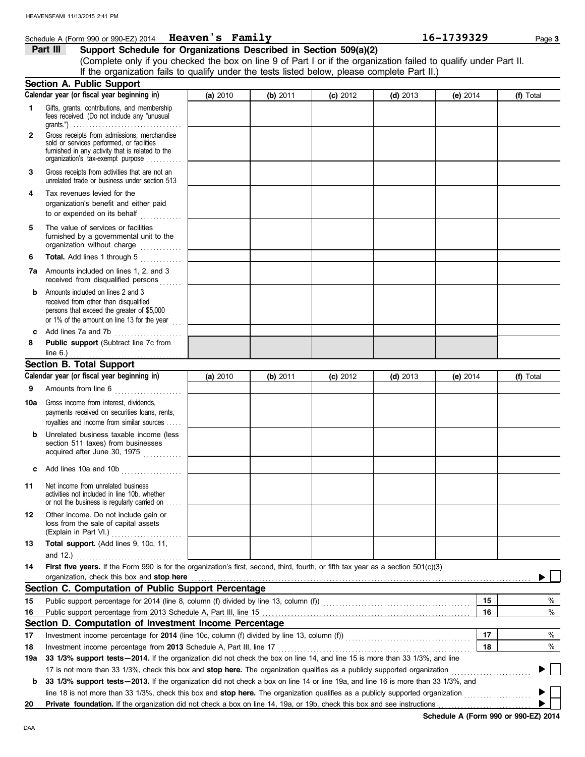Schedule A (Form 990 or 990-EZ) 2014 **Heaven's Family** **16-1739329**

## Part III Support Schedule for Organizations Described in Section 509(a)(2)

(Complete only if you checked the box on line 9 of Part I or if the organization failed to qualify under Part II. If the organization fails to qualify under the tests listed below, please complete Part II.)

### Section A. Public Support

| Calendar year (or fiscal year beginning in) | (a) 2010 | (b) 2011 | (c) 2012 | (d) 2013 | (e) 2014 | (f) Total |
|---|---|---|---|---|---|---|
| **1** Gifts, grants, contributions, and membership fees received. (Do not include any "unusual grants.") | | | | | | |
| **2** Gross receipts from admissions, merchandise sold or services performed, or facilities furnished in any activity that is related to the organization's tax-exempt purpose | | | | | | |
| **3** Gross receipts from activities that are not an unrelated trade or business under section 513 | | | | | | |
| **4** Tax revenues levied for the organization's benefit and either paid to or expended on its behalf | | | | | | |
| **5** The value of services or facilities furnished by a governmental unit to the organization without charge | | | | | | |
| **6** **Total.** Add lines 1 through 5 | | | | | | |
| **7a** Amounts included on lines 1, 2, and 3 received from disqualified persons | | | | | | |
| **b** Amounts included on lines 2 and 3 received from other than disqualified persons that exceed the greater of $5,000 or 1% of the amount on line 13 for the year | | | | | | |
| **c** Add lines 7a and 7b | | | | | | |
| **8** **Public support** (Subtract line 7c from line 6.) | | | | | | |

### Section B. Total Support

| Calendar year (or fiscal year beginning in) | (a) 2010 | (b) 2011 | (c) 2012 | (d) 2013 | (e) 2014 | (f) Total |
|---|---|---|---|---|---|---|
| **9** Amounts from line 6 | | | | | | |
| **10a** Gross income from interest, dividends, payments received on securities loans, rents, royalties and income from similar sources | | | | | | |
| **b** Unrelated business taxable income (less section 511 taxes) from businesses acquired after June 30, 1975 | | | | | | |
| **c** Add lines 10a and 10b | | | | | | |
| **11** Net income from unrelated business activities not included in line 10b, whether or not the business is regularly carried on | | | | | | |
| **12** Other income. Do not include gain or loss from the sale of capital assets (Explain in Part VI.) | | | | | | |
| **13** **Total support.** (Add lines 9, 10c, 11, and 12.) | | | | | | |

**14** **First five years.** If the Form 990 is for the organization's first, second, third, fourth, or fifth tax year as a section 501(c)(3) organization, check this box and **stop here** ▶ ☐

### Section C. Computation of Public Support Percentage

| | | | |
|---|---|---|---|
| **15** | Public support percentage for 2014 (line 8, column (f) divided by line 13, column (f)) | 15 | % |
| **16** | Public support percentage from 2013 Schedule A, Part III, line 15 | 16 | % |

### Section D. Computation of Investment Income Percentage

| | | | |
|---|---|---|---|
| **17** | Investment income percentage for **2014** (line 10c, column (f) divided by line 13, column (f)) | 17 | % |
| **18** | Investment income percentage from **2013** Schedule A, Part III, line 17 | 18 | % |

**19a** **33 1/3% support tests—2014.** If the organization did not check the box on line 14, and line 15 is more than 33 1/3%, and line 17 is not more than 33 1/3%, check this box and **stop here.** The organization qualifies as a publicly supported organization ▶ ☐

**b** **33 1/3% support tests—2013.** If the organization did not check a box on line 14 or line 19a, and line 16 is more than 33 1/3%, and line 18 is not more than 33 1/3%, check this box and **stop here.** The organization qualifies as a publicly supported organization ▶ ☐

**20** **Private foundation.** If the organization did not check a box on line 14, 19a, or 19b, check this box and see instructions ▶ ☐

**Schedule A (Form 990 or 990-EZ) 2014**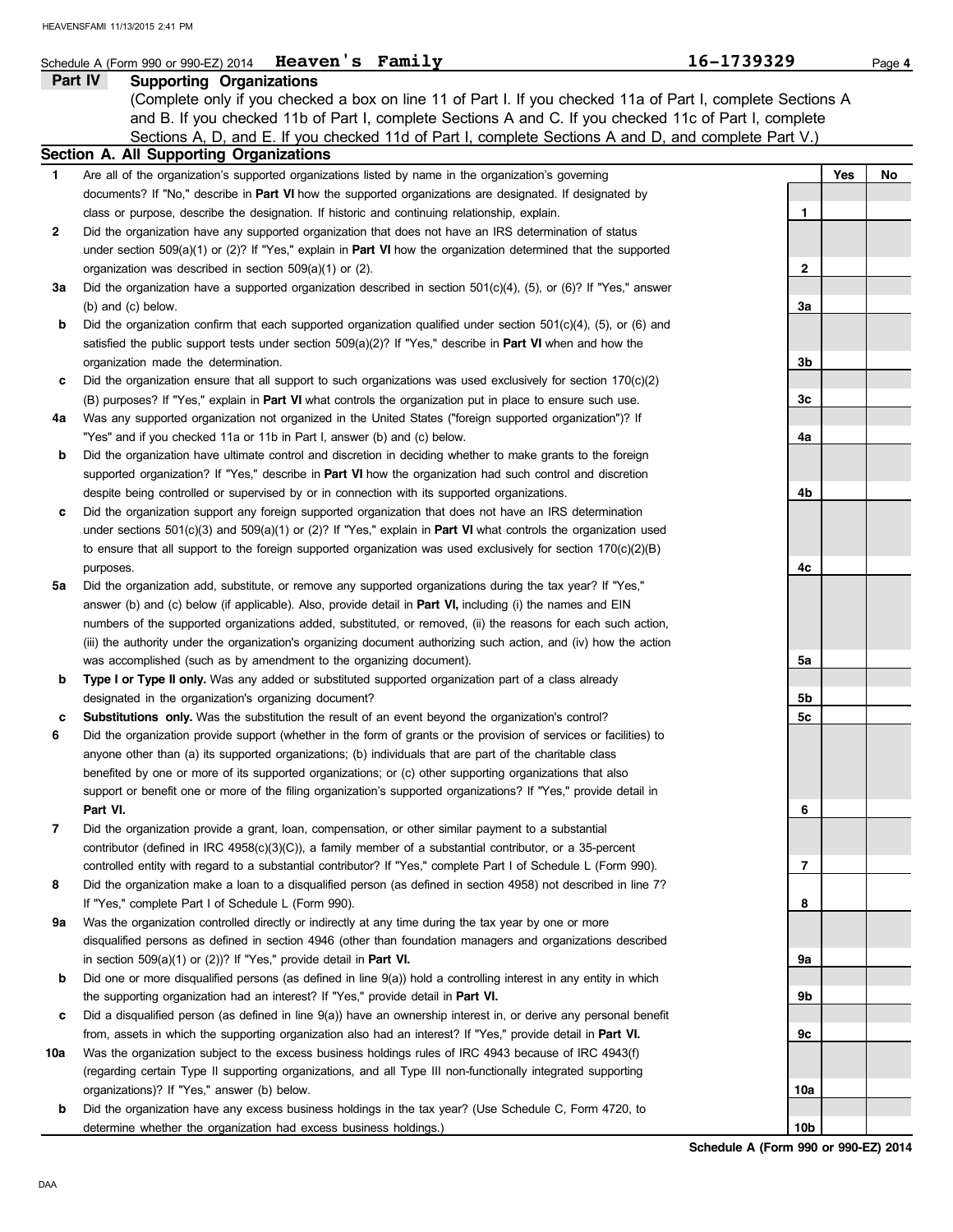Schedule A (Form 990 or 990-EZ) 2014 **Heaven's Family** **16-1739329**

## Part IV Supporting Organizations

(Complete only if you checked a box on line 11 of Part I. If you checked 11a of Part I, complete Sections A and B. If you checked 11b of Part I, complete Sections A and C. If you checked 11c of Part I, complete Sections A, D, and E. If you checked 11d of Part I, complete Sections A and D, and complete Part V.)

### Section A. All Supporting Organizations

| | | | Yes | No |
|---|---|---|---|---|
| **1** | Are all of the organization's supported organizations listed by name in the organization's governing documents? If "No," describe in **Part VI** how the supported organizations are designated. If designated by class or purpose, describe the designation. If historic and continuing relationship, explain. | **1** | | |
| **2** | Did the organization have any supported organization that does not have an IRS determination of status under section 509(a)(1) or (2)? If "Yes," explain in **Part VI** how the organization determined that the supported organization was described in section 509(a)(1) or (2). | **2** | | |
| **3a** | Did the organization have a supported organization described in section 501(c)(4), (5), or (6)? If "Yes," answer (b) and (c) below. | **3a** | | |
| **b** | Did the organization confirm that each supported organization qualified under section 501(c)(4), (5), or (6) and satisfied the public support tests under section 509(a)(2)? If "Yes," describe in **Part VI** when and how the organization made the determination. | **3b** | | |
| **c** | Did the organization ensure that all support to such organizations was used exclusively for section 170(c)(2)(B) purposes? If "Yes," explain in **Part VI** what controls the organization put in place to ensure such use. | **3c** | | |
| **4a** | Was any supported organization not organized in the United States ("foreign supported organization")? If "Yes" and if you checked 11a or 11b in Part I, answer (b) and (c) below. | **4a** | | |
| **b** | Did the organization have ultimate control and discretion in deciding whether to make grants to the foreign supported organization? If "Yes," describe in **Part VI** how the organization had such control and discretion despite being controlled or supervised by or in connection with its supported organizations. | **4b** | | |
| **c** | Did the organization support any foreign supported organization that does not have an IRS determination under sections 501(c)(3) and 509(a)(1) or (2)? If "Yes," explain in **Part VI** what controls the organization used to ensure that all support to the foreign supported organization was used exclusively for section 170(c)(2)(B) purposes. | **4c** | | |
| **5a** | Did the organization add, substitute, or remove any supported organizations during the tax year? If "Yes," answer (b) and (c) below (if applicable). Also, provide detail in **Part VI,** including (i) the names and EIN numbers of the supported organizations added, substituted, or removed, (ii) the reasons for each such action, (iii) the authority under the organization's organizing document authorizing such action, and (iv) how the action was accomplished (such as by amendment to the organizing document). | **5a** | | |
| **b** | **Type I or Type II only.** Was any added or substituted supported organization part of a class already designated in the organization's organizing document? | **5b** | | |
| **c** | **Substitutions only.** Was the substitution the result of an event beyond the organization's control? | **5c** | | |
| **6** | Did the organization provide support (whether in the form of grants or the provision of services or facilities) to anyone other than (a) its supported organizations; (b) individuals that are part of the charitable class benefited by one or more of its supported organizations; or (c) other supporting organizations that also support or benefit one or more of the filing organization's supported organizations? If "Yes," provide detail in **Part VI.** | **6** | | |
| **7** | Did the organization provide a grant, loan, compensation, or other similar payment to a substantial contributor (defined in IRC 4958(c)(3)(C)), a family member of a substantial contributor, or a 35-percent controlled entity with regard to a substantial contributor? If "Yes," complete Part I of Schedule L (Form 990). | **7** | | |
| **8** | Did the organization make a loan to a disqualified person (as defined in section 4958) not described in line 7? If "Yes," complete Part I of Schedule L (Form 990). | **8** | | |
| **9a** | Was the organization controlled directly or indirectly at any time during the tax year by one or more disqualified persons as defined in section 4946 (other than foundation managers and organizations described in section 509(a)(1) or (2))? If "Yes," provide detail in **Part VI.** | **9a** | | |
| **b** | Did one or more disqualified persons (as defined in line 9(a)) hold a controlling interest in any entity in which the supporting organization had an interest? If "Yes," provide detail in **Part VI.** | **9b** | | |
| **c** | Did a disqualified person (as defined in line 9(a)) have an ownership interest in, or derive any personal benefit from, assets in which the supporting organization also had an interest? If "Yes," provide detail in **Part VI.** | **9c** | | |
| **10a** | Was the organization subject to the excess business holdings rules of IRC 4943 because of IRC 4943(f) (regarding certain Type II supporting organizations, and all Type III non-functionally integrated supporting organizations)? If "Yes," answer (b) below. | **10a** | | |
| **b** | Did the organization have any excess business holdings in the tax year? (Use Schedule C, Form 4720, to determine whether the organization had excess business holdings.) | **10b** | | |

**Schedule A (Form 990 or 990-EZ) 2014**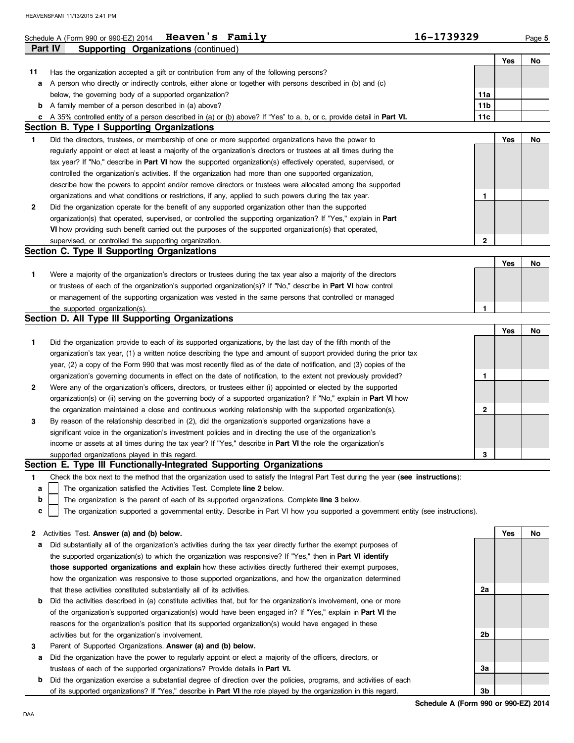Schedule A (Form 990 or 990-EZ) 2014 **Heaven's Family** **16-1739329** Page **5**

## Part IV Supporting Organizations (continued)

| | | | Yes | No |
|---|---|---|---|---|
| **11** | Has the organization accepted a gift or contribution from any of the following persons? | | | |
| **a** | A person who directly or indirectly controls, either alone or together with persons described in (b) and (c) below, the governing body of a supported organization? | 11a | | |
| **b** | A family member of a person described in (a) above? | 11b | | |
| **c** | A 35% controlled entity of a person described in (a) or (b) above? If "Yes" to a, b, or c, provide detail in **Part VI.** | 11c | | |

### Section B. Type I Supporting Organizations

| | | | Yes | No |
|---|---|---|---|---|
| **1** | Did the directors, trustees, or membership of one or more supported organizations have the power to regularly appoint or elect at least a majority of the organization's directors or trustees at all times during the tax year? If "No," describe in **Part VI** how the supported organization(s) effectively operated, supervised, or controlled the organization's activities. If the organization had more than one supported organization, describe how the powers to appoint and/or remove directors or trustees were allocated among the supported organizations and what conditions or restrictions, if any, applied to such powers during the tax year. | 1 | | |
| **2** | Did the organization operate for the benefit of any supported organization other than the supported organization(s) that operated, supervised, or controlled the supporting organization? If "Yes," explain in **Part VI** how providing such benefit carried out the purposes of the supported organization(s) that operated, supervised, or controlled the supporting organization. | 2 | | |

### Section C. Type II Supporting Organizations

| | | | Yes | No |
|---|---|---|---|---|
| **1** | Were a majority of the organization's directors or trustees during the tax year also a majority of the directors or trustees of each of the organization's supported organization(s)? If "No," describe in **Part VI** how control or management of the supporting organization was vested in the same persons that controlled or managed the supported organization(s). | 1 | | |

### Section D. All Type III Supporting Organizations

| | | | Yes | No |
|---|---|---|---|---|
| **1** | Did the organization provide to each of its supported organizations, by the last day of the fifth month of the organization's tax year, (1) a written notice describing the type and amount of support provided during the prior tax year, (2) a copy of the Form 990 that was most recently filed as of the date of notification, and (3) copies of the organization's governing documents in effect on the date of notification, to the extent not previously provided? | 1 | | |
| **2** | Were any of the organization's officers, directors, or trustees either (i) appointed or elected by the supported organization(s) or (ii) serving on the governing body of a supported organization? If "No," explain in **Part VI** how the organization maintained a close and continuous working relationship with the supported organization(s). | 2 | | |
| **3** | By reason of the relationship described in (2), did the organization's supported organizations have a significant voice in the organization's investment policies and in directing the use of the organization's income or assets at all times during the tax year? If "Yes," describe in **Part VI** the role the organization's supported organizations played in this regard. | 3 | | |

### Section E. Type III Functionally-Integrated Supporting Organizations

**1** Check the box next to the method that the organization used to satisfy the Integral Part Test during the year (**see instructions**):

- **a** ☐ The organization satisfied the Activities Test. Complete **line 2** below.
- **b** ☐ The organization is the parent of each of its supported organizations. Complete **line 3** below.
- **c** ☐ The organization supported a governmental entity. Describe in Part VI how you supported a government entity (see instructions).

| | | | Yes | No |
|---|---|---|---|---|
| **2** | Activities Test. **Answer (a) and (b) below.** | | | |
| **a** | Did substantially all of the organization's activities during the tax year directly further the exempt purposes of the supported organization(s) to which the organization was responsive? If "Yes," then in **Part VI identify those supported organizations and explain** how these activities directly furthered their exempt purposes, how the organization was responsive to those supported organizations, and how the organization determined that these activities constituted substantially all of its activities. | 2a | | |
| **b** | Did the activities described in (a) constitute activities that, but for the organization's involvement, one or more of the organization's supported organization(s) would have been engaged in? If "Yes," explain in **Part VI** the reasons for the organization's position that its supported organization(s) would have engaged in these activities but for the organization's involvement. | 2b | | |
| **3** | Parent of Supported Organizations. **Answer (a) and (b) below.** | | | |
| **a** | Did the organization have the power to regularly appoint or elect a majority of the officers, directors, or trustees of each of the supported organizations? Provide details in **Part VI.** | 3a | | |
| **b** | Did the organization exercise a substantial degree of direction over the policies, programs, and activities of each of its supported organizations? If "Yes," describe in **Part VI** the role played by the organization in this regard. | 3b | | |

**Schedule A (Form 990 or 990-EZ) 2014**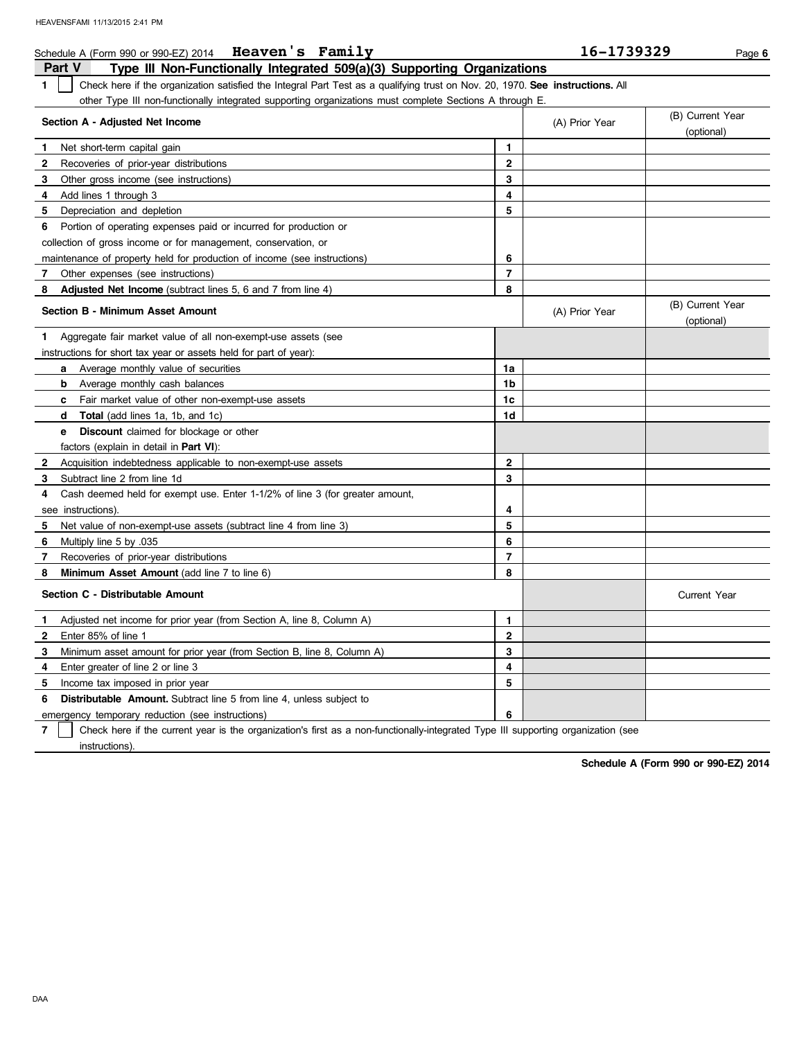Schedule A (Form 990 or 990-EZ) 2014 **Heaven's Family** **16-1739329**

## Part V Type III Non-Functionally Integrated 509(a)(3) Supporting Organizations

**1** ☐ Check here if the organization satisfied the Integral Part Test as a qualifying trust on Nov. 20, 1970. **See instructions.** All other Type III non-functionally integrated supporting organizations must complete Sections A through E.

| Section A - Adjusted Net Income | | (A) Prior Year | (B) Current Year (optional) |
|---|---|---|---|
| **1** Net short-term capital gain | 1 | | |
| **2** Recoveries of prior-year distributions | 2 | | |
| **3** Other gross income (see instructions) | 3 | | |
| **4** Add lines 1 through 3 | 4 | | |
| **5** Depreciation and depletion | 5 | | |
| **6** Portion of operating expenses paid or incurred for production or collection of gross income or for management, conservation, or maintenance of property held for production of income (see instructions) | 6 | | |
| **7** Other expenses (see instructions) | 7 | | |
| **8** **Adjusted Net Income** (subtract lines 5, 6 and 7 from line 4) | 8 | | |

| Section B - Minimum Asset Amount | | (A) Prior Year | (B) Current Year (optional) |
|---|---|---|---|
| **1** Aggregate fair market value of all non-exempt-use assets (see instructions for short tax year or assets held for part of year): | | | |
| **a** Average monthly value of securities | 1a | | |
| **b** Average monthly cash balances | 1b | | |
| **c** Fair market value of other non-exempt-use assets | 1c | | |
| **d** **Total** (add lines 1a, 1b, and 1c) | 1d | | |
| **e** **Discount** claimed for blockage or other factors (explain in detail in **Part VI**): | | | |
| **2** Acquisition indebtedness applicable to non-exempt-use assets | 2 | | |
| **3** Subtract line 2 from line 1d | 3 | | |
| **4** Cash deemed held for exempt use. Enter 1-1/2% of line 3 (for greater amount, see instructions). | 4 | | |
| **5** Net value of non-exempt-use assets (subtract line 4 from line 3) | 5 | | |
| **6** Multiply line 5 by .035 | 6 | | |
| **7** Recoveries of prior-year distributions | 7 | | |
| **8** **Minimum Asset Amount** (add line 7 to line 6) | 8 | | |

| Section C - Distributable Amount | | | Current Year |
|---|---|---|---|
| **1** Adjusted net income for prior year (from Section A, line 8, Column A) | 1 | | |
| **2** Enter 85% of line 1 | 2 | | |
| **3** Minimum asset amount for prior year (from Section B, line 8, Column A) | 3 | | |
| **4** Enter greater of line 2 or line 3 | 4 | | |
| **5** Income tax imposed in prior year | 5 | | |
| **6** **Distributable Amount.** Subtract line 5 from line 4, unless subject to emergency temporary reduction (see instructions) | 6 | | |

**7** ☐ Check here if the current year is the organization's first as a non-functionally-integrated Type III supporting organization (see instructions).

**Schedule A (Form 990 or 990-EZ) 2014**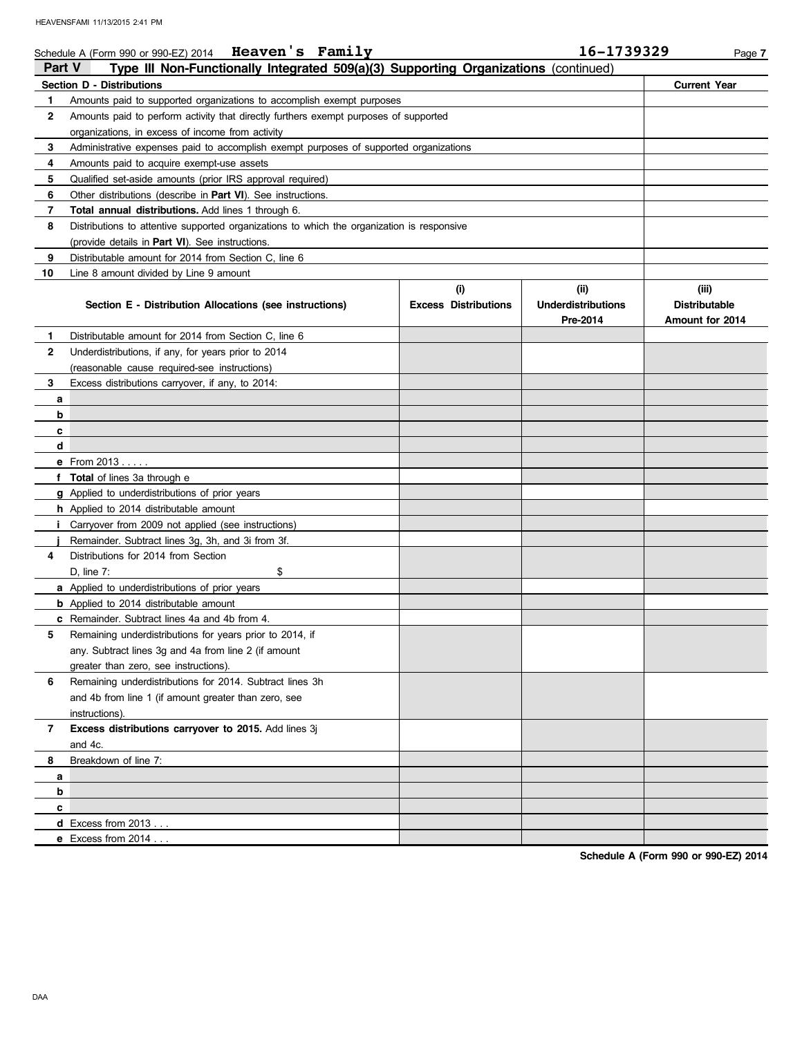Schedule A (Form 990 or 990-EZ) 2014 **Heaven's Family** **16-1739329**

## Part V Type III Non-Functionally Integrated 509(a)(3) Supporting Organizations (continued)

| Section D - Distributions | | Current Year |
|---|---|---|
| 1 | Amounts paid to supported organizations to accomplish exempt purposes | |
| 2 | Amounts paid to perform activity that directly furthers exempt purposes of supported organizations, in excess of income from activity | |
| 3 | Administrative expenses paid to accomplish exempt purposes of supported organizations | |
| 4 | Amounts paid to acquire exempt-use assets | |
| 5 | Qualified set-aside amounts (prior IRS approval required) | |
| 6 | Other distributions (describe in **Part VI**). See instructions. | |
| 7 | **Total annual distributions.** Add lines 1 through 6. | |
| 8 | Distributions to attentive supported organizations to which the organization is responsive (provide details in **Part VI**). See instructions. | |
| 9 | Distributable amount for 2014 from Section C, line 6 | |
| 10 | Line 8 amount divided by Line 9 amount | |

| | Section E - Distribution Allocations (see instructions) | (i) Excess Distributions | (ii) Underdistributions Pre-2014 | (iii) Distributable Amount for 2014 |
|---|---|---|---|---|
| 1 | Distributable amount for 2014 from Section C, line 6 | | | |
| 2 | Underdistributions, if any, for years prior to 2014 (reasonable cause required-see instructions) | | | |
| 3 | Excess distributions carryover, if any, to 2014: | | | |
| a | | | | |
| b | | | | |
| c | | | | |
| d | | | | |
| e | From 2013 . . . . . | | | |
| f | **Total** of lines 3a through e | | | |
| g | Applied to underdistributions of prior years | | | |
| h | Applied to 2014 distributable amount | | | |
| i | Carryover from 2009 not applied (see instructions) | | | |
| j | Remainder. Subtract lines 3g, 3h, and 3i from 3f. | | | |
| 4 | Distributions for 2014 from Section D, line 7: $ | | | |
| a | Applied to underdistributions of prior years | | | |
| b | Applied to 2014 distributable amount | | | |
| c | Remainder. Subtract lines 4a and 4b from 4. | | | |
| 5 | Remaining underdistributions for years prior to 2014, if any. Subtract lines 3g and 4a from line 2 (if amount greater than zero, see instructions). | | | |
| 6 | Remaining underdistributions for 2014. Subtract lines 3h and 4b from line 1 (if amount greater than zero, see instructions). | | | |
| 7 | **Excess distributions carryover to 2015.** Add lines 3j and 4c. | | | |
| 8 | Breakdown of line 7: | | | |
| a | | | | |
| b | | | | |
| c | | | | |
| d | Excess from 2013 . . . | | | |
| e | Excess from 2014 . . . | | | |

**Schedule A (Form 990 or 990-EZ) 2014**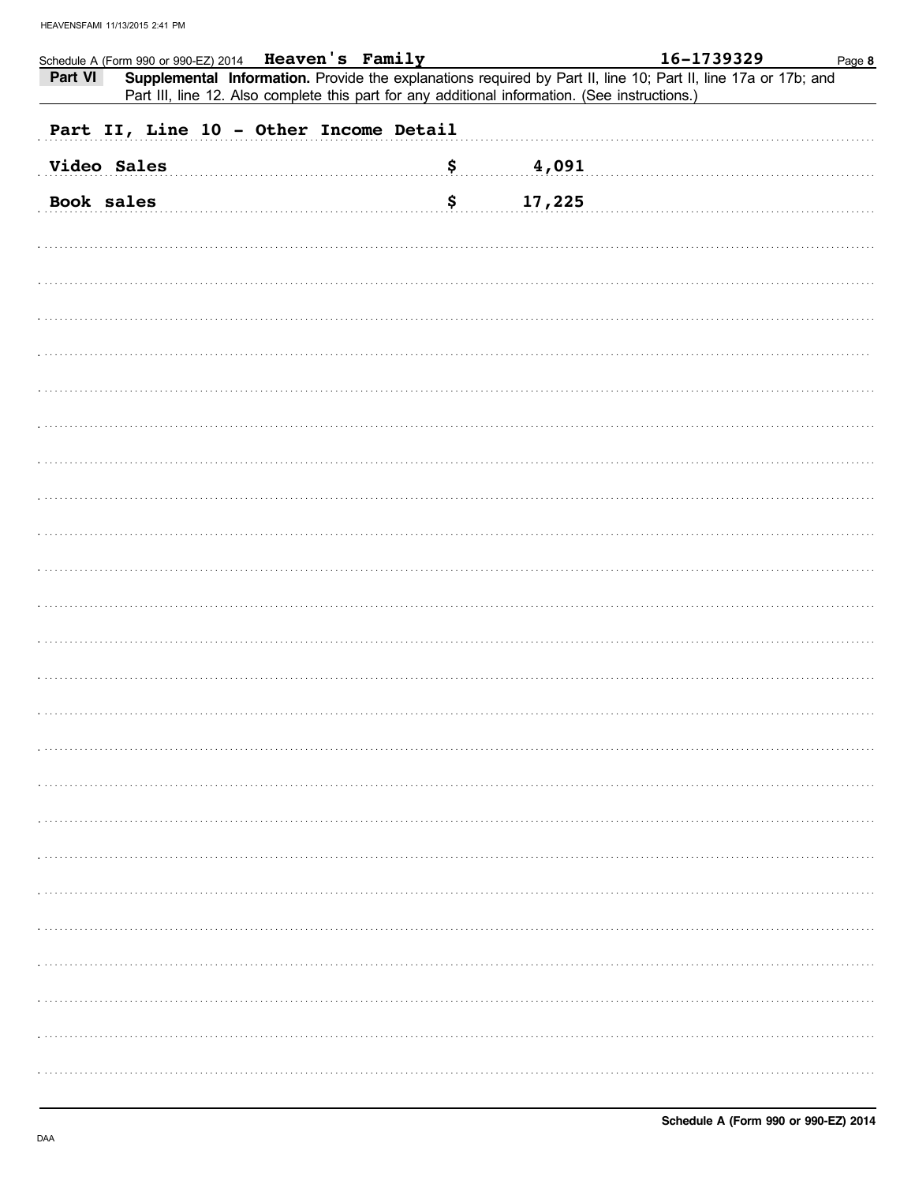Schedule A (Form 990 or 990-EZ) 2014 **Heaven's Family** **16-1739329**

**Part VI** **Supplemental Information.** Provide the explanations required by Part II, line 10; Part II, line 17a or 17b; and Part III, line 12. Also complete this part for any additional information. (See instructions.)

**Part II, Line 10 - Other Income Detail**

| | | |
|---|---|---|
| **Video Sales** | **$** | **4,091** |
| **Book sales** | **$** | **17,225** |

**Schedule A (Form 990 or 990-EZ) 2014**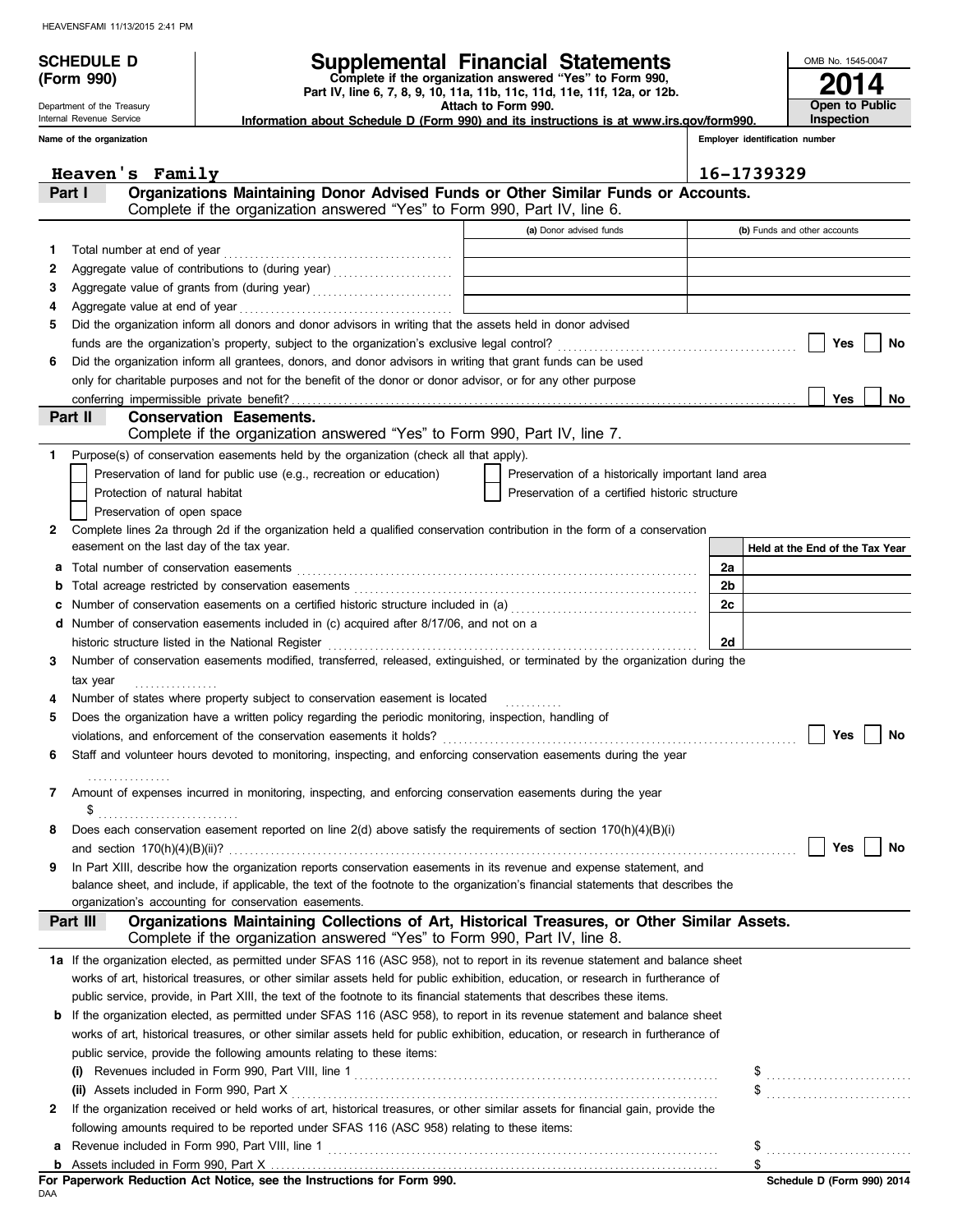**SCHEDULE D (Form 990)**

Department of the Treasury
Internal Revenue Service

# Supplemental Financial Statements

**Complete if the organization answered "Yes" to Form 990, Part IV, line 6, 7, 8, 9, 10, 11a, 11b, 11c, 11d, 11e, 11f, 12a, or 12b.**
**Attach to Form 990.**
**Information about Schedule D (Form 990) and its instructions is at www.irs.gov/form990.**

OMB No. 1545-0047
**2014**
**Open to Public Inspection**

Name of the organization: **Heaven's Family**
Employer identification number: **16-1739329**

## Part I — Organizations Maintaining Donor Advised Funds or Other Similar Funds or Accounts.
Complete if the organization answered "Yes" to Form 990, Part IV, line 6.

| | | (a) Donor advised funds | (b) Funds and other accounts |
|---|---|---|---|
| 1 | Total number at end of year | | |
| 2 | Aggregate value of contributions to (during year) | | |
| 3 | Aggregate value of grants from (during year) | | |
| 4 | Aggregate value at end of year | | |

5 Did the organization inform all donors and donor advisors in writing that the assets held in donor advised funds are the organization's property, subject to the organization's exclusive legal control? ☐ Yes ☐ No

6 Did the organization inform all grantees, donors, and donor advisors in writing that grant funds can be used only for charitable purposes and not for the benefit of the donor or donor advisor, or for any other purpose conferring impermissible private benefit? ☐ Yes ☐ No

## Part II — Conservation Easements.
Complete if the organization answered "Yes" to Form 990, Part IV, line 7.

1 Purpose(s) of conservation easements held by the organization (check all that apply).

- ☐ Preservation of land for public use (e.g., recreation or education)
- ☐ Protection of natural habitat
- ☐ Preservation of open space
- ☐ Preservation of a historically important land area
- ☐ Preservation of a certified historic structure

2 Complete lines 2a through 2d if the organization held a qualified conservation contribution in the form of a conservation easement on the last day of the tax year.

| | | | Held at the End of the Tax Year |
|---|---|---|---|
| a | Total number of conservation easements | 2a | |
| b | Total acreage restricted by conservation easements | 2b | |
| c | Number of conservation easements on a certified historic structure included in (a) | 2c | |
| d | Number of conservation easements included in (c) acquired after 8/17/06, and not on a historic structure listed in the National Register | 2d | |

3 Number of conservation easements modified, transferred, released, extinguished, or terminated by the organization during the tax year

4 Number of states where property subject to conservation easement is located

5 Does the organization have a written policy regarding the periodic monitoring, inspection, handling of violations, and enforcement of the conservation easements it holds? ☐ Yes ☐ No

6 Staff and volunteer hours devoted to monitoring, inspecting, and enforcing conservation easements during the year

7 Amount of expenses incurred in monitoring, inspecting, and enforcing conservation easements during the year $

8 Does each conservation easement reported on line 2(d) above satisfy the requirements of section 170(h)(4)(B)(i) and section 170(h)(4)(B)(ii)? ☐ Yes ☐ No

9 In Part XIII, describe how the organization reports conservation easements in its revenue and expense statement, and balance sheet, and include, if applicable, the text of the footnote to the organization's financial statements that describes the organization's accounting for conservation easements.

## Part III — Organizations Maintaining Collections of Art, Historical Treasures, or Other Similar Assets.
Complete if the organization answered "Yes" to Form 990, Part IV, line 8.

1a If the organization elected, as permitted under SFAS 116 (ASC 958), not to report in its revenue statement and balance sheet works of art, historical treasures, or other similar assets held for public exhibition, education, or research in furtherance of public service, provide, in Part XIII, the text of the footnote to its financial statements that describes these items.

b If the organization elected, as permitted under SFAS 116 (ASC 958), to report in its revenue statement and balance sheet works of art, historical treasures, or other similar assets held for public exhibition, education, or research in furtherance of public service, provide the following amounts relating to these items:

(i) Revenues included in Form 990, Part VIII, line 1 $

(ii) Assets included in Form 990, Part X $

2 If the organization received or held works of art, historical treasures, or other similar assets for financial gain, provide the following amounts required to be reported under SFAS 116 (ASC 958) relating to these items:

a Revenue included in Form 990, Part VIII, line 1 $

b Assets included in Form 990, Part X $

**For Paperwork Reduction Act Notice, see the Instructions for Form 990.**
DAA
**Schedule D (Form 990) 2014**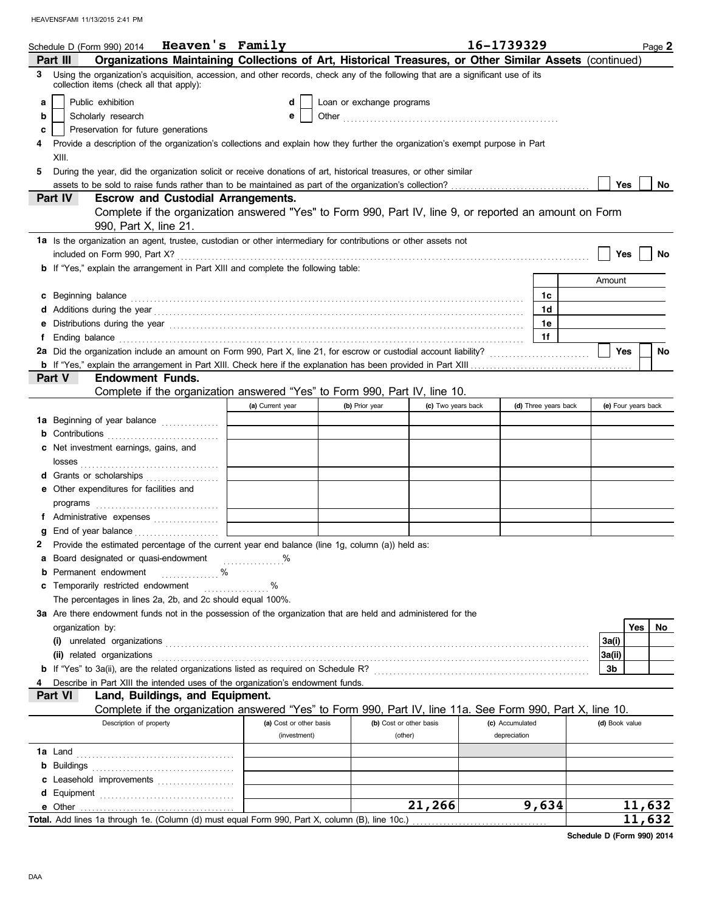Schedule D (Form 990) 2014 **Heaven's Family** **16-1739329** Page **2**

**Part III** **Organizations Maintaining Collections of Art, Historical Treasures, or Other Similar Assets** (continued)

**3** Using the organization's acquisition, accession, and other records, check any of the following that are a significant use of its collection items (check all that apply):

- **a** ☐ Public exhibition
- **b** ☐ Scholarly research
- **c** ☐ Preservation for future generations
- **d** ☐ Loan or exchange programs
- **e** ☐ Other

**4** Provide a description of the organization's collections and explain how they further the organization's exempt purpose in Part XIII.

**5** During the year, did the organization solicit or receive donations of art, historical treasures, or other similar assets to be sold to raise funds rather than to be maintained as part of the organization's collection? ☐ Yes ☐ No

**Part IV** **Escrow and Custodial Arrangements.**

Complete if the organization answered "Yes" to Form 990, Part IV, line 9, or reported an amount on Form 990, Part X, line 21.

**1a** Is the organization an agent, trustee, custodian or other intermediary for contributions or other assets not included on Form 990, Part X? ☐ Yes ☐ No

**b** If "Yes," explain the arrangement in Part XIII and complete the following table:

| | | Amount |
|---|---|---|
| **c** Beginning balance | 1c | |
| **d** Additions during the year | 1d | |
| **e** Distributions during the year | 1e | |
| **f** Ending balance | 1f | |

**2a** Did the organization include an amount on Form 990, Part X, line 21, for escrow or custodial account liability? ☐ Yes ☐ No

**b** If "Yes," explain the arrangement in Part XIII. Check here if the explanation has been provided in Part XIII ☐

**Part V** **Endowment Funds.**

Complete if the organization answered "Yes" to Form 990, Part IV, line 10.

| | (a) Current year | (b) Prior year | (c) Two years back | (d) Three years back | (e) Four years back |
|---|---|---|---|---|---|
| **1a** Beginning of year balance | | | | | |
| **b** Contributions | | | | | |
| **c** Net investment earnings, gains, and losses | | | | | |
| **d** Grants or scholarships | | | | | |
| **e** Other expenditures for facilities and programs | | | | | |
| **f** Administrative expenses | | | | | |
| **g** End of year balance | | | | | |

**2** Provide the estimated percentage of the current year end balance (line 1g, column (a)) held as:

- **a** Board designated or quasi-endowment %
- **b** Permanent endowment %
- **c** Temporarily restricted endowment %

The percentages in lines 2a, 2b, and 2c should equal 100%.

**3a** Are there endowment funds not in the possession of the organization that are held and administered for the organization by:

| | | Yes | No |
|---|---|---|---|
| **(i)** unrelated organizations | 3a(i) | | |
| **(ii)** related organizations | 3a(ii) | | |
| **b** If "Yes" to 3a(ii), are the related organizations listed as required on Schedule R? | 3b | | |

**4** Describe in Part XIII the intended uses of the organization's endowment funds.

**Part VI** **Land, Buildings, and Equipment.**

Complete if the organization answered "Yes" to Form 990, Part IV, line 11a. See Form 990, Part X, line 10.

| Description of property | (a) Cost or other basis (investment) | (b) Cost or other basis (other) | (c) Accumulated depreciation | (d) Book value |
|---|---|---|---|---|
| **1a** Land | | | | |
| **b** Buildings | | | | |
| **c** Leasehold improvements | | | | |
| **d** Equipment | | | | |
| **e** Other | | 21,266 | 9,634 | 11,632 |
| **Total.** Add lines 1a through 1e. (Column (d) must equal Form 990, Part X, column (B), line 10c.) | | | | 11,632 |

**Schedule D (Form 990) 2014**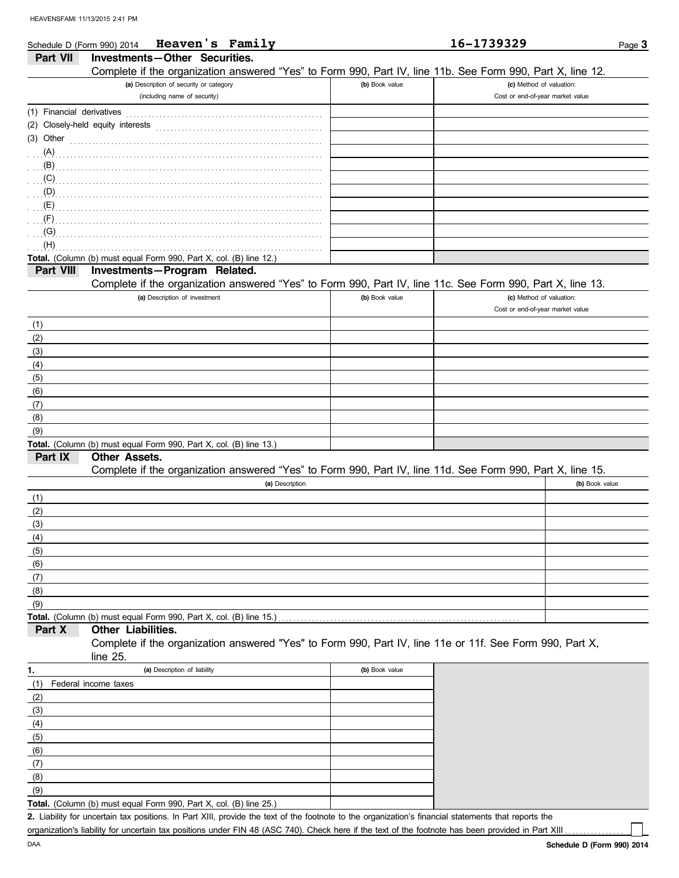Schedule D (Form 990) 2014 **Heaven's Family** **16-1739329**

## Part VII Investments—Other Securities.

Complete if the organization answered "Yes" to Form 990, Part IV, line 11b. See Form 990, Part X, line 12.

| (a) Description of security or category (including name of security) | (b) Book value | (c) Method of valuation: Cost or end-of-year market value |
|---|---|---|
| (1) Financial derivatives | | |
| (2) Closely-held equity interests | | |
| (3) Other | | |
| (A) | | |
| (B) | | |
| (C) | | |
| (D) | | |
| (E) | | |
| (F) | | |
| (G) | | |
| (H) | | |
| **Total.** (Column (b) must equal Form 990, Part X, col. (B) line 12.) | | |

## Part VIII Investments—Program Related.

Complete if the organization answered "Yes" to Form 990, Part IV, line 11c. See Form 990, Part X, line 13.

| (a) Description of investment | (b) Book value | (c) Method of valuation: Cost or end-of-year market value |
|---|---|---|
| (1) | | |
| (2) | | |
| (3) | | |
| (4) | | |
| (5) | | |
| (6) | | |
| (7) | | |
| (8) | | |
| (9) | | |
| **Total.** (Column (b) must equal Form 990, Part X, col. (B) line 13.) | | |

## Part IX Other Assets.

Complete if the organization answered "Yes" to Form 990, Part IV, line 11d. See Form 990, Part X, line 15.

| (a) Description | (b) Book value |
|---|---|
| (1) | |
| (2) | |
| (3) | |
| (4) | |
| (5) | |
| (6) | |
| (7) | |
| (8) | |
| (9) | |
| **Total.** (Column (b) must equal Form 990, Part X, col. (B) line 15.) | |

## Part X Other Liabilities.

Complete if the organization answered "Yes" to Form 990, Part IV, line 11e or 11f. See Form 990, Part X, line 25.

| 1. (a) Description of liability | (b) Book value |
|---|---|
| (1) Federal income taxes | |
| (2) | |
| (3) | |
| (4) | |
| (5) | |
| (6) | |
| (7) | |
| (8) | |
| (9) | |
| **Total.** (Column (b) must equal Form 990, Part X, col. (B) line 25.) | |

**2.** Liability for uncertain tax positions. In Part XIII, provide the text of the footnote to the organization's financial statements that reports the organization's liability for uncertain tax positions under FIN 48 (ASC 740). Check here if the text of the footnote has been provided in Part XIII ☐

Schedule D (Form 990) 2014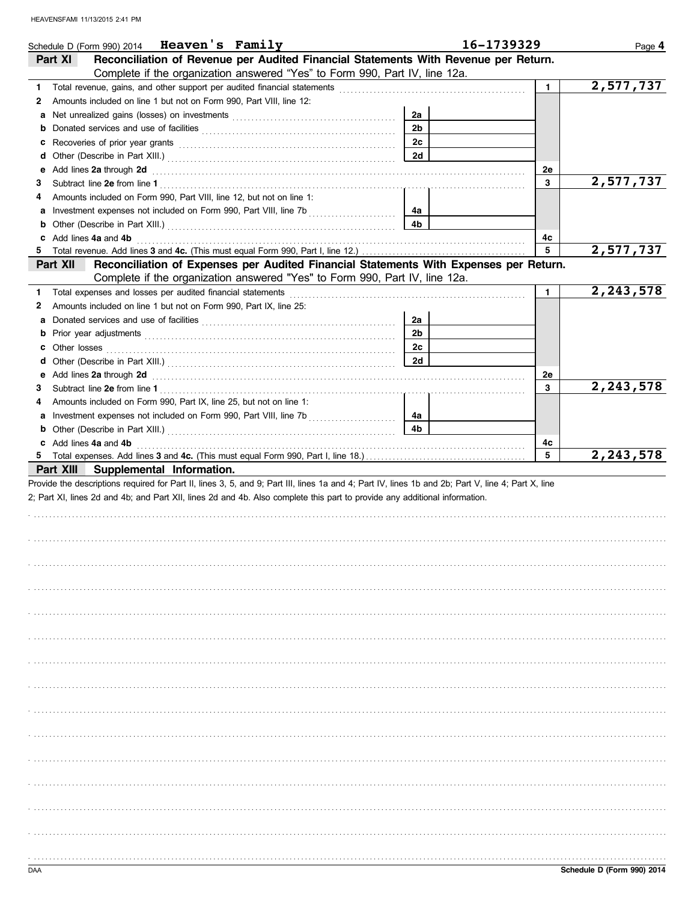Schedule D (Form 990) 2014 **Heaven's Family** **16-1739329** Page **4**

## Part XI Reconciliation of Revenue per Audited Financial Statements With Revenue per Return.

Complete if the organization answered "Yes" to Form 990, Part IV, line 12a.

| | | | | | |
|---|---|---|---|---|---|
| 1 | Total revenue, gains, and other support per audited financial statements | | | 1 | 2,577,737 |
| 2 | Amounts included on line 1 but not on Form 990, Part VIII, line 12: | | | | |
| a | Net unrealized gains (losses) on investments | 2a | | | |
| b | Donated services and use of facilities | 2b | | | |
| c | Recoveries of prior year grants | 2c | | | |
| d | Other (Describe in Part XIII.) | 2d | | | |
| e | Add lines **2a** through **2d** | | | 2e | |
| 3 | Subtract line **2e** from line **1** | | | 3 | 2,577,737 |
| 4 | Amounts included on Form 990, Part VIII, line 12, but not on line 1: | | | | |
| a | Investment expenses not included on Form 990, Part VIII, line 7b | 4a | | | |
| b | Other (Describe in Part XIII.) | 4b | | | |
| c | Add lines **4a** and **4b** | | | 4c | |
| 5 | Total revenue. Add lines **3** and **4c.** (This must equal Form 990, Part I, line 12.) | | | 5 | 2,577,737 |

## Part XII Reconciliation of Expenses per Audited Financial Statements With Expenses per Return.

Complete if the organization answered "Yes" to Form 990, Part IV, line 12a.

| | | | | | |
|---|---|---|---|---|---|
| 1 | Total expenses and losses per audited financial statements | | | 1 | 2,243,578 |
| 2 | Amounts included on line 1 but not on Form 990, Part IX, line 25: | | | | |
| a | Donated services and use of facilities | 2a | | | |
| b | Prior year adjustments | 2b | | | |
| c | Other losses | 2c | | | |
| d | Other (Describe in Part XIII.) | 2d | | | |
| e | Add lines **2a** through **2d** | | | 2e | |
| 3 | Subtract line **2e** from line **1** | | | 3 | 2,243,578 |
| 4 | Amounts included on Form 990, Part IX, line 25, but not on line 1: | | | | |
| a | Investment expenses not included on Form 990, Part VIII, line 7b | 4a | | | |
| b | Other (Describe in Part XIII.) | 4b | | | |
| c | Add lines **4a** and **4b** | | | 4c | |
| 5 | Total expenses. Add lines **3** and **4c.** (This must equal Form 990, Part I, line 18.) | | | 5 | 2,243,578 |

## Part XIII Supplemental Information.

Provide the descriptions required for Part II, lines 3, 5, and 9; Part III, lines 1a and 4; Part IV, lines 1b and 2b; Part V, line 4; Part X, line 2; Part XI, lines 2d and 4b; and Part XII, lines 2d and 4b. Also complete this part to provide any additional information.

DAA **Schedule D (Form 990) 2014**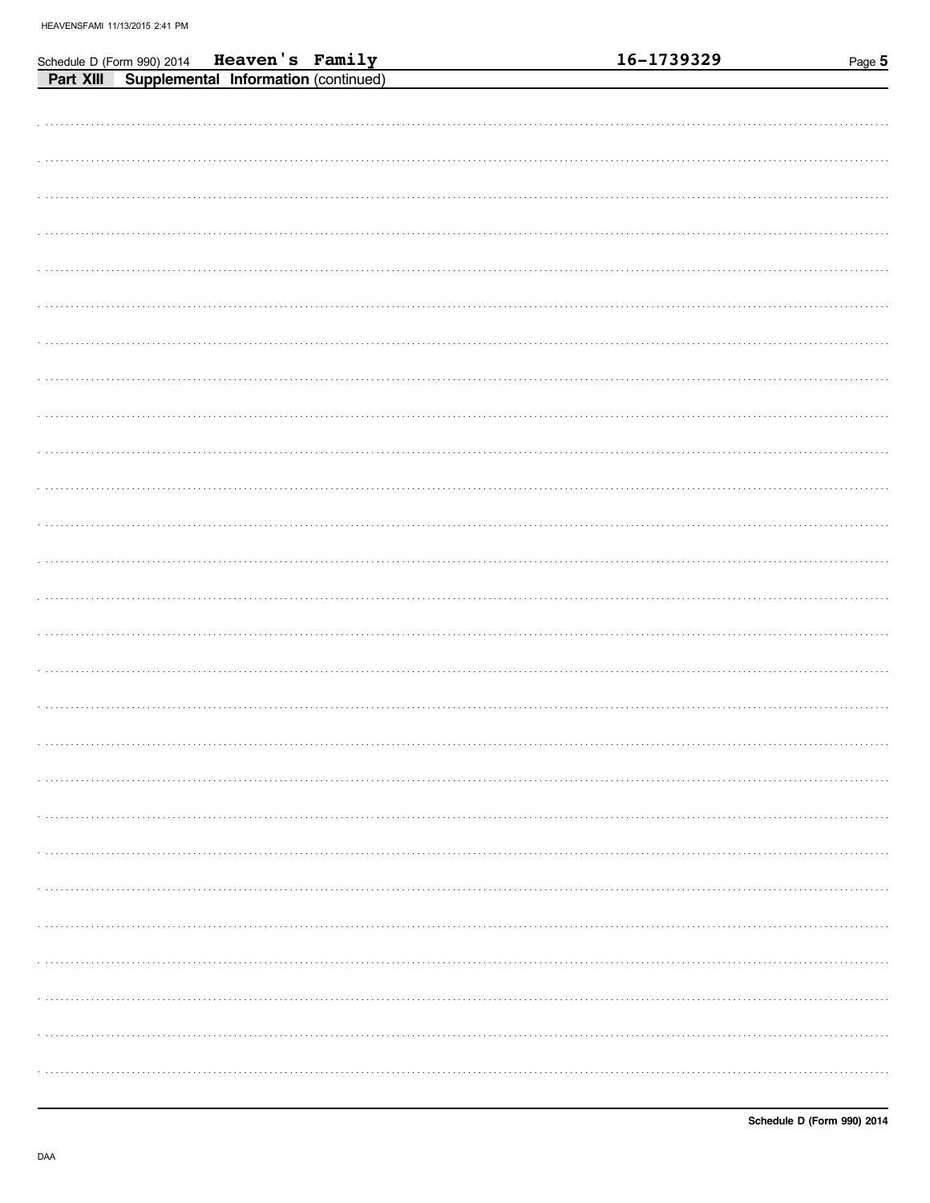Schedule D (Form 990) 2014 **Heaven's Family** **16-1739329**

**Part XIII Supplemental Information** (continued)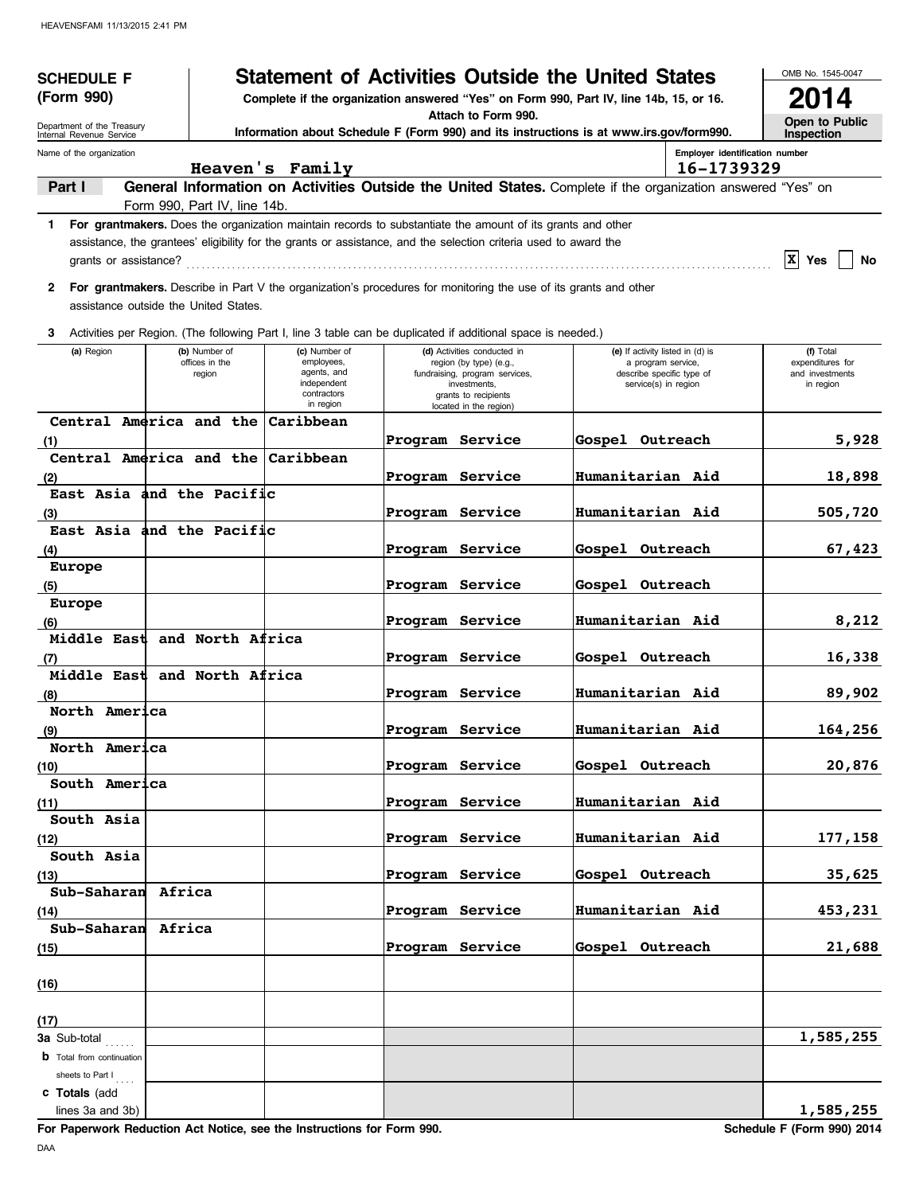**SCHEDULE F (Form 990)**

Department of the Treasury
Internal Revenue Service

# Statement of Activities Outside the United States

**Complete if the organization answered "Yes" on Form 990, Part IV, line 14b, 15, or 16.**
**Attach to Form 990.**
**Information about Schedule F (Form 990) and its instructions is at www.irs.gov/form990.**

OMB No. 1545-0047

**2014**

**Open to Public Inspection**

Name of the organization: Heaven's Family

Employer identification number: 16-1739329

**Part I** **General Information on Activities Outside the United States.** Complete if the organization answered "Yes" on Form 990, Part IV, line 14b.

**1** **For grantmakers.** Does the organization maintain records to substantiate the amount of its grants and other assistance, the grantees' eligibility for the grants or assistance, and the selection criteria used to award the grants or assistance? [X] Yes [ ] No

**2** **For grantmakers.** Describe in Part V the organization's procedures for monitoring the use of its grants and other assistance outside the United States.

**3** Activities per Region. (The following Part I, line 3 table can be duplicated if additional space is needed.)

| | (a) Region | (b) Number of offices in the region | (c) Number of employees, agents, and independent contractors in region | (d) Activities conducted in region (by type) (e.g., fundraising, program services, investments, grants to recipients located in the region) | (e) If activity listed in (d) is a program service, describe specific type of service(s) in region | (f) Total expenditures for and investments in region |
|---|---|---|---|---|---|---|
| (1) | Central America and the Caribbean | | | Program Service | Gospel Outreach | 5,928 |
| (2) | Central America and the Caribbean | | | Program Service | Humanitarian Aid | 18,898 |
| (3) | East Asia and the Pacific | | | Program Service | Humanitarian Aid | 505,720 |
| (4) | East Asia and the Pacific | | | Program Service | Gospel Outreach | 67,423 |
| (5) | Europe | | | Program Service | Gospel Outreach | |
| (6) | Europe | | | Program Service | Humanitarian Aid | 8,212 |
| (7) | Middle East and North Africa | | | Program Service | Gospel Outreach | 16,338 |
| (8) | Middle East and North Africa | | | Program Service | Humanitarian Aid | 89,902 |
| (9) | North America | | | Program Service | Humanitarian Aid | 164,256 |
| (10) | North America | | | Program Service | Gospel Outreach | 20,876 |
| (11) | South America | | | Program Service | Humanitarian Aid | |
| (12) | South Asia | | | Program Service | Humanitarian Aid | 177,158 |
| (13) | South Asia | | | Program Service | Gospel Outreach | 35,625 |
| (14) | Sub-Saharan Africa | | | Program Service | Humanitarian Aid | 453,231 |
| (15) | Sub-Saharan Africa | | | Program Service | Gospel Outreach | 21,688 |
| (16) | | | | | | |
| (17) | | | | | | |
| **3a** | Sub-total | | | | | 1,585,255 |
| **b** | Total from continuation sheets to Part I | | | | | |
| **c** | **Totals** (add lines 3a and 3b) | | | | | 1,585,255 |

**For Paperwork Reduction Act Notice, see the Instructions for Form 990.** **Schedule F (Form 990) 2014**

DAA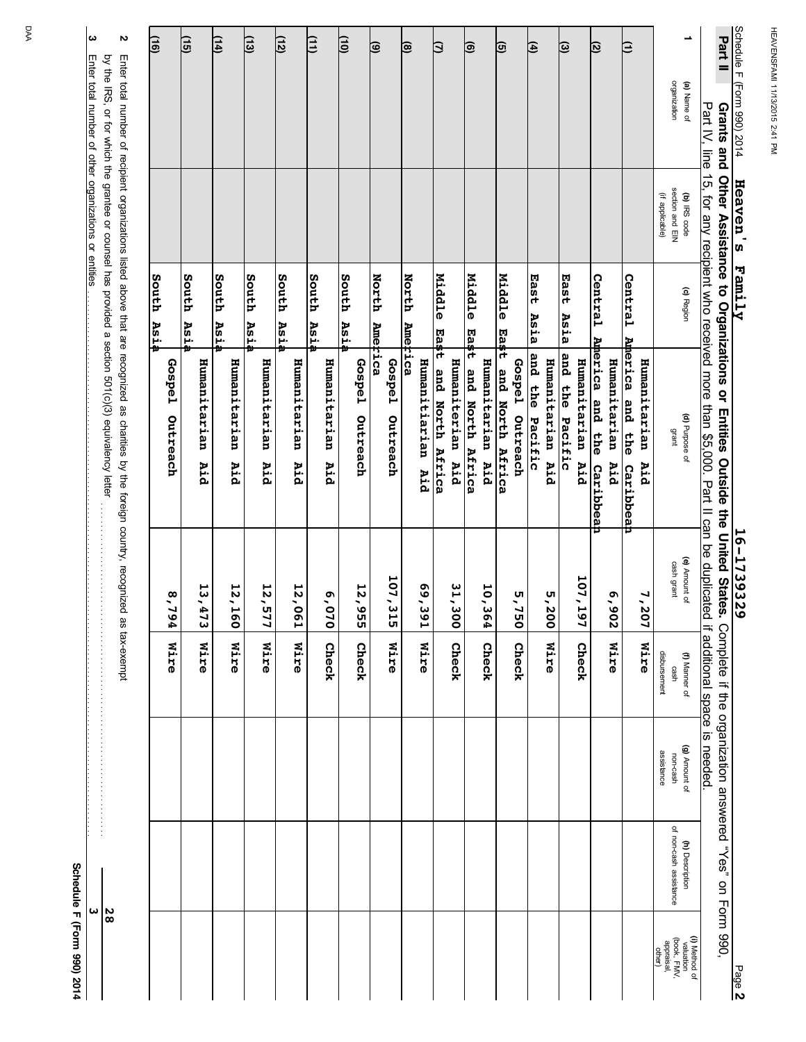Schedule F (Form 990) 2014 **Heaven's Family** **16-1739329** Page **2**

**Part II** **Grants and Other Assistance to Organizations or Entities Outside the United States.** Complete if the organization answered "Yes" on Form 990, Part IV, line 15, for any recipient who received more than $5,000. Part II can be duplicated if additional space is needed.

| 1 | (a) Name of organization | (b) IRS code section and EIN (if applicable) | (c) Region | (d) Purpose of grant | (e) Amount of cash grant | (f) Manner of cash disbursement | (g) Amount of non-cash assistance | (h) Description of non-cash assistance | (i) Method of valuation (book, FMV, appraisal, other) |
|---|---|---|---|---|---|---|---|---|---|
| (1) | | | Central America and the Caribbean | Humanitarian Aid | 7,207 | Wire | | | |
| (2) | | | Central America and the Caribbean | Humanitarian Aid | 6,902 | Wire | | | |
| (3) | | | East Asia and the Pacific | Humanitarian Aid | 107,197 | Check | | | |
| (4) | | | East Asia and the Pacific | Humanitarian Aid | 5,200 | Wire | | | |
| (5) | | | Middle East and North Africa | Gospel Outreach | 5,750 | Check | | | |
| (6) | | | Middle East and North Africa | Humanitarian Aid | 10,364 | Check | | | |
| (7) | | | Middle East and North Africa | Humaniterian Aid | 31,300 | Check | | | |
| (8) | | | North America | Humanitiarian Aid | 69,391 | Wire | | | |
| (9) | | | North America | Gospel Outreach | 107,315 | Wire | | | |
| (10) | | | South Asia | Gospel Outreach | 12,955 | Check | | | |
| (11) | | | South Asia | Humanitarian Aid | 6,070 | Check | | | |
| (12) | | | South Asia | Humanitarian Aid | 12,061 | Wire | | | |
| (13) | | | South Asia | Humanitarian Aid | 12,577 | Wire | | | |
| (14) | | | South Asia | Humanitarian Aid | 12,160 | Wire | | | |
| (15) | | | South Asia | Humanitarian Aid | 13,473 | Wire | | | |
| (16) | | | South Asia | Gospel Outreach | 8,794 | Wire | | | |

**2** Enter total number of recipient organizations listed above that are recognized as charities by the foreign country, recognized as tax-exempt by the IRS, or for which the grantee or counsel has provided a section 501(c)(3) equivalency letter ........ **28**

**3** Enter total number of other organizations or entities ........ **3**

**Schedule F (Form 990) 2014**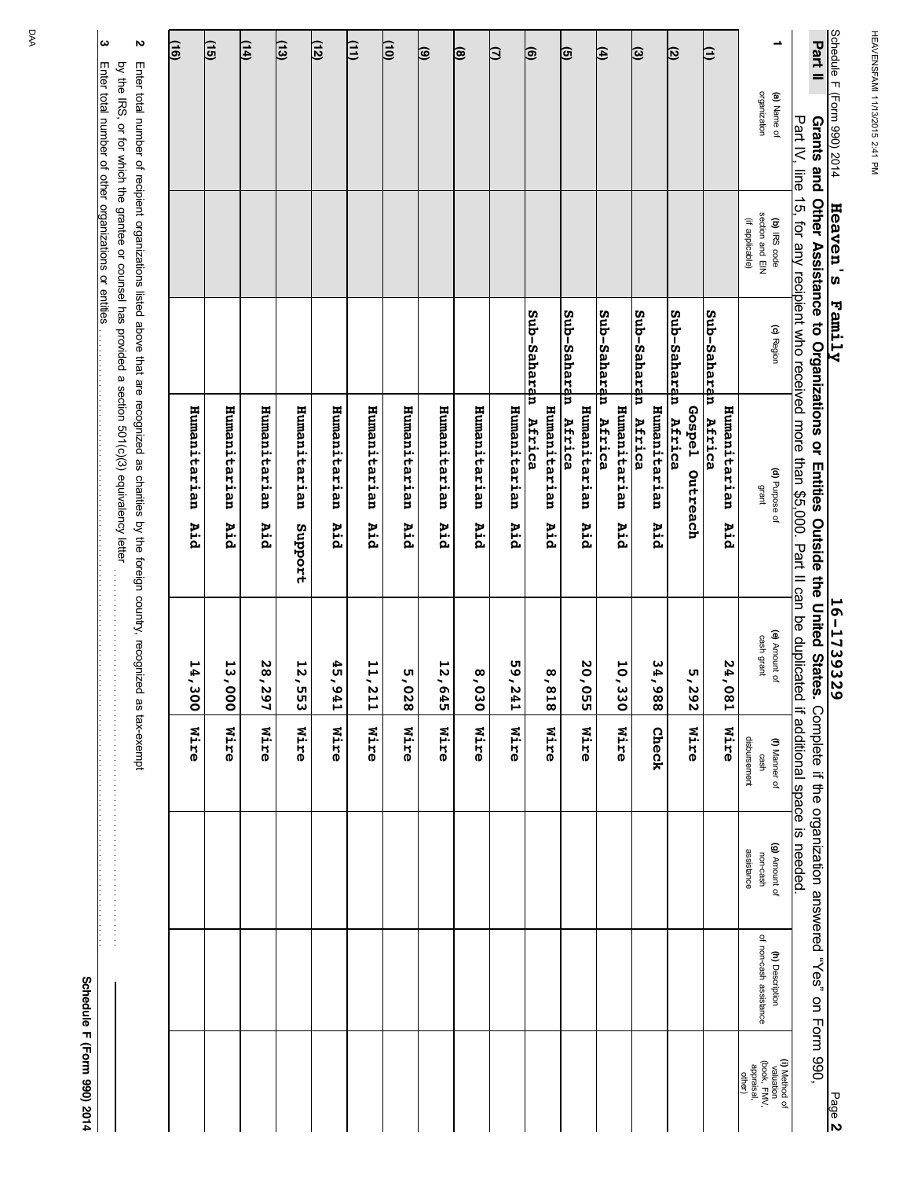Schedule F (Form 990) 2014 **Heaven's Family** **16-1739329** Page **2**

**Part II Grants and Other Assistance to Organizations or Entities Outside the United States.** Complete if the organization answered "Yes" on Form 990, Part IV, line 15, for any recipient who received more than $5,000. Part II can be duplicated if additional space is needed.

| 1 | (a) Name of organization | (b) IRS code section and EIN (if applicable) | (c) Region | (d) Purpose of grant | (e) Amount of cash grant | (f) Manner of cash disbursement | (g) Amount of non-cash assistance | (h) Description of non-cash assistance | (i) Method of valuation (book, FMV, appraisal, other) |
|---|---|---|---|---|---|---|---|---|---|
| (1) | | | Sub-Saharan Africa | Humanitarian Aid | 24,081 | Wire | | | |
| (2) | | | Sub-Saharan Africa | Gospel Outreach | 5,292 | Wire | | | |
| (3) | | | Sub-Saharan Africa | Humanitarian Aid | 34,988 | Check | | | |
| (4) | | | Sub-Saharan Africa | Humanitarian Aid | 10,330 | Wire | | | |
| (5) | | | Sub-Saharan Africa | Humanitarian Aid | 20,055 | Wire | | | |
| (6) | | | Sub-Saharan Africa | Humanitarian Aid | 8,818 | Wire | | | |
| (7) | | | | Humanitarian Aid | 59,241 | Wire | | | |
| (8) | | | | Humanitarian Aid | 8,030 | Wire | | | |
| (9) | | | | Humanitarian Aid | 12,645 | Wire | | | |
| (10) | | | | Humanitarian Aid | 5,028 | Wire | | | |
| (11) | | | | Humanitarian Aid | 11,211 | Wire | | | |
| (12) | | | | Humanitarian Aid | 45,941 | Wire | | | |
| (13) | | | | Humanitarian Support | 12,553 | Wire | | | |
| (14) | | | | Humanitarian Aid | 28,297 | Wire | | | |
| (15) | | | | Humanitarian Aid | 13,000 | Wire | | | |
| (16) | | | | Humanitarian Aid | 14,300 | Wire | | | |

**2** Enter total number of recipient organizations listed above that are recognized as charities by the foreign country, recognized as tax-exempt by the IRS, or for which the grantee or counsel has provided a section 501(c)(3) equivalency letter

**3** Enter total number of other organizations or entities

DAA **Schedule F (Form 990) 2014**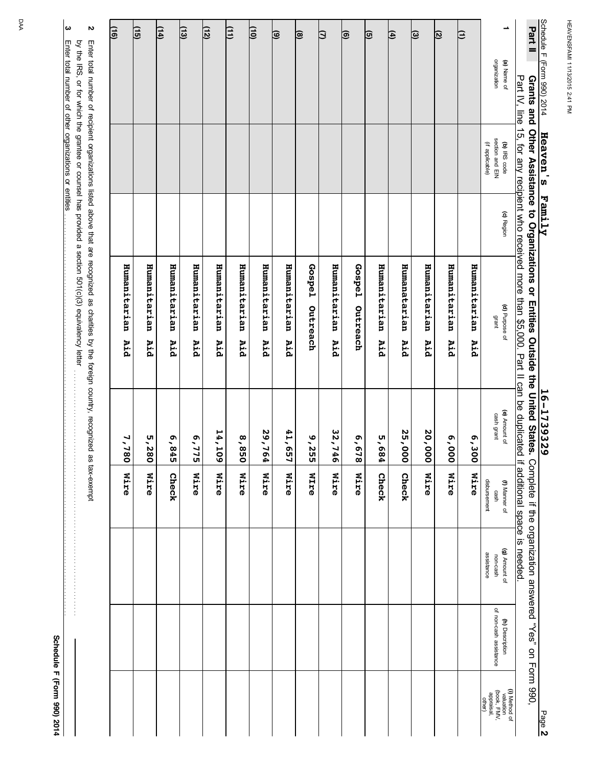Schedule F (Form 990) 2014 **Heaven's Family** **16-1739329** Page **2**

## Part II Grants and Other Assistance to Organizations or Entities Outside the United States.

Complete if the organization answered "Yes" on Form 990, Part IV, line 15, for any recipient who received more than $5,000. Part II can be duplicated if additional space is needed.

| 1 | (a) Name of organization | (b) IRS code section and EIN (if applicable) | (c) Region | (d) Purpose of grant | (e) Amount of cash grant | (f) Manner of cash disbursement | (g) Amount of non-cash assistance | (h) Description of non-cash assistance | (i) Method of valuation (book, FMV, appraisal, other) |
|---|---|---|---|---|---|---|---|---|---|
| (1) | | | | Humanitarian Aid | 6,300 | Wire | | | |
| (2) | | | | Humanitarian Aid | 6,000 | Wire | | | |
| (3) | | | | Humanatarian Aid | 20,000 | Wire | | | |
| (4) | | | | Humanatarian Aid | 25,000 | Check | | | |
| (5) | | | | Humanitarian Aid | 5,684 | Check | | | |
| (6) | | | | Gospel Outreach | 6,678 | Wire | | | |
| (7) | | | | Humanitarian Aid | 32,746 | Wire | | | |
| (8) | | | | Gospel Outreach | 9,255 | WIre | | | |
| (9) | | | | Humanitarian Aid | 41,657 | Wire | | | |
| (10) | | | | Humanitarian Aid | 29,764 | Wire | | | |
| (11) | | | | Humanitarian Aid | 8,850 | Wire | | | |
| (12) | | | | Humanitarian Aid | 14,109 | Wire | | | |
| (13) | | | | Humanitarian Aid | 6,775 | Wire | | | |
| (14) | | | | Humanitarian Aid | 6,845 | Check | | | |
| (15) | | | | Humanitarian Aid | 5,280 | Wire | | | |
| (16) | | | | Humanitarian Aid | 7,780 | Wire | | | |

**2** Enter total number of recipient organizations listed above that are recognized as charities by the foreign country, recognized as tax-exempt by the IRS, or for which the grantee or counsel has provided a section 501(c)(3) equivalency letter

**3** Enter total number of other organizations or entities

**Schedule F (Form 990) 2014**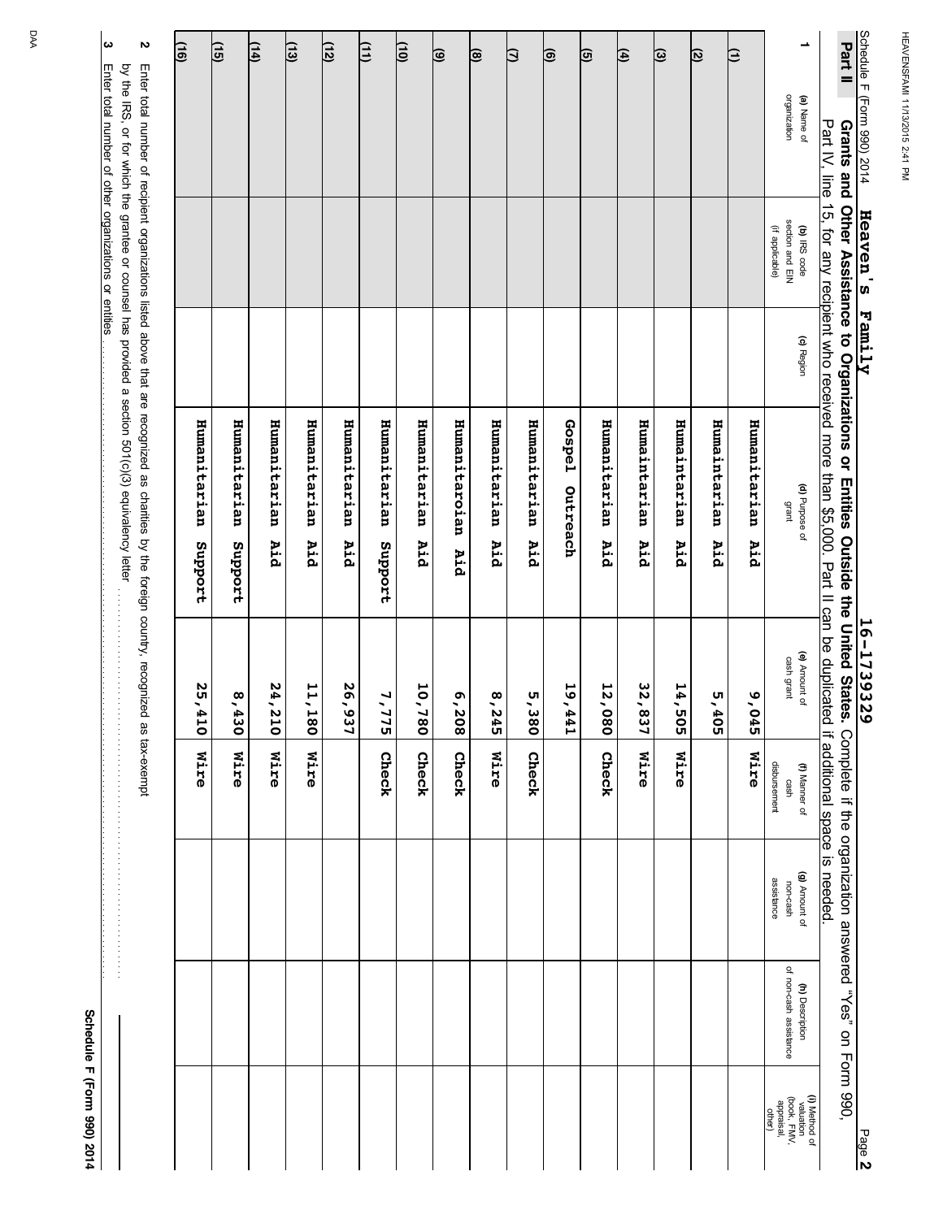Schedule F (Form 990) 2014 **Heaven's Family** **16-1739329** Page **2**

**Part II** **Grants and Other Assistance to Organizations or Entities Outside the United States.** Complete if the organization answered "Yes" on Form 990, Part IV, line 15, for any recipient who received more than $5,000. Part II can be duplicated if additional space is needed.

| 1 | (a) Name of organization | (b) IRS code section and EIN (if applicable) | (c) Region | (d) Purpose of grant | (e) Amount of cash grant | (f) Manner of cash disbursement | (g) Amount of non-cash assistance | (h) Description of non-cash assistance | (i) Method of valuation (book, FMV, appraisal, other) |
|---|---|---|---|---|---|---|---|---|---|
| (1) | | | | Humanitarian Aid | 9,045 | Wire | | | |
| (2) | | | | Humaintarian Aid | 5,405 | | | | |
| (3) | | | | Humaintarian Aid | 14,505 | Wire | | | |
| (4) | | | | Humanitarian Aid | 32,837 | Wire | | | |
| (5) | | | | Humanitarian Aid | 12,080 | Check | | | |
| (6) | | | | Gospel Outreach | 19,441 | | | | |
| (7) | | | | Humanitarian Aid | 5,380 | Check | | | |
| (8) | | | | Humanitarian Aid | 8,245 | Wire | | | |
| (9) | | | | Humanitaroian Aid | 6,208 | Check | | | |
| (10) | | | | Humanitarian Aid | 10,780 | Check | | | |
| (11) | | | | Humanitarian Support | 7,775 | Check | | | |
| (12) | | | | Humanitarian Aid | 26,937 | | | | |
| (13) | | | | Humanitarian Aid | 11,180 | Wire | | | |
| (14) | | | | Humanitarian Aid | 24,210 | Wire | | | |
| (15) | | | | Humanitarian Support | 8,430 | Wire | | | |
| (16) | | | | Humanitarian Support | 25,410 | Wire | | | |

**2** Enter total number of recipient organizations listed above that are recognized as charities by the foreign country, recognized as tax-exempt by the IRS, or for which the grantee or counsel has provided a section 501(c)(3) equivalency letter . . . . . . . . . . . . . . . . . . . . . . . . . . . . . . . .

**3** Enter total number of other organizations or entities . . . . . . . . . . . . . . . . . . . . . . . . . . . . . . . . . . . . . . . . . . . . . . . . . . . . . . . . . . . . . . . .

**Schedule F (Form 990) 2014**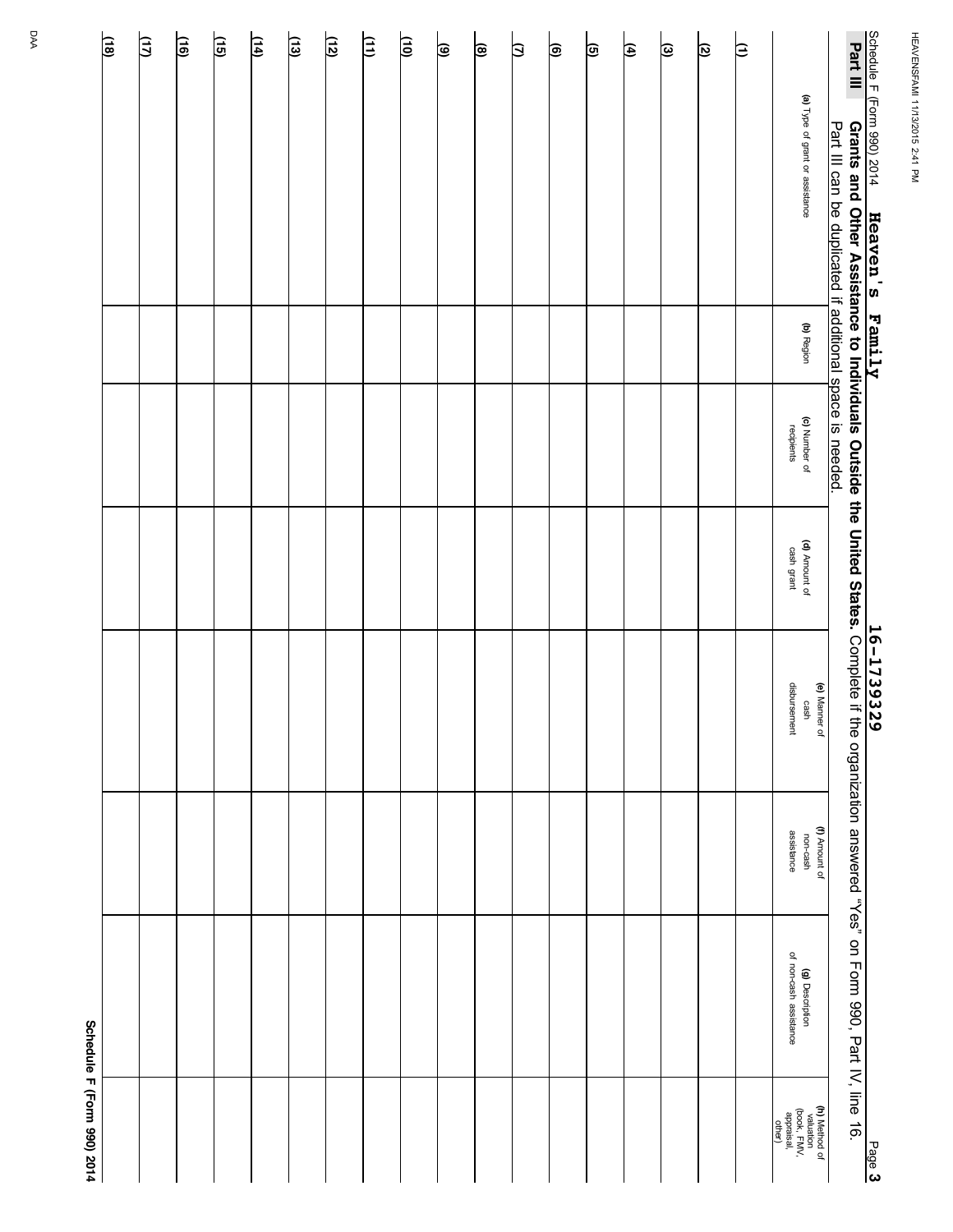Schedule F (Form 990) 2014 **Heaven's Family** **16-1739329** Page **3**

**Part III** **Grants and Other Assistance to Individuals Outside the United States.** Complete if the organization answered "Yes" on Form 990, Part IV, line 16.
Part III can be duplicated if additional space is needed.

| | (a) Type of grant or assistance | (b) Region | (c) Number of recipients | (d) Amount of cash grant | (e) Manner of cash disbursement | (f) Amount of non-cash assistance | (g) Description of non-cash assistance | (h) Method of valuation (book, FMV, appraisal, other) |
|---|---|---|---|---|---|---|---|---|
| (1) | | | | | | | | |
| (2) | | | | | | | | |
| (3) | | | | | | | | |
| (4) | | | | | | | | |
| (5) | | | | | | | | |
| (6) | | | | | | | | |
| (7) | | | | | | | | |
| (8) | | | | | | | | |
| (9) | | | | | | | | |
| (10) | | | | | | | | |
| (11) | | | | | | | | |
| (12) | | | | | | | | |
| (13) | | | | | | | | |
| (14) | | | | | | | | |
| (15) | | | | | | | | |
| (16) | | | | | | | | |
| (17) | | | | | | | | |
| (18) | | | | | | | | |

**Schedule F (Form 990) 2014**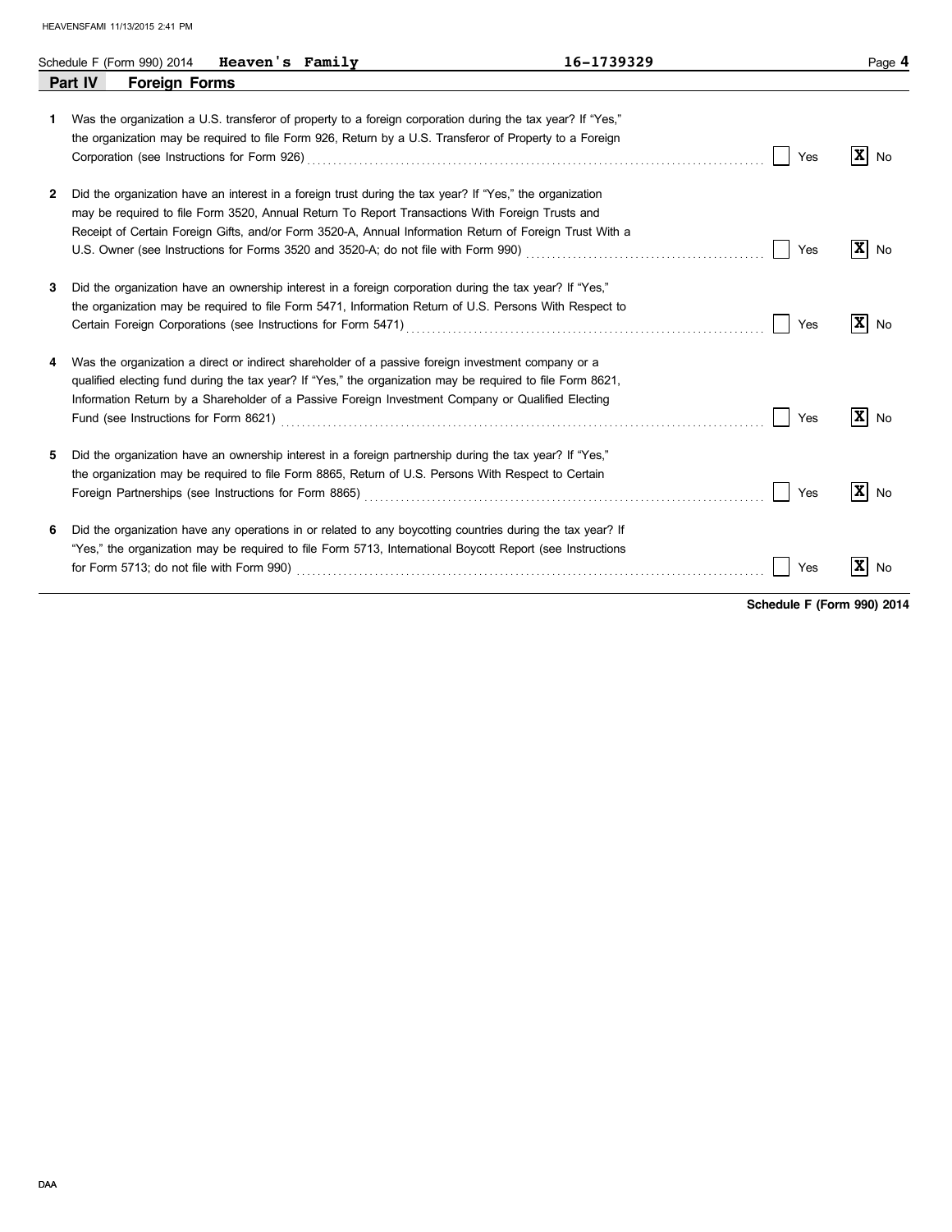Schedule F (Form 990) 2014 **Heaven's Family** **16-1739329**

## Part IV Foreign Forms

1 Was the organization a U.S. transferor of property to a foreign corporation during the tax year? If "Yes," the organization may be required to file Form 926, Return by a U.S. Transferor of Property to a Foreign Corporation (see Instructions for Form 926) ..... [ ] Yes [X] No

2 Did the organization have an interest in a foreign trust during the tax year? If "Yes," the organization may be required to file Form 3520, Annual Return To Report Transactions With Foreign Trusts and Receipt of Certain Foreign Gifts, and/or Form 3520-A, Annual Information Return of Foreign Trust With a U.S. Owner (see Instructions for Forms 3520 and 3520-A; do not file with Form 990) ..... [ ] Yes [X] No

3 Did the organization have an ownership interest in a foreign corporation during the tax year? If "Yes," the organization may be required to file Form 5471, Information Return of U.S. Persons With Respect to Certain Foreign Corporations (see Instructions for Form 5471) ..... [ ] Yes [X] No

4 Was the organization a direct or indirect shareholder of a passive foreign investment company or a qualified electing fund during the tax year? If "Yes," the organization may be required to file Form 8621, Information Return by a Shareholder of a Passive Foreign Investment Company or Qualified Electing Fund (see Instructions for Form 8621) ..... [ ] Yes [X] No

5 Did the organization have an ownership interest in a foreign partnership during the tax year? If "Yes," the organization may be required to file Form 8865, Return of U.S. Persons With Respect to Certain Foreign Partnerships (see Instructions for Form 8865) ..... [ ] Yes [X] No

6 Did the organization have any operations in or related to any boycotting countries during the tax year? If "Yes," the organization may be required to file Form 5713, International Boycott Report (see Instructions for Form 5713; do not file with Form 990) ..... [ ] Yes [X] No

**Schedule F (Form 990) 2014**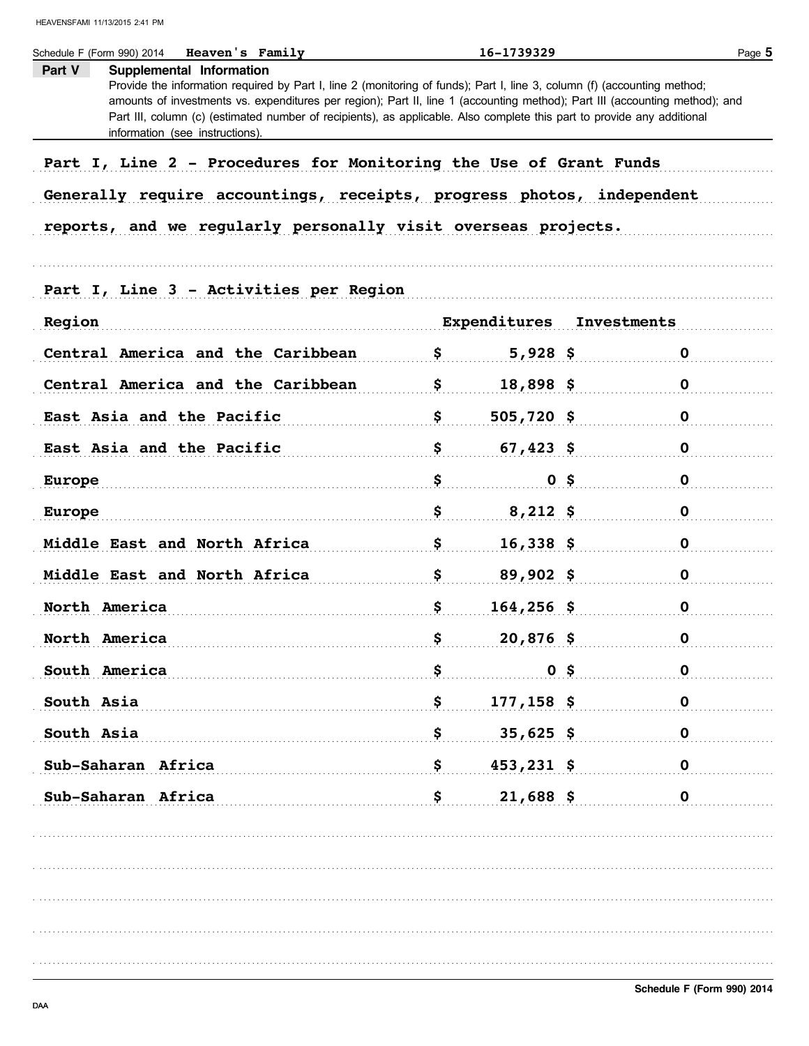Schedule F (Form 990) 2014 **Heaven's Family** 16-1739329

**Part V Supplemental Information**

Provide the information required by Part I, line 2 (monitoring of funds); Part I, line 3, column (f) (accounting method; amounts of investments vs. expenditures per region); Part II, line 1 (accounting method); Part III (accounting method); and Part III, column (c) (estimated number of recipients), as applicable. Also complete this part to provide any additional information (see instructions).

Part I, Line 2 - Procedures for Monitoring the Use of Grant Funds

Generally require accountings, receipts, progress photos, independent reports, and we regularly personally visit overseas projects.

Part I, Line 3 - Activities per Region

| Region | Expenditures | Investments |
|---|---|---|
| Central America and the Caribbean | $ 5,928 | $ 0 |
| Central America and the Caribbean | $ 18,898 | $ 0 |
| East Asia and the Pacific | $ 505,720 | $ 0 |
| East Asia and the Pacific | $ 67,423 | $ 0 |
| Europe | $ 0 | $ 0 |
| Europe | $ 8,212 | $ 0 |
| Middle East and North Africa | $ 16,338 | $ 0 |
| Middle East and North Africa | $ 89,902 | $ 0 |
| North America | $ 164,256 | $ 0 |
| North America | $ 20,876 | $ 0 |
| South America | $ 0 | $ 0 |
| South Asia | $ 177,158 | $ 0 |
| South Asia | $ 35,625 | $ 0 |
| Sub-Saharan Africa | $ 453,231 | $ 0 |
| Sub-Saharan Africa | $ 21,688 | $ 0 |

Schedule F (Form 990) 2014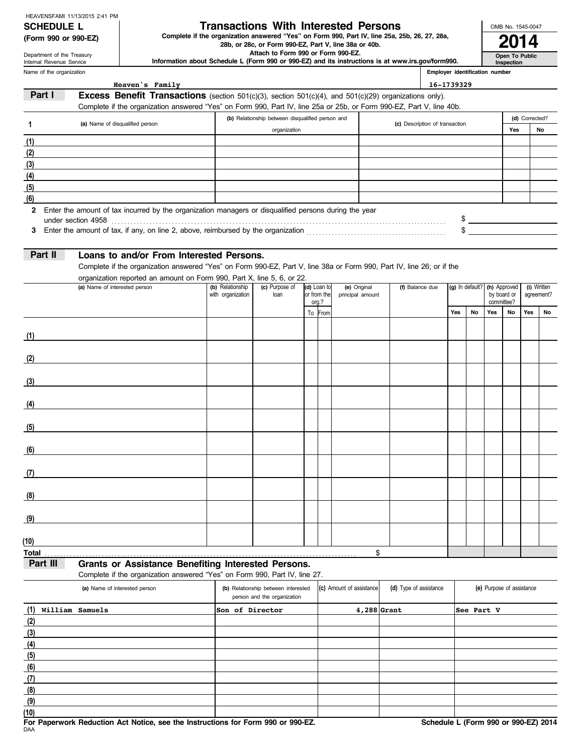HEAVENSFAMI 11/13/2015 2:41 PM

**SCHEDULE L (Form 990 or 990-EZ)**

Department of the Treasury
Internal Revenue Service

# Transactions With Interested Persons

**Complete if the organization answered "Yes" on Form 990, Part IV, line 25a, 25b, 26, 27, 28a, 28b, or 28c, or Form 990-EZ, Part V, line 38a or 40b.**
**Attach to Form 990 or Form 990-EZ.**
**Information about Schedule L (Form 990 or 990-EZ) and its instructions is at www.irs.gov/form990.**

OMB No. 1545-0047
**2014**
**Open To Public Inspection**

Name of the organization: Heaven's Family
Employer identification number: 16-1739329

## Part I Excess Benefit Transactions (section 501(c)(3), section 501(c)(4), and 501(c)(29) organizations only).

Complete if the organization answered "Yes" on Form 990, Part IV, line 25a or 25b, or Form 990-EZ, Part V, line 40b.

| 1 | (a) Name of disqualified person | (b) Relationship between disqualified person and organization | (c) Description of transaction | (d) Corrected? Yes | No |
|---|---|---|---|---|---|
| (1) | | | | | |
| (2) | | | | | |
| (3) | | | | | |
| (4) | | | | | |
| (5) | | | | | |
| (6) | | | | | |

2 Enter the amount of tax incurred by the organization managers or disqualified persons during the year under section 4958 . . . $

3 Enter the amount of tax, if any, on line 2, above, reimbursed by the organization . . . $

## Part II Loans to and/or From Interested Persons.

Complete if the organization answered "Yes" on Form 990-EZ, Part V, line 38a or Form 990, Part IV, line 26; or if the organization reported an amount on Form 990, Part X, line 5, 6, or 22.

| | (a) Name of interested person | (b) Relationship with organization | (c) Purpose of loan | (d) Loan to or from the org.? To | From | (e) Original principal amount | (f) Balance due | (g) In default? Yes | No | (h) Approved by board or committee? Yes | No | (i) Written agreement? Yes | No |
|---|---|---|---|---|---|---|---|---|---|---|---|---|---|
| (1) | | | | | | | | | | | | | |
| (2) | | | | | | | | | | | | | |
| (3) | | | | | | | | | | | | | |
| (4) | | | | | | | | | | | | | |
| (5) | | | | | | | | | | | | | |
| (6) | | | | | | | | | | | | | |
| (7) | | | | | | | | | | | | | |
| (8) | | | | | | | | | | | | | |
| (9) | | | | | | | | | | | | | |
| (10) | | | | | | | | | | | | | |
| Total | | | | | | $ | | | | | | | |

## Part III Grants or Assistance Benefiting Interested Persons.

Complete if the organization answered "Yes" on Form 990, Part IV, line 27.

| | (a) Name of interested person | (b) Relationship between interested person and the organization | (c) Amount of assistance | (d) Type of assistance | (e) Purpose of assistance |
|---|---|---|---|---|---|
| (1) | William Samuels | Son of Director | 4,288 | Grant | See Part V |
| (2) | | | | | |
| (3) | | | | | |
| (4) | | | | | |
| (5) | | | | | |
| (6) | | | | | |
| (7) | | | | | |
| (8) | | | | | |
| (9) | | | | | |
| (10) | | | | | |

**For Paperwork Reduction Act Notice, see the Instructions for Form 990 or 990-EZ.**
DAA
**Schedule L (Form 990 or 990-EZ) 2014**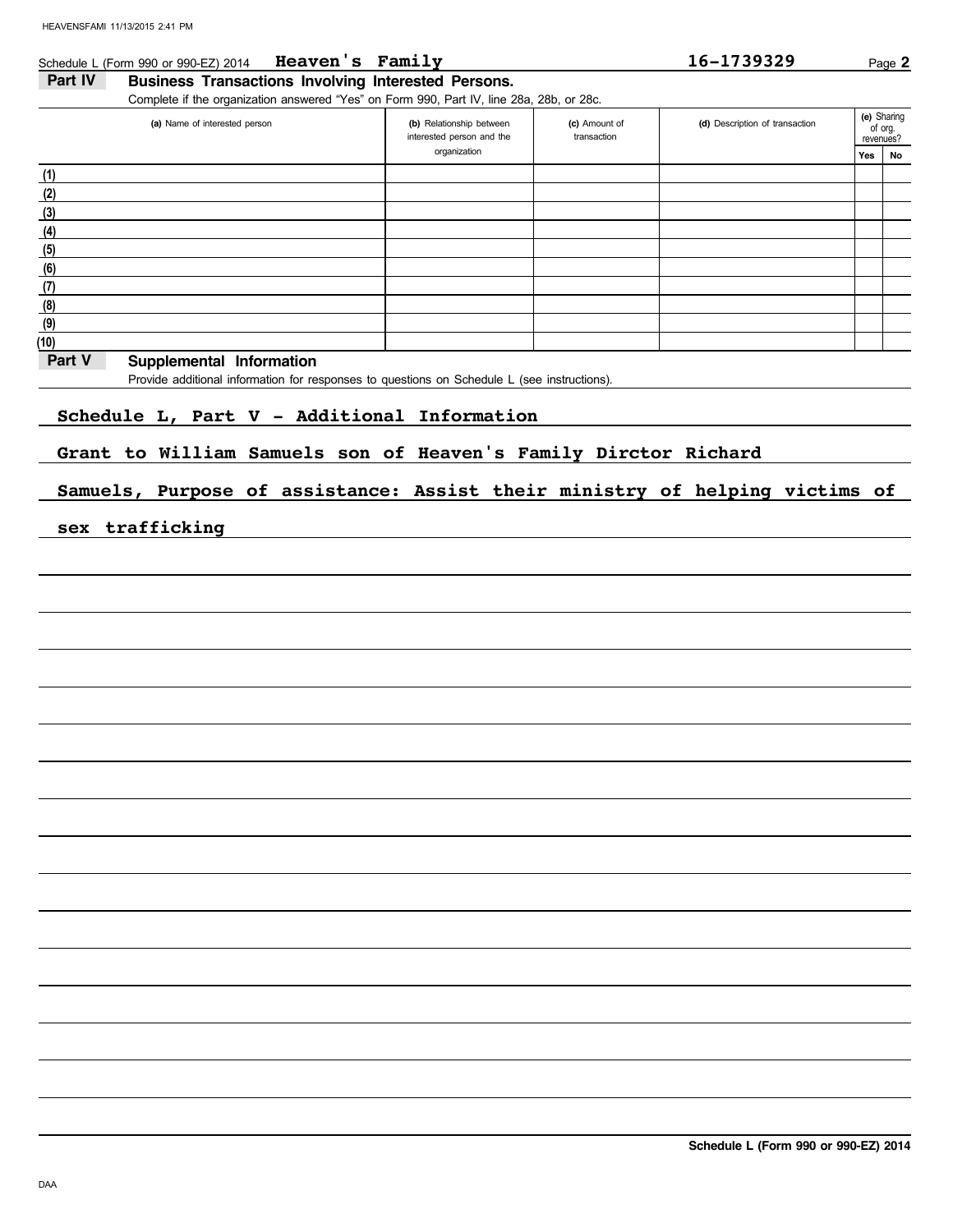Schedule L (Form 990 or 990-EZ) 2014 **Heaven's Family** **16-1739329** Page **2**

## Part IV Business Transactions Involving Interested Persons.

Complete if the organization answered "Yes" on Form 990, Part IV, line 28a, 28b, or 28c.

| | (a) Name of interested person | (b) Relationship between interested person and the organization | (c) Amount of transaction | (d) Description of transaction | (e) Sharing of org. revenues? | |
|---|---|---|---|---|---|---|
| | | | | | Yes | No |
| (1) | | | | | | |
| (2) | | | | | | |
| (3) | | | | | | |
| (4) | | | | | | |
| (5) | | | | | | |
| (6) | | | | | | |
| (7) | | | | | | |
| (8) | | | | | | |
| (9) | | | | | | |
| (10) | | | | | | |

## Part V Supplemental Information

Provide additional information for responses to questions on Schedule L (see instructions).

**Schedule L, Part V - Additional Information**

**Grant to William Samuels son of Heaven's Family Dirctor Richard Samuels, Purpose of assistance: Assist their ministry of helping victims of sex trafficking**

**Schedule L (Form 990 or 990-EZ) 2014**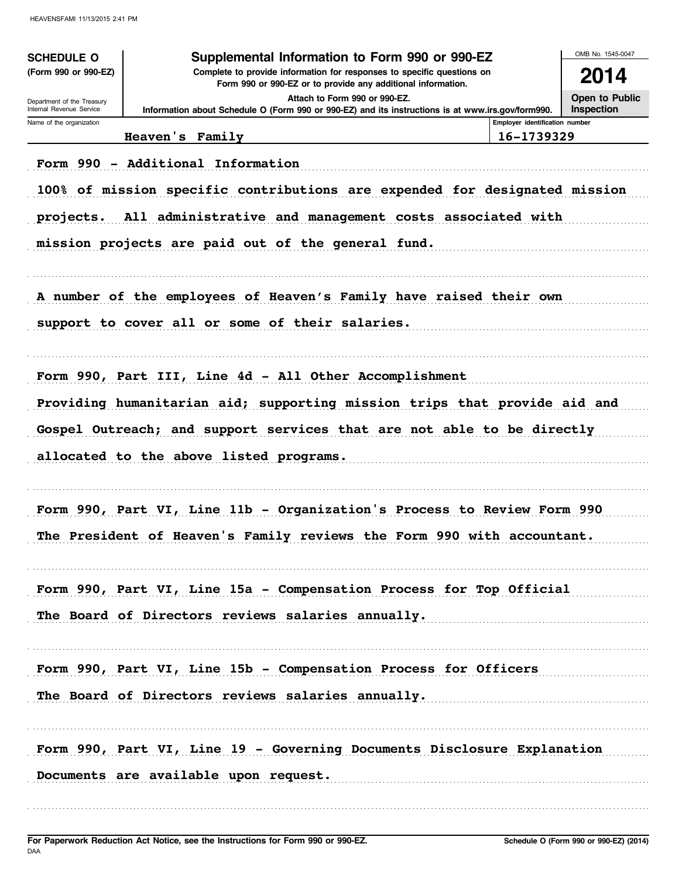**SCHEDULE O**
**(Form 990 or 990-EZ)**

Department of the Treasury
Internal Revenue Service

# Supplemental Information to Form 990 or 990-EZ

**Complete to provide information for responses to specific questions on Form 990 or 990-EZ or to provide any additional information.**

**Attach to Form 990 or 990-EZ.**

**Information about Schedule O (Form 990 or 990-EZ) and its instructions is at www.irs.gov/form990.**

OMB No. 1545-0047

**2014**

**Open to Public Inspection**

| Name of the organization | Employer identification number |
|---|---|
| Heaven's Family | 16-1739329 |

Form 990 - Additional Information

100% of mission specific contributions are expended for designated mission projects. All administrative and management costs associated with mission projects are paid out of the general fund.

A number of the employees of Heaven's Family have raised their own support to cover all or some of their salaries.

Form 990, Part III, Line 4d - All Other Accomplishment

Providing humanitarian aid; supporting mission trips that provide aid and Gospel Outreach; and support services that are not able to be directly allocated to the above listed programs.

Form 990, Part VI, Line 11b - Organization's Process to Review Form 990

The President of Heaven's Family reviews the Form 990 with accountant.

Form 990, Part VI, Line 15a - Compensation Process for Top Official

The Board of Directors reviews salaries annually.

Form 990, Part VI, Line 15b - Compensation Process for Officers

The Board of Directors reviews salaries annually.

Form 990, Part VI, Line 19 - Governing Documents Disclosure Explanation

Documents are available upon request.

**For Paperwork Reduction Act Notice, see the Instructions for Form 990 or 990-EZ.**
DAA

**Schedule O (Form 990 or 990-EZ) (2014)**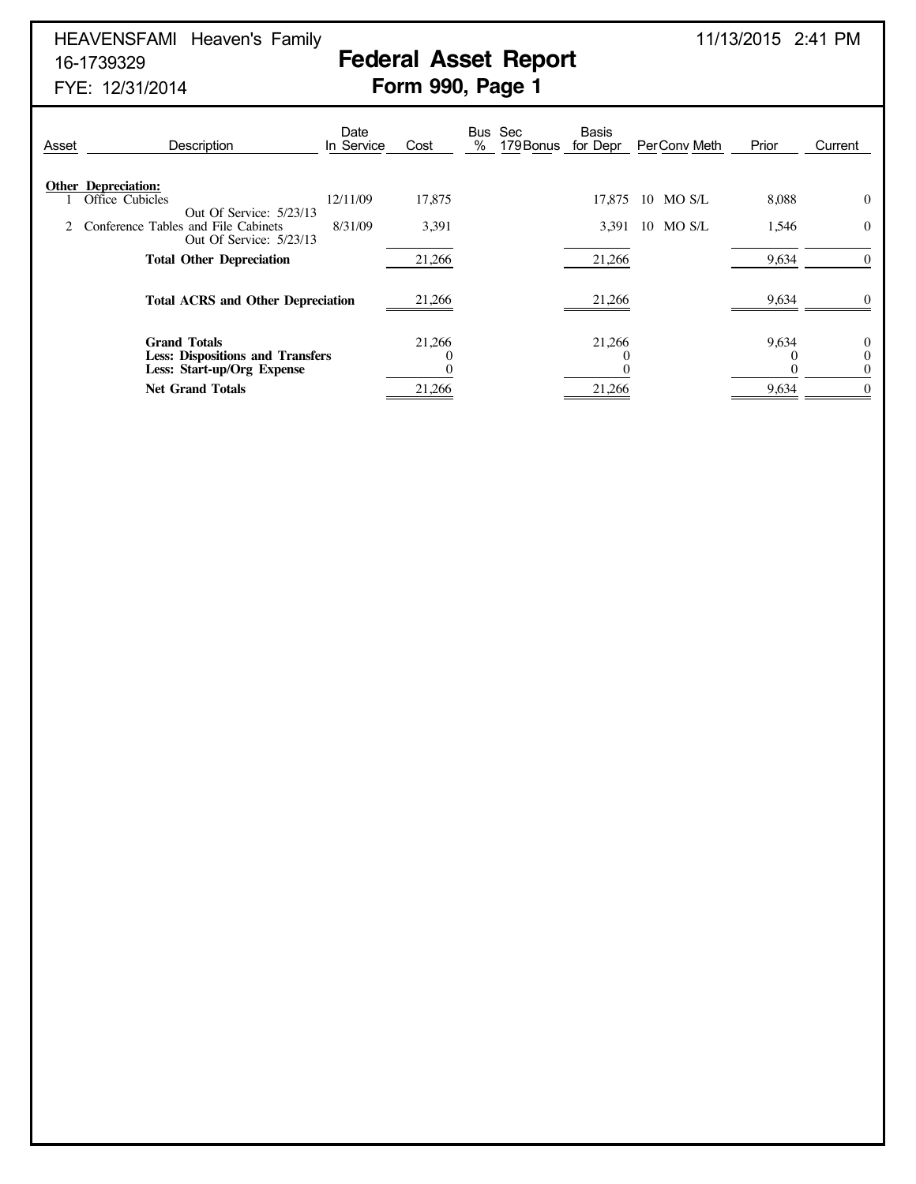HEAVENSFAMI Heaven's Family
16-1739329
FYE: 12/31/2014

11/13/2015 2:41 PM

# Federal Asset Report
## Form 990, Page 1

| Asset | Description | Date In Service | Cost | Bus % | Sec 179 | Bonus | Basis for Depr | Per | Conv | Meth | Prior | Current |
|---|---|---|---|---|---|---|---|---|---|---|---|---|
| **Other Depreciation:** | | | | | | | | | | | | |
| 1 | Office Cubicles<br>Out Of Service: 5/23/13 | 12/11/09 | 17,875 | | | | 17,875 | 10 | MO | S/L | 8,088 | 0 |
| 2 | Conference Tables and File Cabinets<br>Out Of Service: 5/23/13 | 8/31/09 | 3,391 | | | | 3,391 | 10 | MO | S/L | 1,546 | 0 |
| | **Total Other Depreciation** | | 21,266 | | | | 21,266 | | | | 9,634 | 0 |
| | **Total ACRS and Other Depreciation** | | 21,266 | | | | 21,266 | | | | 9,634 | 0 |
| | **Grand Totals** | | 21,266 | | | | 21,266 | | | | 9,634 | 0 |
| | **Less: Dispositions and Transfers** | | 0 | | | | 0 | | | | 0 | 0 |
| | **Less: Start-up/Org Expense** | | 0 | | | | 0 | | | | 0 | 0 |
| | **Net Grand Totals** | | 21,266 | | | | 21,266 | | | | 9,634 | 0 |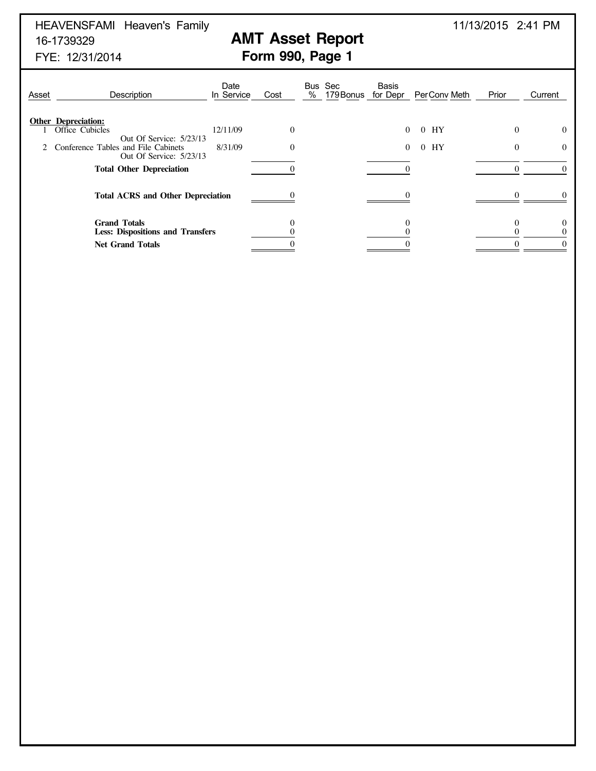HEAVENSFAMI Heaven's Family
16-1739329
FYE: 12/31/2014

11/13/2015 2:41 PM

# AMT Asset Report
## Form 990, Page 1

| Asset | Description | Date In Service | Cost | Bus % | Sec 179 Bonus | Basis for Depr | Per Conv Meth | Prior | Current |
|---|---|---|---|---|---|---|---|---|---|
| | **Other Depreciation:** | | | | | | | | |
| 1 | Office Cubicles<br>Out Of Service: 5/23/13 | 12/11/09 | 0 | | | 0 | 0 HY | 0 | 0 |
| 2 | Conference Tables and File Cabinets<br>Out Of Service: 5/23/13 | 8/31/09 | 0 | | | 0 | 0 HY | 0 | 0 |
| | **Total Other Depreciation** | | 0 | | | 0 | | 0 | 0 |
| | **Total ACRS and Other Depreciation** | | 0 | | | 0 | | 0 | 0 |
| | **Grand Totals** | | 0 | | | 0 | | 0 | 0 |
| | **Less: Dispositions and Transfers** | | 0 | | | 0 | | 0 | 0 |
| | **Net Grand Totals** | | 0 | | | 0 | | 0 | 0 |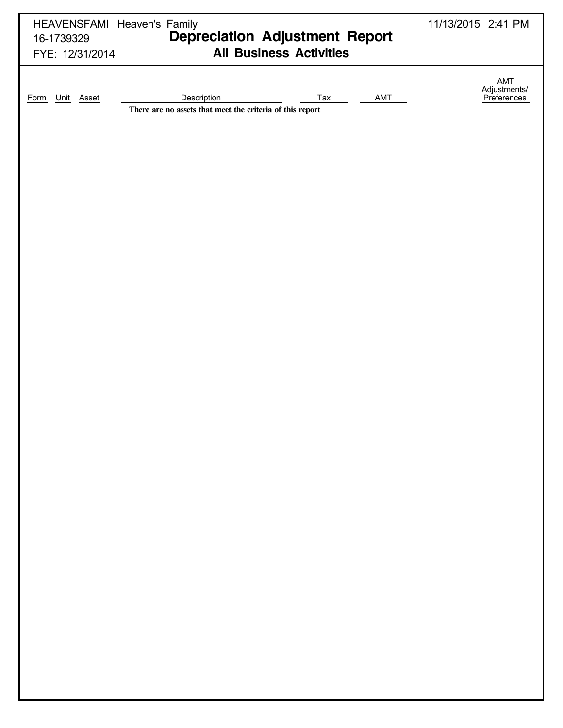HEAVENSFAMI Heaven's Family
16-1739329
FYE: 12/31/2014

11/13/2015 2:41 PM

# Depreciation Adjustment Report

## All Business Activities

| Form | Unit | Asset | Description | Tax | AMT | AMT Adjustments/ Preferences |
|---|---|---|---|---|---|---|

**There are no assets that meet the criteria of this report**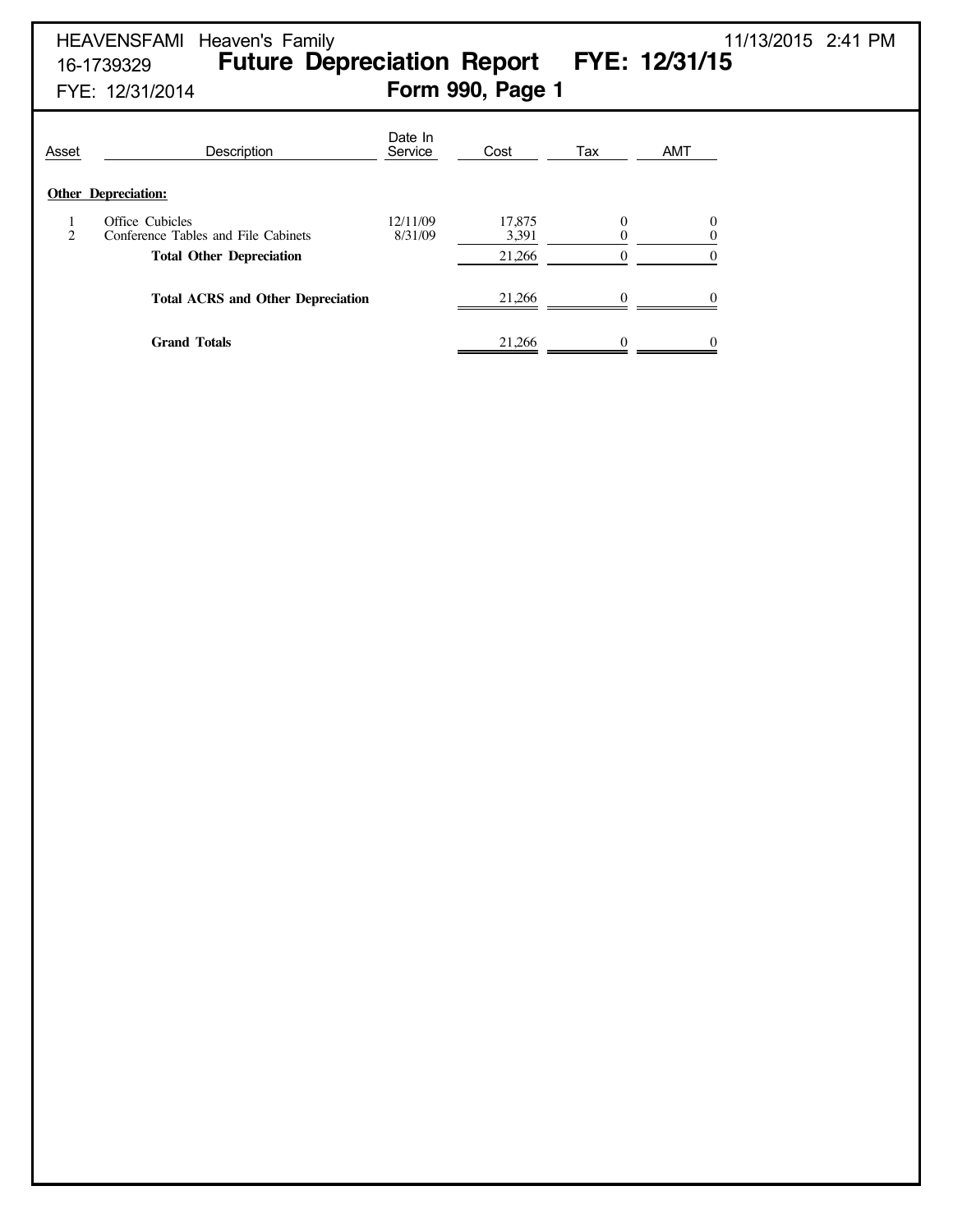HEAVENSFAMI Heaven's Family
16-1739329
FYE: 12/31/2014

11/13/2015 2:41 PM

# Future Depreciation Report FYE: 12/31/15

## Form 990, Page 1

| Asset | Description | Date In Service | Cost | Tax | AMT |
|---|---|---|---|---|---|
| **Other Depreciation:** | | | | | |
| 1 | Office Cubicles | 12/11/09 | 17,875 | 0 | 0 |
| 2 | Conference Tables and File Cabinets | 8/31/09 | 3,391 | 0 | 0 |
| | **Total Other Depreciation** | | 21,266 | 0 | 0 |
| | **Total ACRS and Other Depreciation** | | 21,266 | 0 | 0 |
| | **Grand Totals** | | 21,266 | 0 | 0 |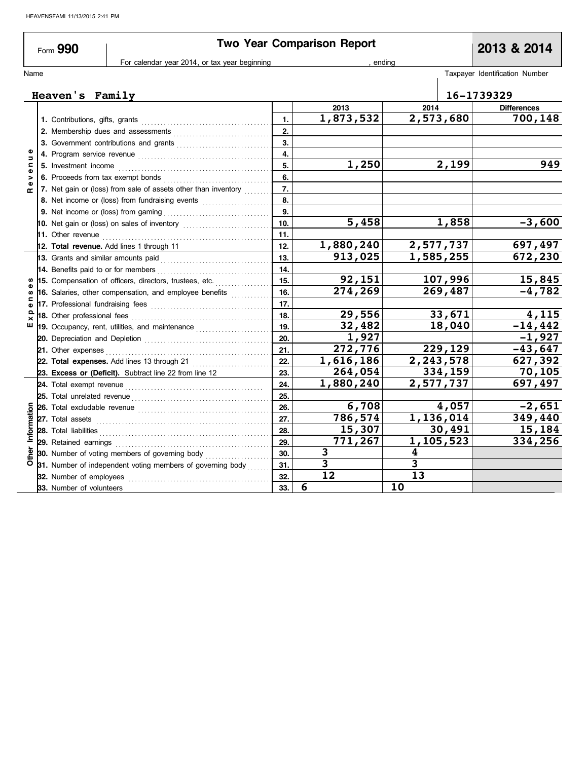HEAVENSFAMI 11/13/2015 2:41 PM

# Form 990 — Two Year Comparison Report — 2013 & 2014

For calendar year 2014, or tax year beginning , ending

| Name | Taxpayer Identification Number |
|---|---|
| Heaven's Family | 16-1739329 |

| Section | Line | | 2013 | 2014 | Differences |
|---|---|---|---|---|---|
| Revenue | 1. Contributions, gifts, grants | 1. | 1,873,532 | 2,573,680 | 700,148 |
| | 2. Membership dues and assessments | 2. | | | |
| | 3. Government contributions and grants | 3. | | | |
| | 4. Program service revenue | 4. | | | |
| | 5. Investment income | 5. | 1,250 | 2,199 | 949 |
| | 6. Proceeds from tax exempt bonds | 6. | | | |
| | 7. Net gain or (loss) from sale of assets other than inventory | 7. | | | |
| | 8. Net income or (loss) from fundraising events | 8. | | | |
| | 9. Net income or (loss) from gaming | 9. | | | |
| | 10. Net gain or (loss) on sales of inventory | 10. | 5,458 | 1,858 | -3,600 |
| | 11. Other revenue | 11. | | | |
| | **12. Total revenue.** Add lines 1 through 11 | 12. | 1,880,240 | 2,577,737 | 697,497 |
| Expenses | 13. Grants and similar amounts paid | 13. | 913,025 | 1,585,255 | 672,230 |
| | 14. Benefits paid to or for members | 14. | | | |
| | 15. Compensation of officers, directors, trustees, etc. | 15. | 92,151 | 107,996 | 15,845 |
| | 16. Salaries, other compensation, and employee benefits | 16. | 274,269 | 269,487 | -4,782 |
| | 17. Professional fundraising fees | 17. | | | |
| | 18. Other professional fees | 18. | 29,556 | 33,671 | 4,115 |
| | 19. Occupancy, rent, utilities, and maintenance | 19. | 32,482 | 18,040 | -14,442 |
| | 20. Depreciation and Depletion | 20. | 1,927 | | -1,927 |
| | 21. Other expenses | 21. | 272,776 | 229,129 | -43,647 |
| | **22. Total expenses.** Add lines 13 through 21 | 22. | 1,616,186 | 2,243,578 | 627,392 |
| | **23. Excess or (Deficit).** Subtract line 22 from line 12 | 23. | 264,054 | 334,159 | 70,105 |
| Other Information | 24. Total exempt revenue | 24. | 1,880,240 | 2,577,737 | 697,497 |
| | 25. Total unrelated revenue | 25. | | | |
| | 26. Total excludable revenue | 26. | 6,708 | 4,057 | -2,651 |
| | 27. Total assets | 27. | 786,574 | 1,136,014 | 349,440 |
| | 28. Total liabilities | 28. | 15,307 | 30,491 | 15,184 |
| | 29. Retained earnings | 29. | 771,267 | 1,105,523 | 334,256 |
| | 30. Number of voting members of governing body | 30. | 3 | 4 | |
| | 31. Number of independent voting members of governing body | 31. | 3 | 3 | |
| | 32. Number of employees | 32. | 12 | 13 | |
| | 33. Number of volunteers | 33. | 6 | 10 | |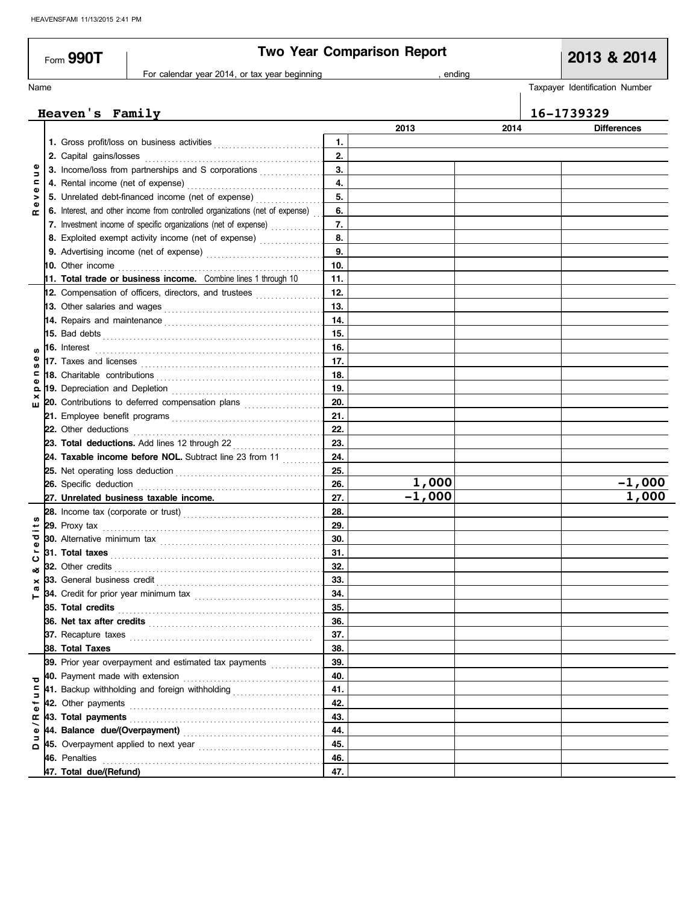HEAVENSFAMI 11/13/2015 2:41 PM

Form **990T**

# Two Year Comparison Report

**2013 & 2014**

For calendar year 2014, or tax year beginning , ending

Name: **Heaven's Family**

Taxpayer Identification Number: **16-1739329**

| Section | Line | | 2013 | 2014 | Differences |
|---|---|---|---|---|---|
| Revenue | 1. Gross profit/loss on business activities | 1. | | | |
| | 2. Capital gains/losses | 2. | | | |
| | 3. Income/loss from partnerships and S corporations | 3. | | | |
| | 4. Rental income (net of expense) | 4. | | | |
| | 5. Unrelated debt-financed income (net of expense) | 5. | | | |
| | 6. Interest, and other income from controlled organizations (net of expense) | 6. | | | |
| | 7. Investment income of specific organizations (net of expense) | 7. | | | |
| | 8. Exploited exempt activity income (net of expense) | 8. | | | |
| | 9. Advertising income (net of expense) | 9. | | | |
| | 10. Other income | 10. | | | |
| | **11. Total trade or business income.** Combine lines 1 through 10 | 11. | | | |
| Expenses | 12. Compensation of officers, directors, and trustees | 12. | | | |
| | 13. Other salaries and wages | 13. | | | |
| | 14. Repairs and maintenance | 14. | | | |
| | 15. Bad debts | 15. | | | |
| | 16. Interest | 16. | | | |
| | 17. Taxes and licenses | 17. | | | |
| | 18. Charitable contributions | 18. | | | |
| | 19. Depreciation and Depletion | 19. | | | |
| | 20. Contributions to deferred compensation plans | 20. | | | |
| | 21. Employee benefit programs | 21. | | | |
| | 22. Other deductions | 22. | | | |
| | **23. Total deductions.** Add lines 12 through 22 | 23. | | | |
| | **24. Taxable income before NOL.** Subtract line 23 from 11 | 24. | | | |
| | 25. Net operating loss deduction | 25. | | | |
| | 26. Specific deduction | 26. | 1,000 | | -1,000 |
| | **27. Unrelated business taxable income.** | 27. | -1,000 | | 1,000 |
| Tax & Credits | 28. Income tax (corporate or trust) | 28. | | | |
| | 29. Proxy tax | 29. | | | |
| | 30. Alternative minimum tax | 30. | | | |
| | **31. Total taxes** | 31. | | | |
| | 32. Other credits | 32. | | | |
| | 33. General business credit | 33. | | | |
| | 34. Credit for prior year minimum tax | 34. | | | |
| | **35. Total credits** | 35. | | | |
| | **36. Net tax after credits** | 36. | | | |
| | 37. Recapture taxes | 37. | | | |
| | **38. Total Taxes** | 38. | | | |
| Due/Refund | 39. Prior year overpayment and estimated tax payments | 39. | | | |
| | 40. Payment made with extension | 40. | | | |
| | 41. Backup withholding and foreign withholding | 41. | | | |
| | 42. Other payments | 42. | | | |
| | **43. Total payments** | 43. | | | |
| | **44. Balance due/(Overpayment)** | 44. | | | |
| | 45. Overpayment applied to next year | 45. | | | |
| | 46. Penalties | 46. | | | |
| | **47. Total due/(Refund)** | 47. | | | |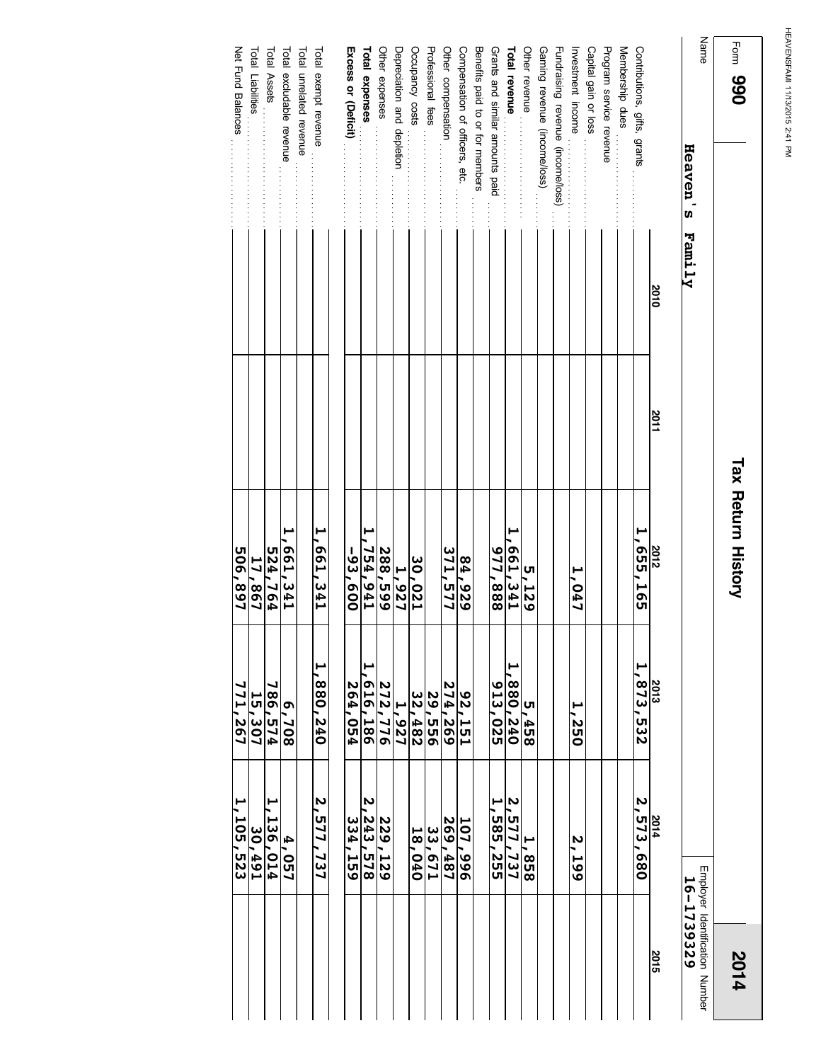Form **990** | **Tax Return History** | **2014**

Name: **Heaven's Family**

Employer Identification Number: **16-1739329**

| | 2010 | 2011 | 2012 | 2013 | 2014 | 2015 |
|---|---|---|---|---|---|---|
| Contributions, gifts, grants | | | 1,655,165 | 1,873,532 | 2,573,680 | |
| Membership dues | | | | | | |
| Program service revenue | | | | | | |
| Capital gain or loss | | | | | | |
| Investment income | | | 1,047 | 1,250 | 2,199 | |
| Fundraising revenue (income/loss) | | | | | | |
| Gaming revenue (income/loss) | | | | | | |
| Other revenue | | | 5,129 | 5,458 | 1,858 | |
| **Total revenue** | | | 1,661,341 | 1,880,240 | 2,577,737 | |
| Grants and similar amounts paid | | | 977,888 | 913,025 | 1,585,255 | |
| Benefits paid to or for members | | | | | | |
| Compensation of officers, etc. | | | 84,929 | 92,151 | 107,996 | |
| Other compensation | | | 371,577 | 274,269 | 269,487 | |
| Professional fees | | | | 29,556 | 33,671 | |
| Occupancy costs | | | 30,021 | 32,482 | 18,040 | |
| Depreciation and depletion | | | 1,927 | 1,927 | | |
| Other expenses | | | 288,599 | 272,776 | 229,129 | |
| **Total expenses** | | | 1,754,941 | 1,616,186 | 2,243,578 | |
| **Excess or (Deficit)** | | | -93,600 | 264,054 | 334,159 | |
| | | | | | | |
| Total exempt revenue | | | 1,661,341 | 1,880,240 | 2,577,737 | |
| Total unrelated revenue | | | | | | |
| Total excludable revenue | | | 1,661,341 | 6,708 | 4,057 | |
| Total Assets | | | 524,764 | 786,574 | 1,136,014 | |
| Total Liabilities | | | 17,867 | 15,307 | 30,491 | |
| Net Fund Balances | | | 506,897 | 771,267 | 1,105,523 | |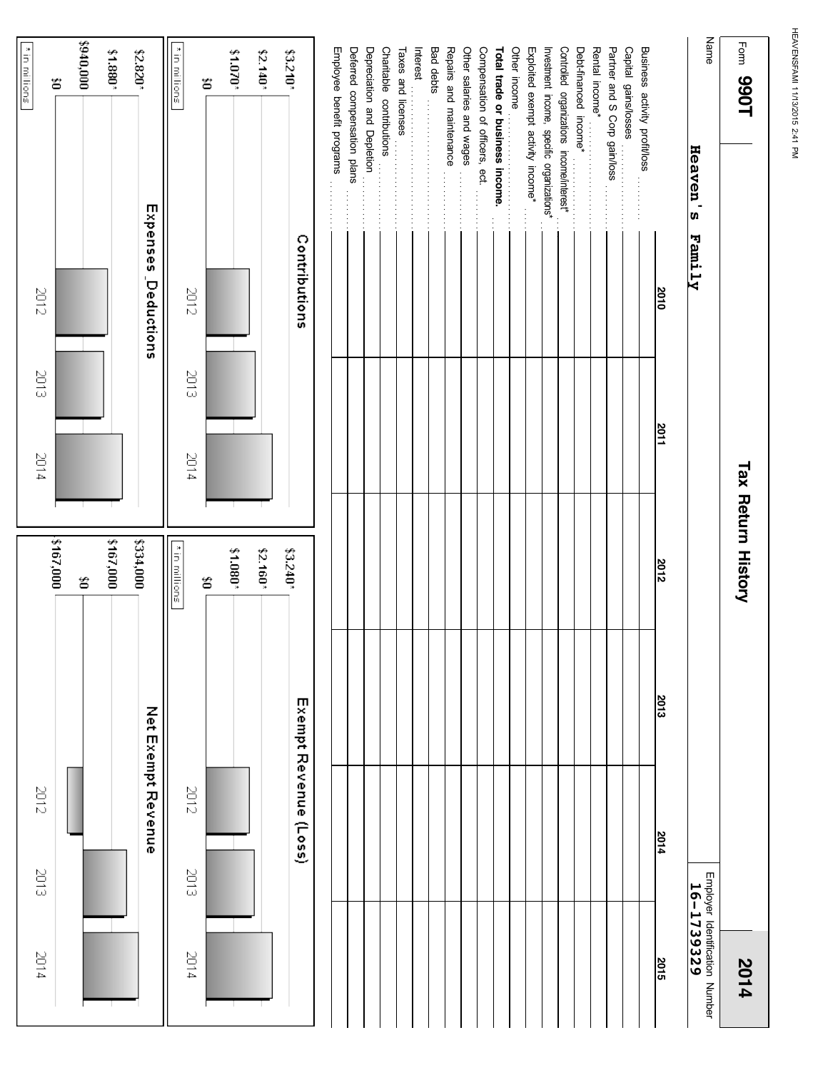HEAVENSFAMI 11/13/2015 2:41 PM

Form **990T**

# Tax Return History

**2014**

Name: Heaven's Family

Employer Identification Number: 16-1739329

| | 2010 | 2011 | 2012 | 2013 | 2014 | 2015 |
|---|---|---|---|---|---|---|
| Business activity profit/loss | | | | | | |
| Capital gains/losses | | | | | | |
| Partner and S Corp gain/loss | | | | | | |
| Rental income* | | | | | | |
| Debt-financed income* | | | | | | |
| Controlled organizations income/interest* | | | | | | |
| Investment income, specific organizations* | | | | | | |
| Exploited exempt activity income* | | | | | | |
| Other income | | | | | | |
| **Total trade or business income** | | | | | | |
| Compensation of officers, ect. | | | | | | |
| Other salaries and wages | | | | | | |
| Repairs and maintenance | | | | | | |
| Bad debts | | | | | | |
| Interest | | | | | | |
| Taxes and licenses | | | | | | |
| Charitable contributions | | | | | | |
| Depreciation and Depletion | | | | | | |
| Deferred compensation plans | | | | | | |
| Employee benefit programs | | | | | | |

**Contributions** (* in millions)

Axis: $0, $1.070*, $2.140*, $3.210*; Years: 2012, 2013, 2014

**Exempt Revenue (Loss)** (* in millions)

Axis: $0, $1.080*, $2.160*, $3.240*; Years: 2012, 2013, 2014

**Expenses_Deductions** (* in millions)

Axis: $0, $940,000, $1.880*, $2.820*; Years: 2012, 2013, 2014

**Net Exempt Revenue**

Axis: $167,000, $0, $167,000, $334,000; Years: 2012, 2013, 2014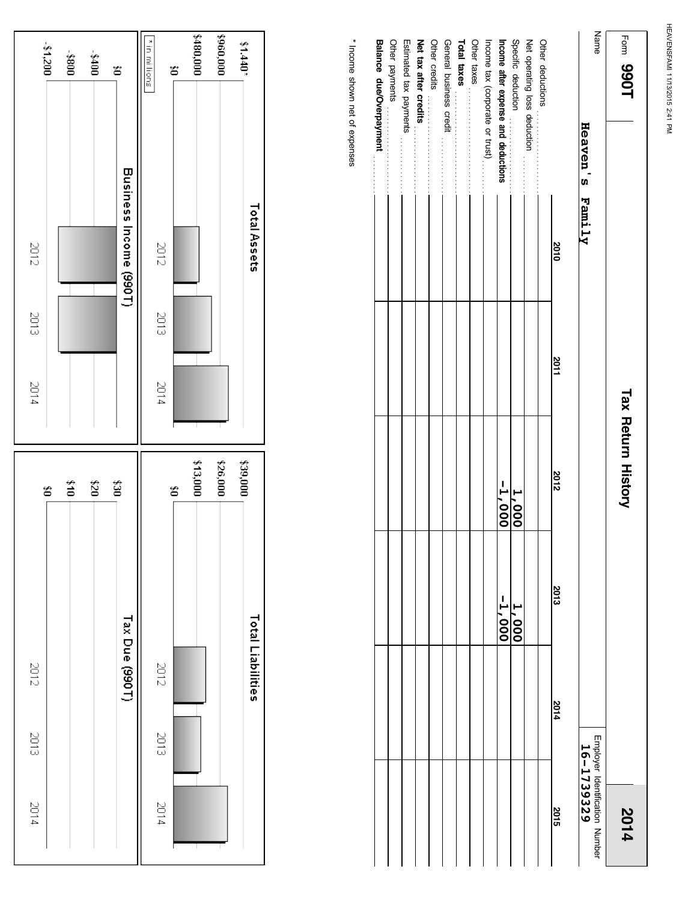Form **990T** | **Tax Return History** | **2014**

Name: **Heaven's Family**

Employer Identification Number: **16-1739329**

| | 2010 | 2011 | 2012 | 2013 | 2014 | 2015 |
|---|---|---|---|---|---|---|
| Other deductions | | | | | | |
| Net operating loss deduction | | | | | | |
| Specific deduction | | | 1,000 | 1,000 | | |
| **Income after expense and deductions** | | | -1,000 | -1,000 | | |
| Income tax (corporate or trust) | | | | | | |
| Other taxes | | | | | | |
| **Total taxes** | | | | | | |
| General business credit | | | | | | |
| Other credits | | | | | | |
| **Net tax after credits** | | | | | | |
| Estimated tax payments | | | | | | |
| Other payments | | | | | | |
| **Balance due/Overpayment** | | | | | | |

\* Income shown net of expenses

Total Assets

$1,440*

$960,000

$480,000

$0

2012

2013

2014

* in millions

Total Liabilities

$39,000

$26,000

$13,000

$0

2012

2013

2014

Business Income (990T)

$0

-$400

-$800

-$1,200

2012

2013

2014

Tax Due (990T)

$30

$20

$10

$0

2012

2013

2014